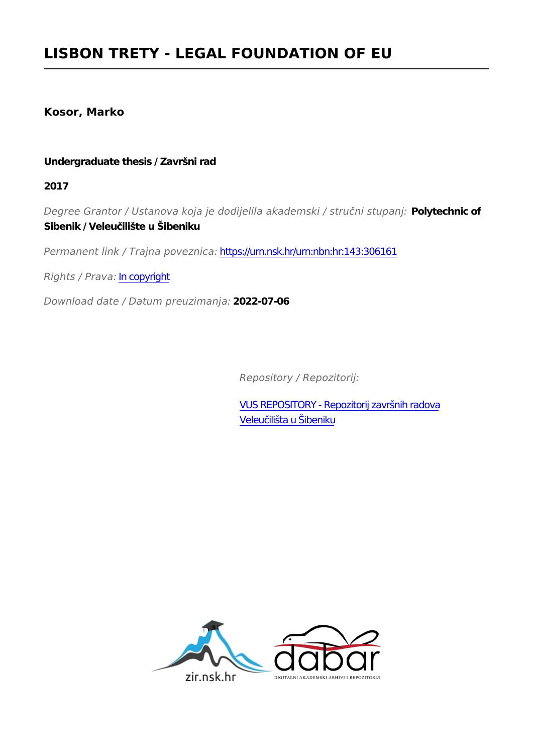# LISBON TRETY - LEGAL FOUNDATION OF EU

**Kosor, Marko**

**Undergraduate thesis / Završni rad**

**2017**

*Degree Grantor / Ustanova koja je dodijelila akademski / stručni stupanj:* **Polytechnic of Sibenik / Veleučilište u Šibeniku**

*Permanent link / Trajna poveznica:* https://urn.nsk.hr/urn:nbn:hr:143:306161

*Rights / Prava:* In copyright

*Download date / Datum preuzimanja:* **2022-07-06**

*Repository / Repozitorij:*

VUS REPOSITORY - Repozitorij završnih radova Veleučilišta u Šibeniku

zir.nsk.hr

dabar

DIGITALNI AKADEMSKI ARHIVI I REPOZITORIJI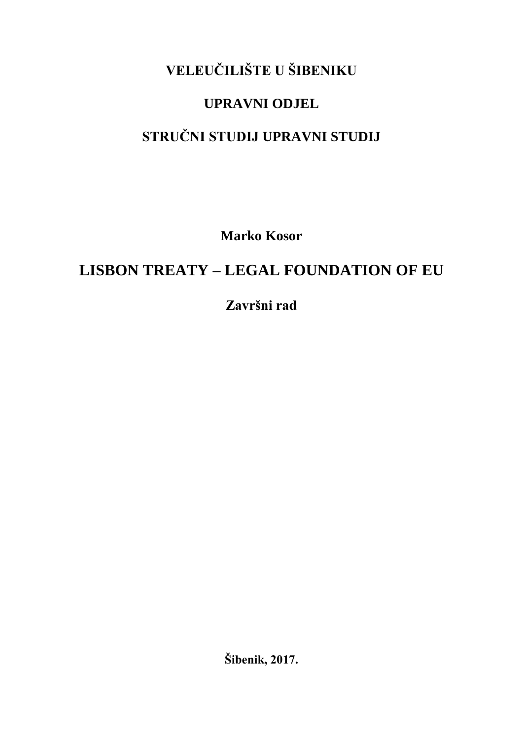**VELEUČILIŠTE U ŠIBENIKU**

**UPRAVNI ODJEL**

**STRUČNI STUDIJ UPRAVNI STUDIJ**

**Marko Kosor**

# LISBON TREATY – LEGAL FOUNDATION OF EU

**Završni rad**

**Šibenik, 2017.**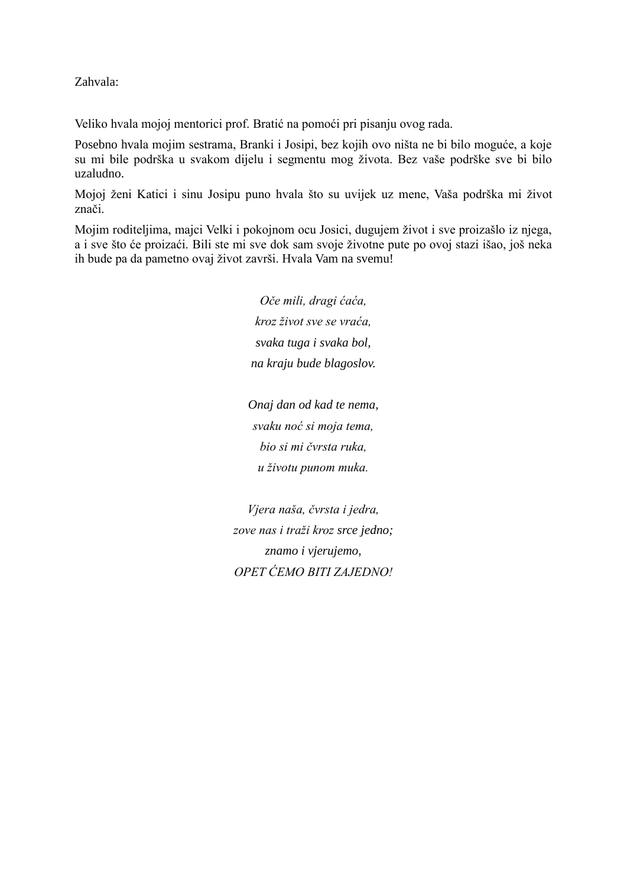Zahvala:

Veliko hvala mojoj mentorici prof. Bratić na pomoći pri pisanju ovog rada.

Posebno hvala mojim sestrama, Branki i Josipi, bez kojih ovo ništa ne bi bilo moguće, a koje su mi bile podrška u svakom dijelu i segmentu mog života. Bez vaše podrške sve bi bilo uzaludno.

Mojoj ženi Katici i sinu Josipu puno hvala što su uvijek uz mene, Vaša podrška mi život znači.

Mojim roditeljima, majci Velki i pokojnom ocu Josici, dugujem život i sve proizašlo iz njega, a i sve što će proizaći. Bili ste mi sve dok sam svoje životne pute po ovoj stazi išao, još neka ih bude pa da pametno ovaj život završi. Hvala Vam na svemu!

*Oče mili, dragi ćaća,*
*kroz život sve se vraća,*
*svaka tuga i svaka bol,*
*na kraju bude blagoslov.*

*Onaj dan od kad te nema,*
*svaku noć si moja tema,*
*bio si mi čvrsta ruka,*
*u životu punom muka.*

*Vjera naša, čvrsta i jedra,*
*zove nas i traži kroz srce jedno;*
*znamo i vjerujemo,*
*OPET ĆEMO BITI ZAJEDNO!*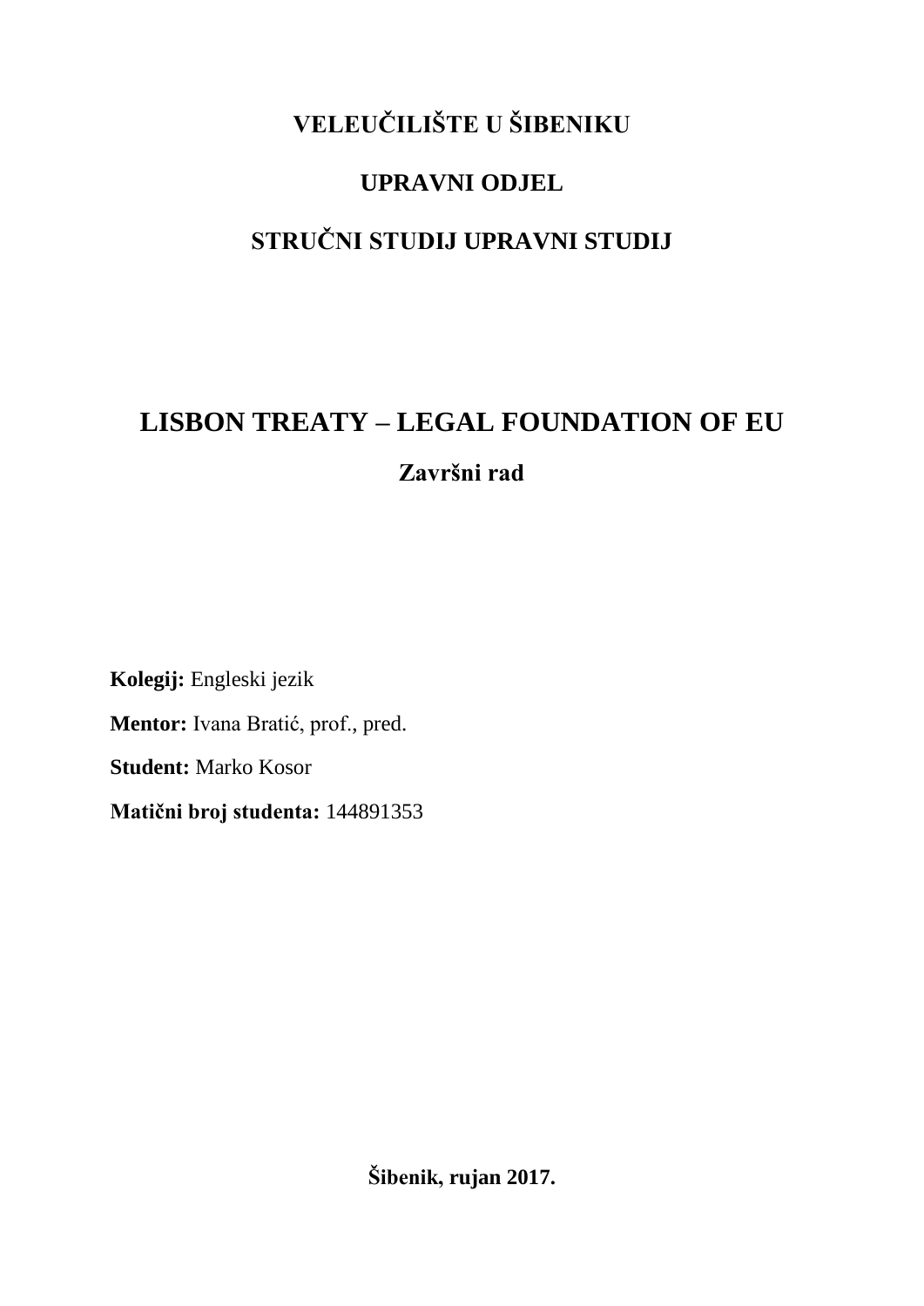**VELEUČILIŠTE U ŠIBENIKU**

**UPRAVNI ODJEL**

**STRUČNI STUDIJ UPRAVNI STUDIJ**

# LISBON TREATY – LEGAL FOUNDATION OF EU

**Završni rad**

**Kolegij:** Engleski jezik

**Mentor:** Ivana Bratić, prof., pred.

**Student:** Marko Kosor

**Matični broj studenta:** 144891353

**Šibenik, rujan 2017.**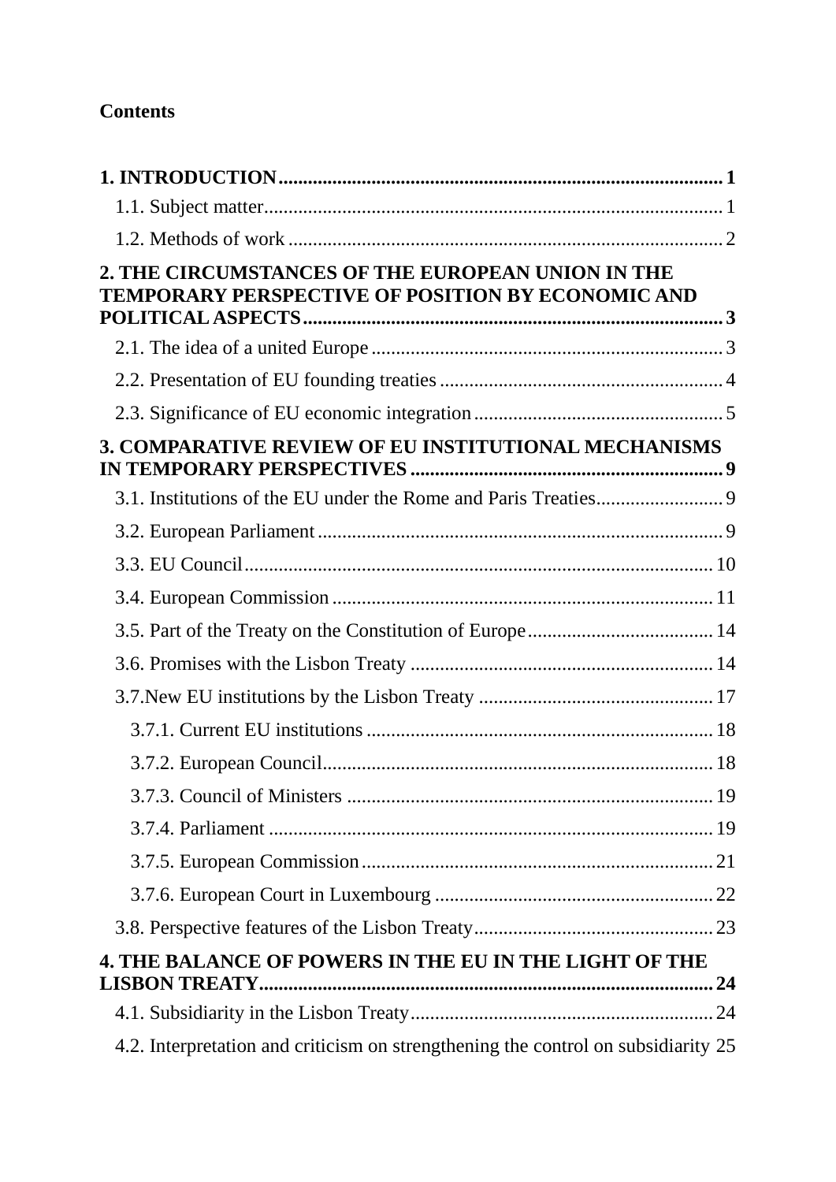**Contents**

**1. INTRODUCTION** .......... **1**

1.1. Subject matter .......... 1

1.2. Methods of work .......... 2

**2. THE CIRCUMSTANCES OF THE EUROPEAN UNION IN THE TEMPORARY PERSPECTIVE OF POSITION BY ECONOMIC AND POLITICAL ASPECTS** .......... **3**

2.1. The idea of a united Europe .......... 3

2.2. Presentation of EU founding treaties .......... 4

2.3. Significance of EU economic integration .......... 5

**3. COMPARATIVE REVIEW OF EU INSTITUTIONAL MECHANISMS IN TEMPORARY PERSPECTIVES** .......... **9**

3.1. Institutions of the EU under the Rome and Paris Treaties .......... 9

3.2. European Parliament .......... 9

3.3. EU Council .......... 10

3.4. European Commission .......... 11

3.5. Part of the Treaty on the Constitution of Europe .......... 14

3.6. Promises with the Lisbon Treaty .......... 14

3.7.New EU institutions by the Lisbon Treaty .......... 17

3.7.1. Current EU institutions .......... 18

3.7.2. European Council .......... 18

3.7.3. Council of Ministers .......... 19

3.7.4. Parliament .......... 19

3.7.5. European Commission .......... 21

3.7.6. European Court in Luxembourg .......... 22

3.8. Perspective features of the Lisbon Treaty .......... 23

**4. THE BALANCE OF POWERS IN THE EU IN THE LIGHT OF THE LISBON TREATY** .......... **24**

4.1. Subsidiarity in the Lisbon Treaty .......... 24

4.2. Interpretation and criticism on strengthening the control on subsidiarity 25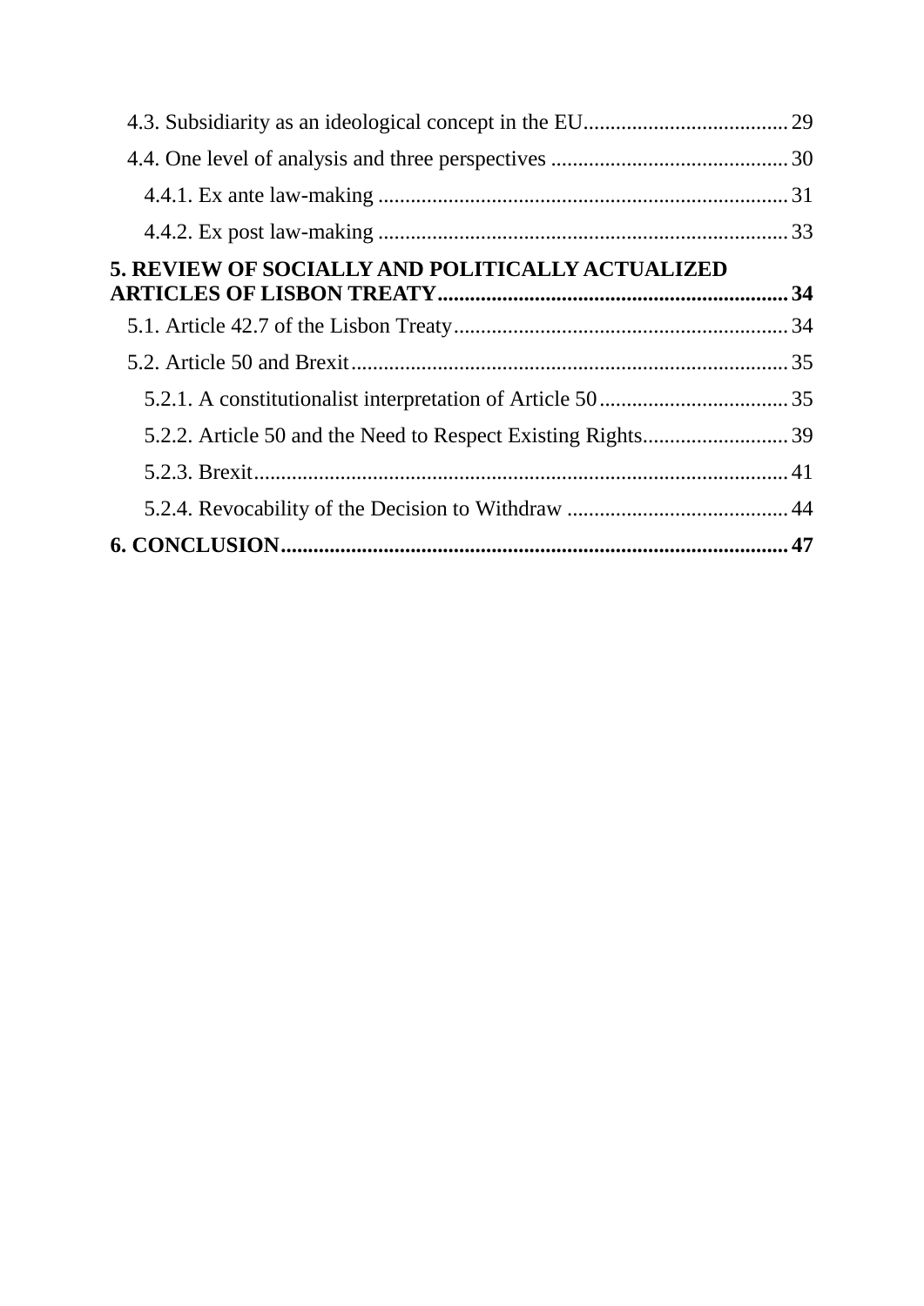4.3. Subsidiarity as an ideological concept in the EU ..................................... 29

4.4. One level of analysis and three perspectives ........................................... 30

4.4.1. Ex ante law-making ........................................................................... 31

4.4.2. Ex post law-making ........................................................................... 33

**5. REVIEW OF SOCIALLY AND POLITICALLY ACTUALIZED ARTICLES OF LISBON TREATY ............................................................... 34**

5.1. Article 42.7 of the Lisbon Treaty ............................................................. 34

5.2. Article 50 and Brexit ................................................................................ 35

5.2.1. A constitutionalist interpretation of Article 50 .................................. 35

5.2.2. Article 50 and the Need to Respect Existing Rights .......................... 39

5.2.3. Brexit ................................................................................................. 41

5.2.4. Revocability of the Decision to Withdraw ........................................ 44

**6. CONCLUSION ............................................................................................ 47**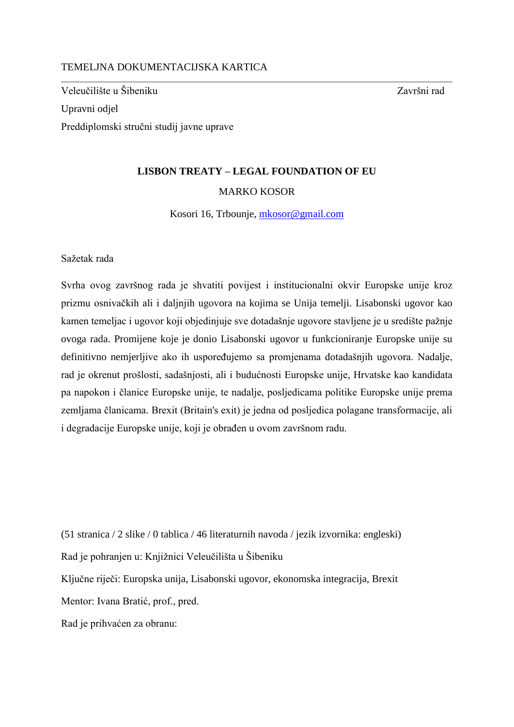TEMELJNA DOKUMENTACIJSKA KARTICA

Veleučilište u Šibeniku — Završni rad

Upravni odjel

Preddiplomski stručni studij javne uprave

**LISBON TREATY – LEGAL FOUNDATION OF EU**

MARKO KOSOR

Kosori 16, Trbounje, mkosor@gmail.com

Sažetak rada

Svrha ovog završnog rada je shvatiti povijest i institucionalni okvir Europske unije kroz prizmu osnivačkih ali i daljnjih ugovora na kojima se Unija temelji. Lisabonski ugovor kao kamen temeljac i ugovor koji objedinjuje sve dotadašnje ugovore stavljene je u središte pažnje ovoga rada. Promijene koje je donio Lisabonski ugovor u funkcioniranje Europske unije su definitivno nemjerljive ako ih uspoređujemo sa promjenama dotadašnjih ugovora. Nadalje, rad je okrenut prošlosti, sadašnjosti, ali i budućnosti Europske unije, Hrvatske kao kandidata pa napokon i članice Europske unije, te nadalje, posljedicama politike Europske unije prema zemljama članicama. Brexit (Britain's exit) je jedna od posljedica polagane transformacije, ali i degradacije Europske unije, koji je obrađen u ovom završnom radu.

(51 stranica / 2 slike / 0 tablica / 46 literaturnih navoda / jezik izvornika: engleski)

Rad je pohranjen u: Knjižnici Veleučilišta u Šibeniku

Ključne riječi: Europska unija, Lisabonski ugovor, ekonomska integracija, Brexit

Mentor: Ivana Bratić, prof., pred.

Rad je prihvaćen za obranu: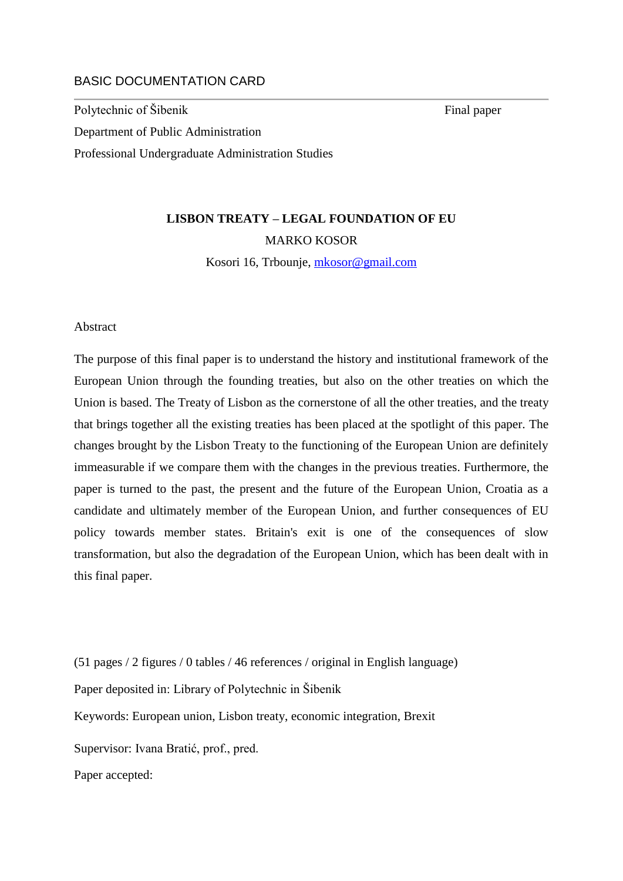BASIC DOCUMENTATION CARD

---

Polytechnic of Šibenik | Final paper

Department of Public Administration

Professional Undergraduate Administration Studies

**LISBON TREATY – LEGAL FOUNDATION OF EU**

MARKO KOSOR

Kosori 16, Trbounje, mkosor@gmail.com

Abstract

The purpose of this final paper is to understand the history and institutional framework of the European Union through the founding treaties, but also on the other treaties on which the Union is based. The Treaty of Lisbon as the cornerstone of all the other treaties, and the treaty that brings together all the existing treaties has been placed at the spotlight of this paper. The changes brought by the Lisbon Treaty to the functioning of the European Union are definitely immeasurable if we compare them with the changes in the previous treaties. Furthermore, the paper is turned to the past, the present and the future of the European Union, Croatia as a candidate and ultimately member of the European Union, and further consequences of EU policy towards member states. Britain's exit is one of the consequences of slow transformation, but also the degradation of the European Union, which has been dealt with in this final paper.

(51 pages / 2 figures / 0 tables / 46 references / original in English language)

Paper deposited in: Library of Polytechnic in Šibenik

Keywords: European union, Lisbon treaty, economic integration, Brexit

Supervisor: Ivana Bratić, prof., pred.

Paper accepted: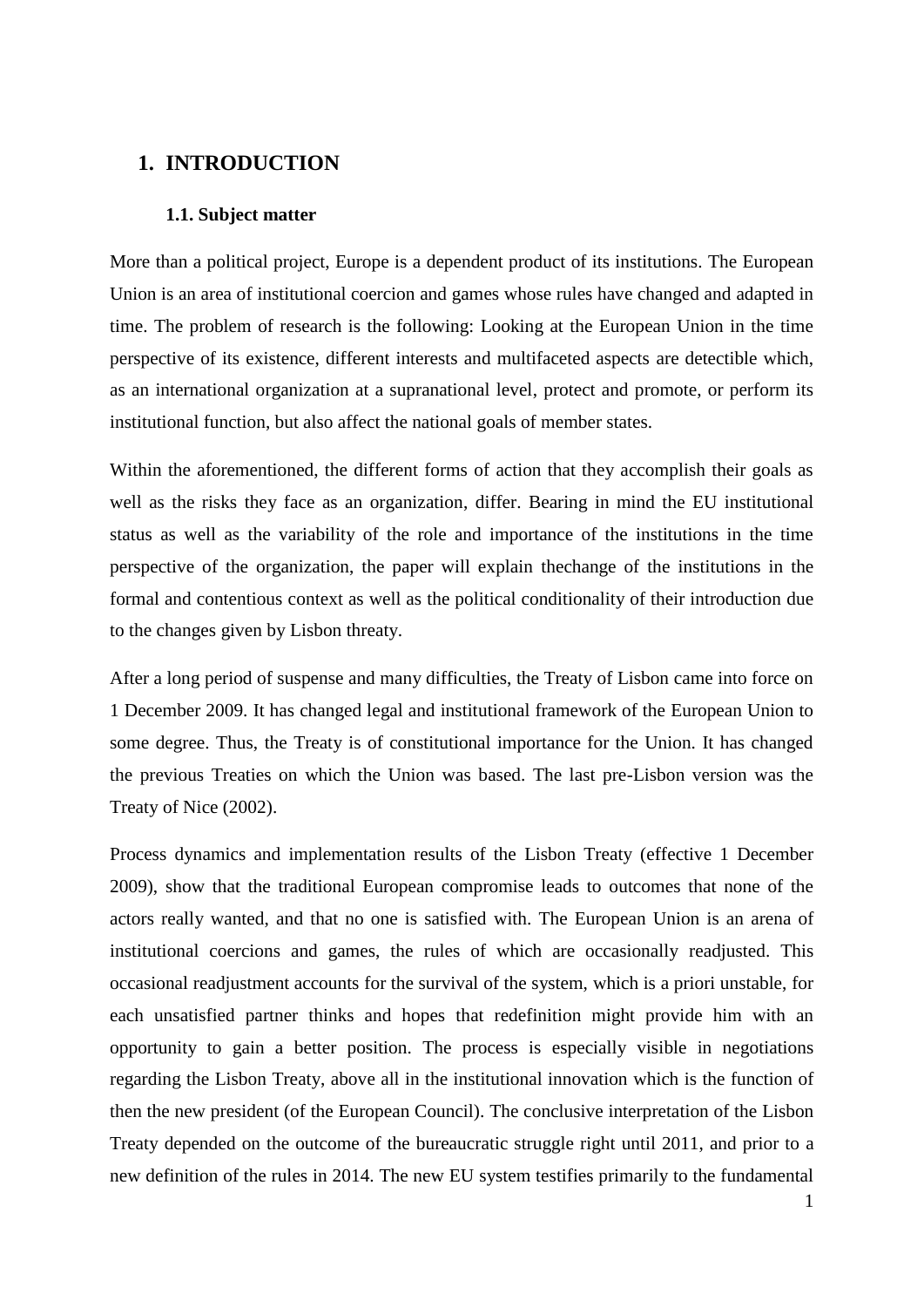# 1. INTRODUCTION

## 1.1. Subject matter

More than a political project, Europe is a dependent product of its institutions. The European Union is an area of institutional coercion and games whose rules have changed and adapted in time. The problem of research is the following: Looking at the European Union in the time perspective of its existence, different interests and multifaceted aspects are detectible which, as an international organization at a supranational level, protect and promote, or perform its institutional function, but also affect the national goals of member states.

Within the aforementioned, the different forms of action that they accomplish their goals as well as the risks they face as an organization, differ. Bearing in mind the EU institutional status as well as the variability of the role and importance of the institutions in the time perspective of the organization, the paper will explain thechange of the institutions in the formal and contentious context as well as the political conditionality of their introduction due to the changes given by Lisbon threaty.

After a long period of suspense and many difficulties, the Treaty of Lisbon came into force on 1 December 2009. It has changed legal and institutional framework of the European Union to some degree. Thus, the Treaty is of constitutional importance for the Union. It has changed the previous Treaties on which the Union was based. The last pre-Lisbon version was the Treaty of Nice (2002).

Process dynamics and implementation results of the Lisbon Treaty (effective 1 December 2009), show that the traditional European compromise leads to outcomes that none of the actors really wanted, and that no one is satisfied with. The European Union is an arena of institutional coercions and games, the rules of which are occasionally readjusted. This occasional readjustment accounts for the survival of the system, which is a priori unstable, for each unsatisfied partner thinks and hopes that redefinition might provide him with an opportunity to gain a better position. The process is especially visible in negotiations regarding the Lisbon Treaty, above all in the institutional innovation which is the function of then the new president (of the European Council). The conclusive interpretation of the Lisbon Treaty depended on the outcome of the bureaucratic struggle right until 2011, and prior to a new definition of the rules in 2014. The new EU system testifies primarily to the fundamental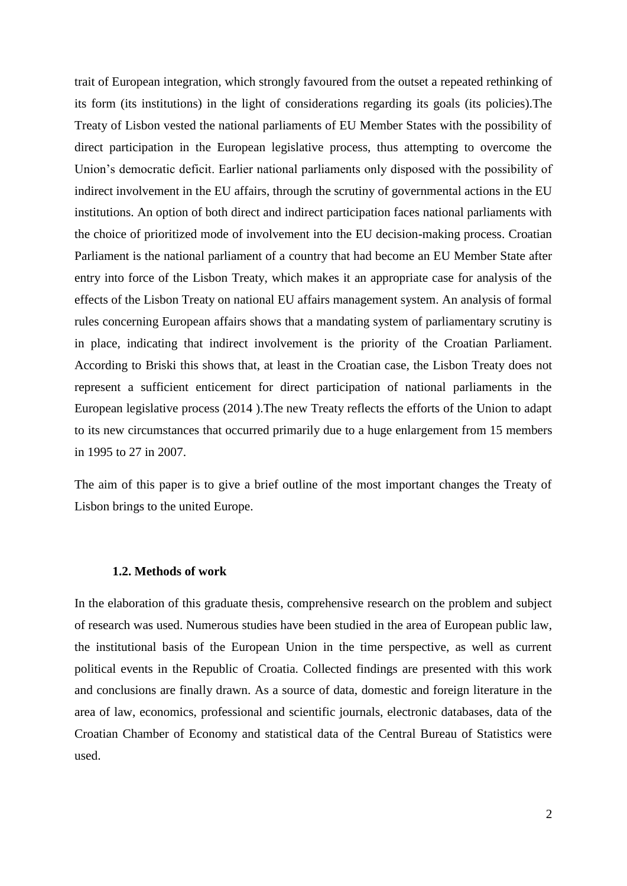trait of European integration, which strongly favoured from the outset a repeated rethinking of its form (its institutions) in the light of considerations regarding its goals (its policies).The Treaty of Lisbon vested the national parliaments of EU Member States with the possibility of direct participation in the European legislative process, thus attempting to overcome the Union's democratic deficit. Earlier national parliaments only disposed with the possibility of indirect involvement in the EU affairs, through the scrutiny of governmental actions in the EU institutions. An option of both direct and indirect participation faces national parliaments with the choice of prioritized mode of involvement into the EU decision-making process. Croatian Parliament is the national parliament of a country that had become an EU Member State after entry into force of the Lisbon Treaty, which makes it an appropriate case for analysis of the effects of the Lisbon Treaty on national EU affairs management system. An analysis of formal rules concerning European affairs shows that a mandating system of parliamentary scrutiny is in place, indicating that indirect involvement is the priority of the Croatian Parliament. According to Briski this shows that, at least in the Croatian case, the Lisbon Treaty does not represent a sufficient enticement for direct participation of national parliaments in the European legislative process (2014 ).The new Treaty reflects the efforts of the Union to adapt to its new circumstances that occurred primarily due to a huge enlargement from 15 members in 1995 to 27 in 2007.

The aim of this paper is to give a brief outline of the most important changes the Treaty of Lisbon brings to the united Europe.

### 1.2. Methods of work

In the elaboration of this graduate thesis, comprehensive research on the problem and subject of research was used. Numerous studies have been studied in the area of European public law, the institutional basis of the European Union in the time perspective, as well as current political events in the Republic of Croatia. Collected findings are presented with this work and conclusions are finally drawn. As a source of data, domestic and foreign literature in the area of law, economics, professional and scientific journals, electronic databases, data of the Croatian Chamber of Economy and statistical data of the Central Bureau of Statistics were used.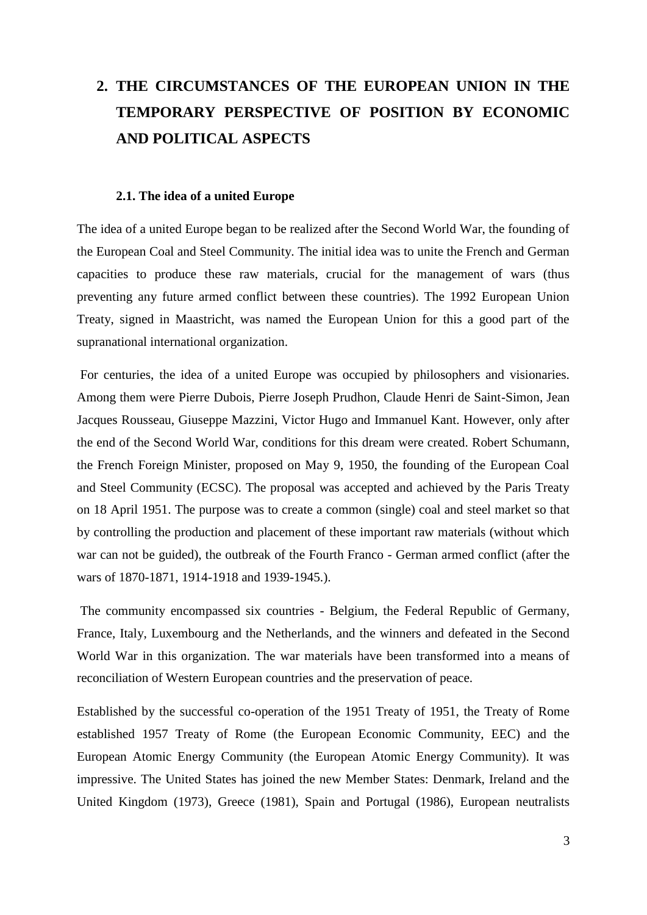# 2. THE CIRCUMSTANCES OF THE EUROPEAN UNION IN THE TEMPORARY PERSPECTIVE OF POSITION BY ECONOMIC AND POLITICAL ASPECTS

## 2.1. The idea of a united Europe

The idea of a united Europe began to be realized after the Second World War, the founding of the European Coal and Steel Community. The initial idea was to unite the French and German capacities to produce these raw materials, crucial for the management of wars (thus preventing any future armed conflict between these countries). The 1992 European Union Treaty, signed in Maastricht, was named the European Union for this a good part of the supranational international organization.

For centuries, the idea of a united Europe was occupied by philosophers and visionaries. Among them were Pierre Dubois, Pierre Joseph Prudhon, Claude Henri de Saint-Simon, Jean Jacques Rousseau, Giuseppe Mazzini, Victor Hugo and Immanuel Kant. However, only after the end of the Second World War, conditions for this dream were created. Robert Schumann, the French Foreign Minister, proposed on May 9, 1950, the founding of the European Coal and Steel Community (ECSC). The proposal was accepted and achieved by the Paris Treaty on 18 April 1951. The purpose was to create a common (single) coal and steel market so that by controlling the production and placement of these important raw materials (without which war can not be guided), the outbreak of the Fourth Franco - German armed conflict (after the wars of 1870-1871, 1914-1918 and 1939-1945.).

The community encompassed six countries - Belgium, the Federal Republic of Germany, France, Italy, Luxembourg and the Netherlands, and the winners and defeated in the Second World War in this organization. The war materials have been transformed into a means of reconciliation of Western European countries and the preservation of peace.

Established by the successful co-operation of the 1951 Treaty of 1951, the Treaty of Rome established 1957 Treaty of Rome (the European Economic Community, EEC) and the European Atomic Energy Community (the European Atomic Energy Community). It was impressive. The United States has joined the new Member States: Denmark, Ireland and the United Kingdom (1973), Greece (1981), Spain and Portugal (1986), European neutralists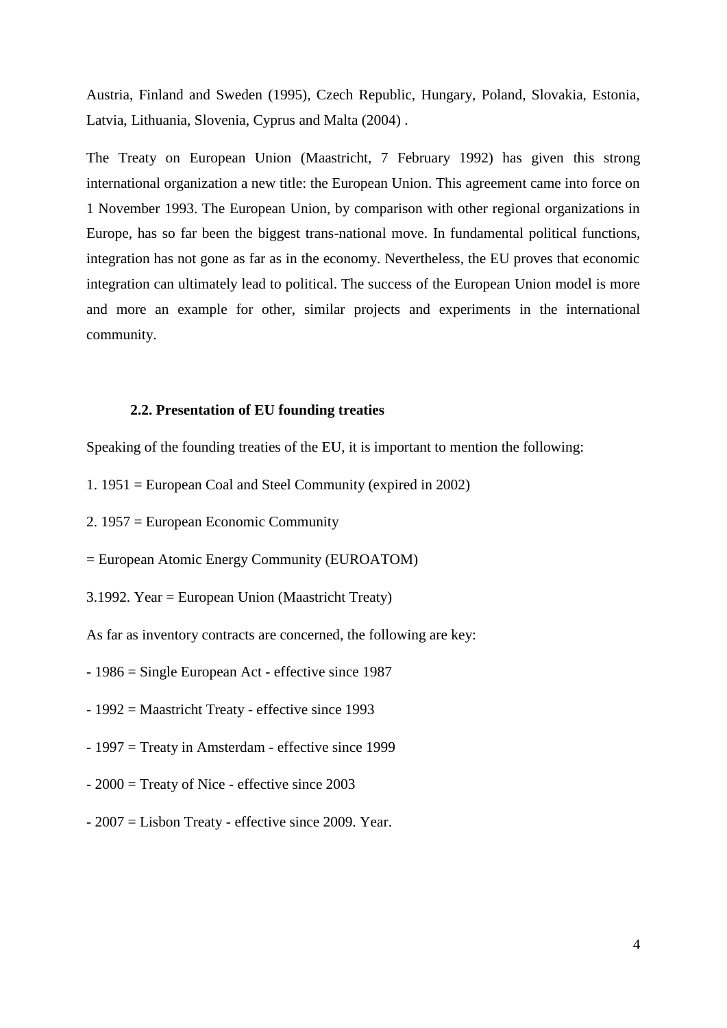Austria, Finland and Sweden (1995), Czech Republic, Hungary, Poland, Slovakia, Estonia, Latvia, Lithuania, Slovenia, Cyprus and Malta (2004) .

The Treaty on European Union (Maastricht, 7 February 1992) has given this strong international organization a new title: the European Union. This agreement came into force on 1 November 1993. The European Union, by comparison with other regional organizations in Europe, has so far been the biggest trans-national move. In fundamental political functions, integration has not gone as far as in the economy. Nevertheless, the EU proves that economic integration can ultimately lead to political. The success of the European Union model is more and more an example for other, similar projects and experiments in the international community.

### 2.2. Presentation of EU founding treaties

Speaking of the founding treaties of the EU, it is important to mention the following:

1. 1951 = European Coal and Steel Community (expired in 2002)

2. 1957 = European Economic Community

= European Atomic Energy Community (EUROATOM)

3.1992. Year = European Union (Maastricht Treaty)

As far as inventory contracts are concerned, the following are key:

- 1986 = Single European Act - effective since 1987
- 1992 = Maastricht Treaty - effective since 1993
- 1997 = Treaty in Amsterdam - effective since 1999
- 2000 = Treaty of Nice - effective since 2003
- 2007 = Lisbon Treaty - effective since 2009. Year.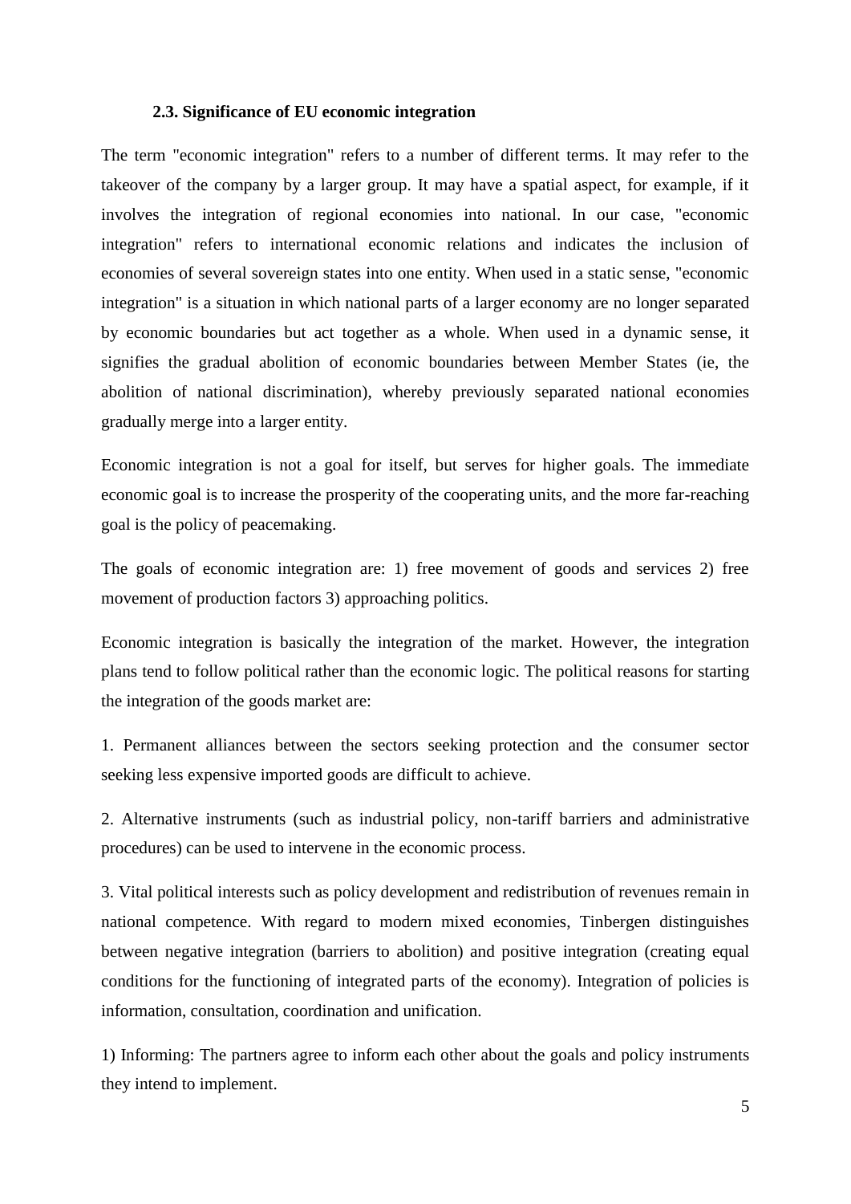### 2.3. Significance of EU economic integration

The term "economic integration" refers to a number of different terms. It may refer to the takeover of the company by a larger group. It may have a spatial aspect, for example, if it involves the integration of regional economies into national. In our case, "economic integration" refers to international economic relations and indicates the inclusion of economies of several sovereign states into one entity. When used in a static sense, "economic integration" is a situation in which national parts of a larger economy are no longer separated by economic boundaries but act together as a whole. When used in a dynamic sense, it signifies the gradual abolition of economic boundaries between Member States (ie, the abolition of national discrimination), whereby previously separated national economies gradually merge into a larger entity.

Economic integration is not a goal for itself, but serves for higher goals. The immediate economic goal is to increase the prosperity of the cooperating units, and the more far-reaching goal is the policy of peacemaking.

The goals of economic integration are: 1) free movement of goods and services 2) free movement of production factors 3) approaching politics.

Economic integration is basically the integration of the market. However, the integration plans tend to follow political rather than the economic logic. The political reasons for starting the integration of the goods market are:

1. Permanent alliances between the sectors seeking protection and the consumer sector seeking less expensive imported goods are difficult to achieve.

2. Alternative instruments (such as industrial policy, non-tariff barriers and administrative procedures) can be used to intervene in the economic process.

3. Vital political interests such as policy development and redistribution of revenues remain in national competence. With regard to modern mixed economies, Tinbergen distinguishes between negative integration (barriers to abolition) and positive integration (creating equal conditions for the functioning of integrated parts of the economy). Integration of policies is information, consultation, coordination and unification.

1) Informing: The partners agree to inform each other about the goals and policy instruments they intend to implement.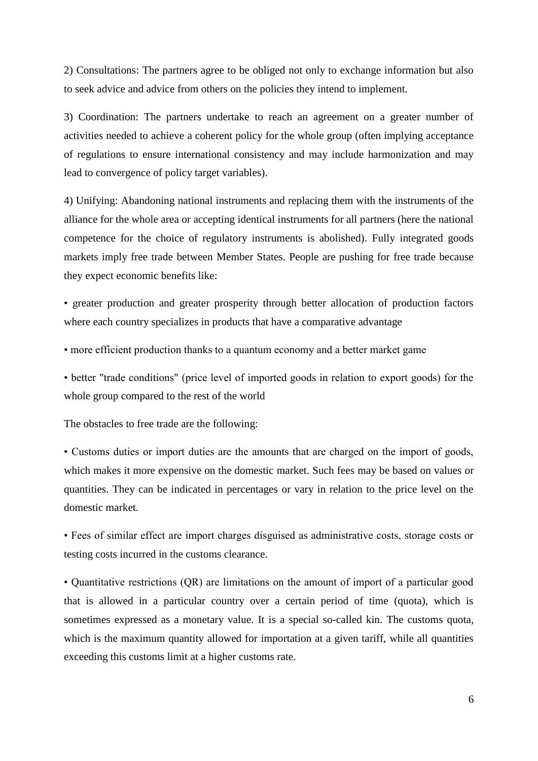2) Consultations: The partners agree to be obliged not only to exchange information but also to seek advice and advice from others on the policies they intend to implement.

3) Coordination: The partners undertake to reach an agreement on a greater number of activities needed to achieve a coherent policy for the whole group (often implying acceptance of regulations to ensure international consistency and may include harmonization and may lead to convergence of policy target variables).

4) Unifying: Abandoning national instruments and replacing them with the instruments of the alliance for the whole area or accepting identical instruments for all partners (here the national competence for the choice of regulatory instruments is abolished). Fully integrated goods markets imply free trade between Member States. People are pushing for free trade because they expect economic benefits like:

• greater production and greater prosperity through better allocation of production factors where each country specializes in products that have a comparative advantage

• more efficient production thanks to a quantum economy and a better market game

• better "trade conditions" (price level of imported goods in relation to export goods) for the whole group compared to the rest of the world

The obstacles to free trade are the following:

• Customs duties or import duties are the amounts that are charged on the import of goods, which makes it more expensive on the domestic market. Such fees may be based on values or quantities. They can be indicated in percentages or vary in relation to the price level on the domestic market.

• Fees of similar effect are import charges disguised as administrative costs, storage costs or testing costs incurred in the customs clearance.

• Quantitative restrictions (QR) are limitations on the amount of import of a particular good that is allowed in a particular country over a certain period of time (quota), which is sometimes expressed as a monetary value. It is a special so-called kin. The customs quota, which is the maximum quantity allowed for importation at a given tariff, while all quantities exceeding this customs limit at a higher customs rate.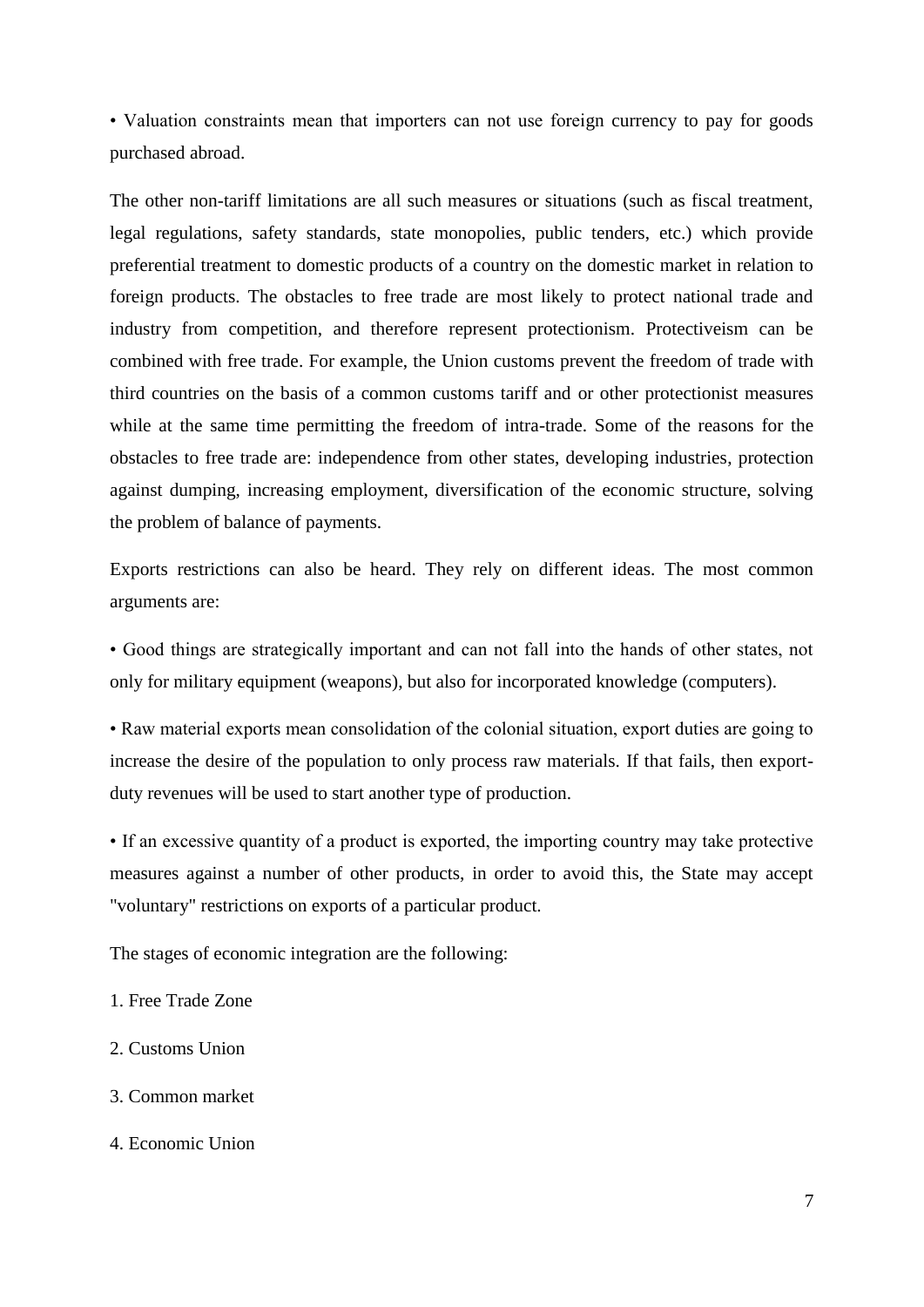• Valuation constraints mean that importers can not use foreign currency to pay for goods purchased abroad.

The other non-tariff limitations are all such measures or situations (such as fiscal treatment, legal regulations, safety standards, state monopolies, public tenders, etc.) which provide preferential treatment to domestic products of a country on the domestic market in relation to foreign products. The obstacles to free trade are most likely to protect national trade and industry from competition, and therefore represent protectionism. Protectiveism can be combined with free trade. For example, the Union customs prevent the freedom of trade with third countries on the basis of a common customs tariff and or other protectionist measures while at the same time permitting the freedom of intra-trade. Some of the reasons for the obstacles to free trade are: independence from other states, developing industries, protection against dumping, increasing employment, diversification of the economic structure, solving the problem of balance of payments.

Exports restrictions can also be heard. They rely on different ideas. The most common arguments are:

• Good things are strategically important and can not fall into the hands of other states, not only for military equipment (weapons), but also for incorporated knowledge (computers).

• Raw material exports mean consolidation of the colonial situation, export duties are going to increase the desire of the population to only process raw materials. If that fails, then export-duty revenues will be used to start another type of production.

• If an excessive quantity of a product is exported, the importing country may take protective measures against a number of other products, in order to avoid this, the State may accept "voluntary" restrictions on exports of a particular product.

The stages of economic integration are the following:

1. Free Trade Zone

2. Customs Union

3. Common market

4. Economic Union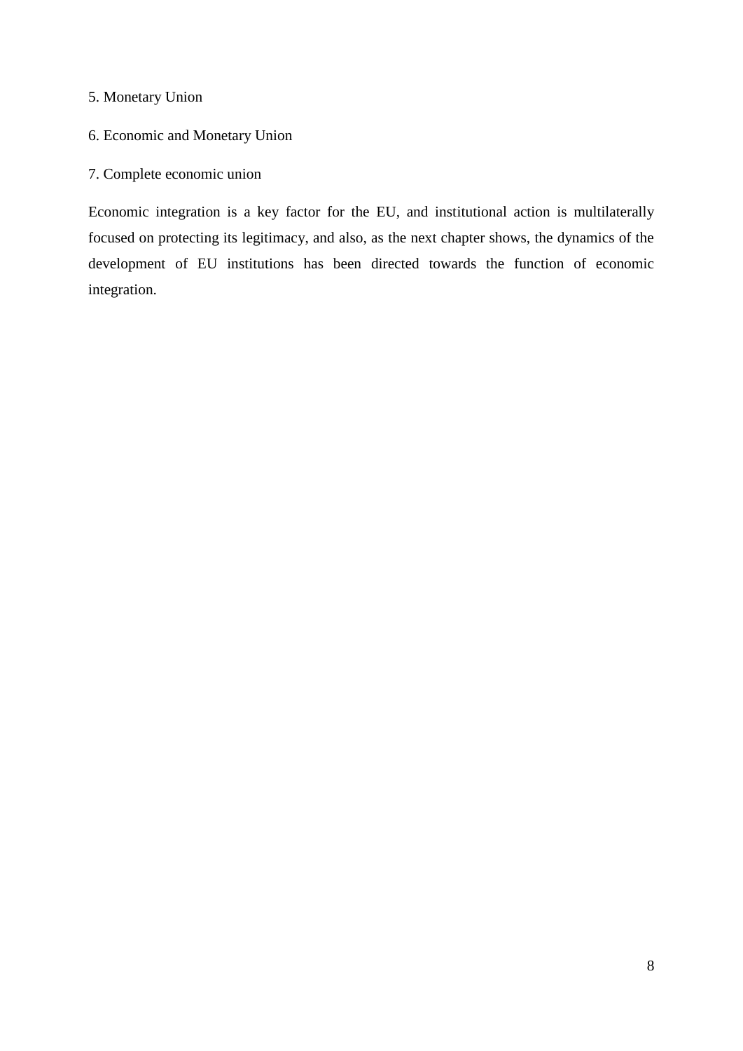5. Monetary Union

6. Economic and Monetary Union

7. Complete economic union

Economic integration is a key factor for the EU, and institutional action is multilaterally focused on protecting its legitimacy, and also, as the next chapter shows, the dynamics of the development of EU institutions has been directed towards the function of economic integration.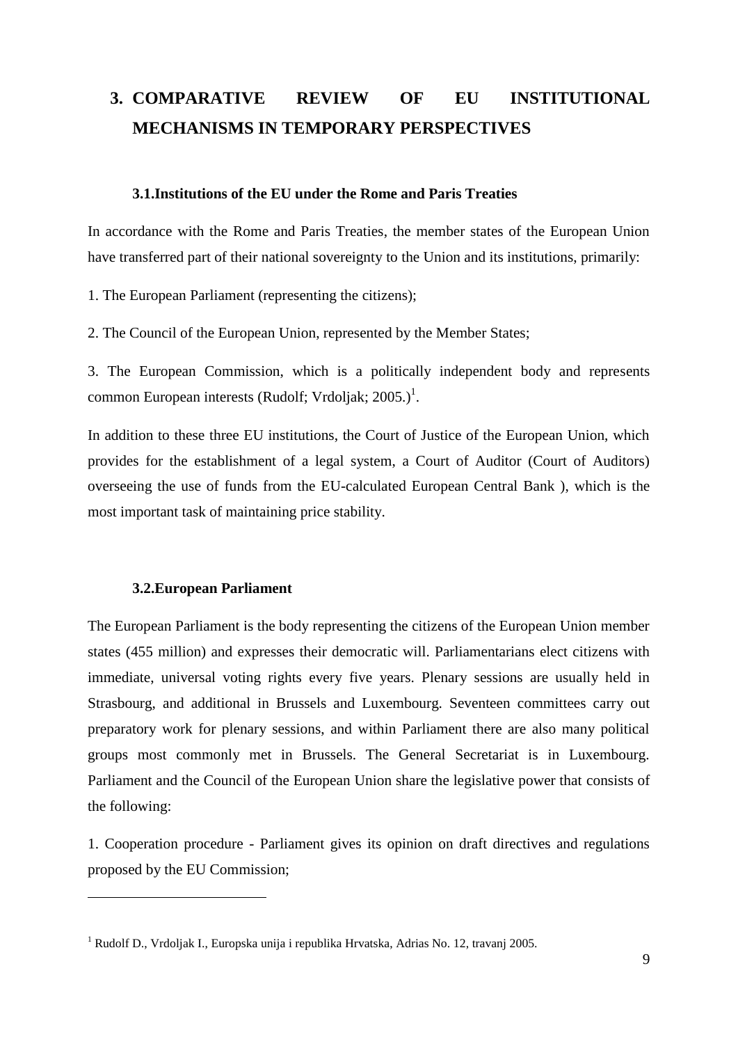# 3. COMPARATIVE REVIEW OF EU INSTITUTIONAL MECHANISMS IN TEMPORARY PERSPECTIVES

## 3.1. Institutions of the EU under the Rome and Paris Treaties

In accordance with the Rome and Paris Treaties, the member states of the European Union have transferred part of their national sovereignty to the Union and its institutions, primarily:

1. The European Parliament (representing the citizens);

2. The Council of the European Union, represented by the Member States;

3. The European Commission, which is a politically independent body and represents common European interests (Rudolf; Vrdoljak; 2005.)[1].

In addition to these three EU institutions, the Court of Justice of the European Union, which provides for the establishment of a legal system, a Court of Auditor (Court of Auditors) overseeing the use of funds from the EU-calculated European Central Bank ), which is the most important task of maintaining price stability.

## 3.2. European Parliament

The European Parliament is the body representing the citizens of the European Union member states (455 million) and expresses their democratic will. Parliamentarians elect citizens with immediate, universal voting rights every five years. Plenary sessions are usually held in Strasbourg, and additional in Brussels and Luxembourg. Seventeen committees carry out preparatory work for plenary sessions, and within Parliament there are also many political groups most commonly met in Brussels. The General Secretariat is in Luxembourg. Parliament and the Council of the European Union share the legislative power that consists of the following:

1. Cooperation procedure - Parliament gives its opinion on draft directives and regulations proposed by the EU Commission;

---

[1] Rudolf D., Vrdoljak I., Europska unija i republika Hrvatska, Adrias No. 12, travanj 2005.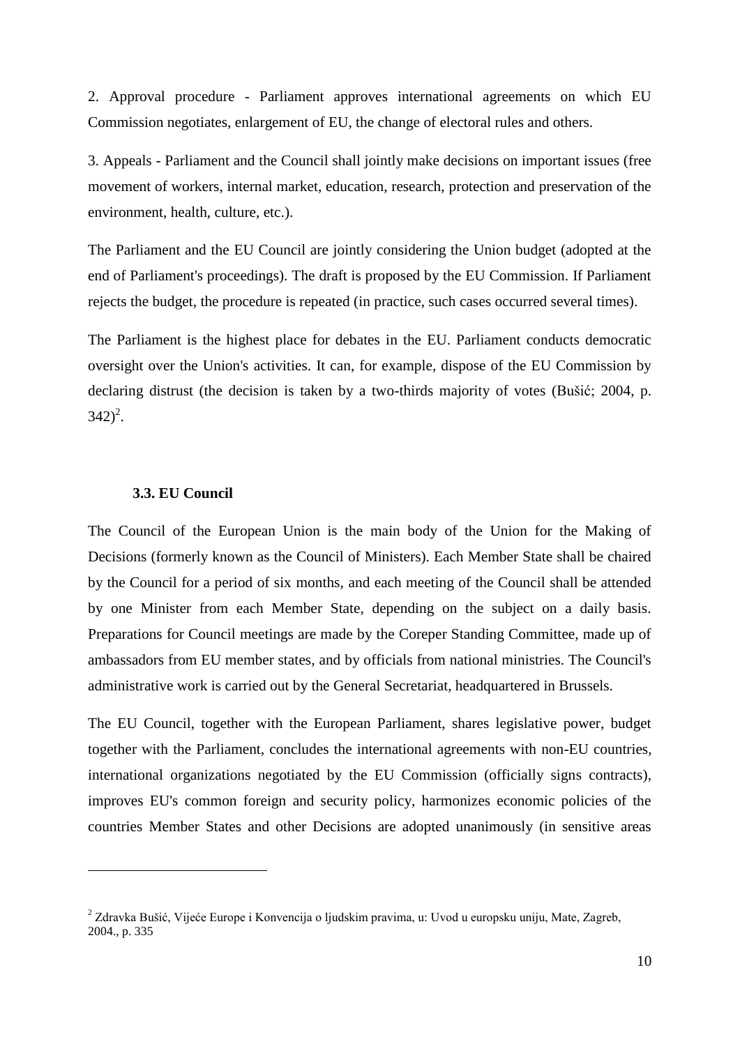2. Approval procedure - Parliament approves international agreements on which EU Commission negotiates, enlargement of EU, the change of electoral rules and others.

3. Appeals - Parliament and the Council shall jointly make decisions on important issues (free movement of workers, internal market, education, research, protection and preservation of the environment, health, culture, etc.).

The Parliament and the EU Council are jointly considering the Union budget (adopted at the end of Parliament's proceedings). The draft is proposed by the EU Commission. If Parliament rejects the budget, the procedure is repeated (in practice, such cases occurred several times).

The Parliament is the highest place for debates in the EU. Parliament conducts democratic oversight over the Union's activities. It can, for example, dispose of the EU Commission by declaring distrust (the decision is taken by a two-thirds majority of votes (Bušić; 2004, p. 342)[2].

### 3.3. EU Council

The Council of the European Union is the main body of the Union for the Making of Decisions (formerly known as the Council of Ministers). Each Member State shall be chaired by the Council for a period of six months, and each meeting of the Council shall be attended by one Minister from each Member State, depending on the subject on a daily basis. Preparations for Council meetings are made by the Coreper Standing Committee, made up of ambassadors from EU member states, and by officials from national ministries. The Council's administrative work is carried out by the General Secretariat, headquartered in Brussels.

The EU Council, together with the European Parliament, shares legislative power, budget together with the Parliament, concludes the international agreements with non-EU countries, international organizations negotiated by the EU Commission (officially signs contracts), improves EU's common foreign and security policy, harmonizes economic policies of the countries Member States and other Decisions are adopted unanimously (in sensitive areas

---

[2] Zdravka Bušić, Vijeće Europe i Konvencija o ljudskim pravima, u: Uvod u europsku uniju, Mate, Zagreb, 2004., p. 335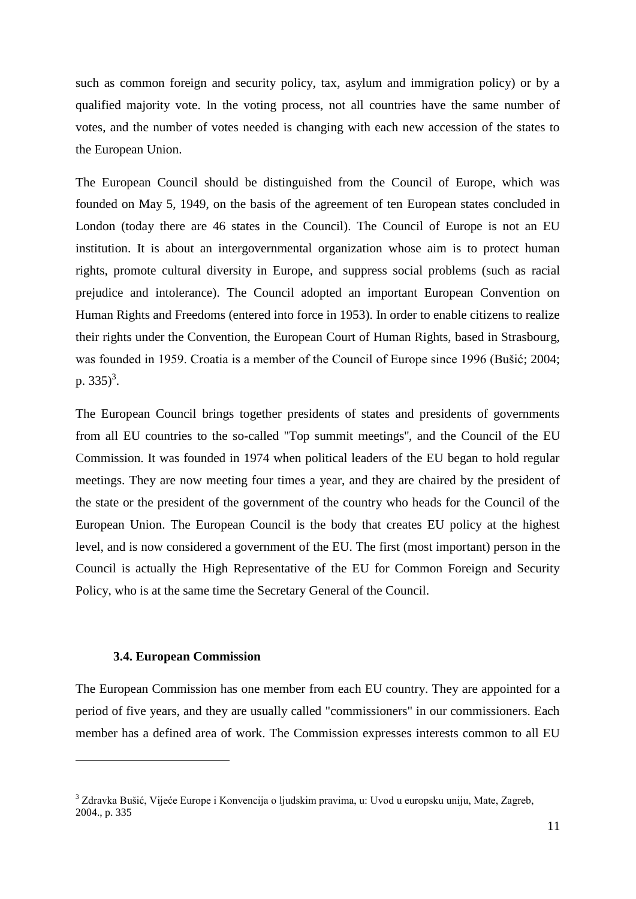such as common foreign and security policy, tax, asylum and immigration policy) or by a qualified majority vote. In the voting process, not all countries have the same number of votes, and the number of votes needed is changing with each new accession of the states to the European Union.

The European Council should be distinguished from the Council of Europe, which was founded on May 5, 1949, on the basis of the agreement of ten European states concluded in London (today there are 46 states in the Council). The Council of Europe is not an EU institution. It is about an intergovernmental organization whose aim is to protect human rights, promote cultural diversity in Europe, and suppress social problems (such as racial prejudice and intolerance). The Council adopted an important European Convention on Human Rights and Freedoms (entered into force in 1953). In order to enable citizens to realize their rights under the Convention, the European Court of Human Rights, based in Strasbourg, was founded in 1959. Croatia is a member of the Council of Europe since 1996 (Bušić; 2004; p. 335)[3].

The European Council brings together presidents of states and presidents of governments from all EU countries to the so-called "Top summit meetings", and the Council of the EU Commission. It was founded in 1974 when political leaders of the EU began to hold regular meetings. They are now meeting four times a year, and they are chaired by the president of the state or the president of the government of the country who heads for the Council of the European Union. The European Council is the body that creates EU policy at the highest level, and is now considered a government of the EU. The first (most important) person in the Council is actually the High Representative of the EU for Common Foreign and Security Policy, who is at the same time the Secretary General of the Council.

### 3.4. European Commission

The European Commission has one member from each EU country. They are appointed for a period of five years, and they are usually called "commissioners" in our commissioners. Each member has a defined area of work. The Commission expresses interests common to all EU

---

[3] Zdravka Bušić, Vijeće Europe i Konvencija o ljudskim pravima, u: Uvod u europsku uniju, Mate, Zagreb, 2004., p. 335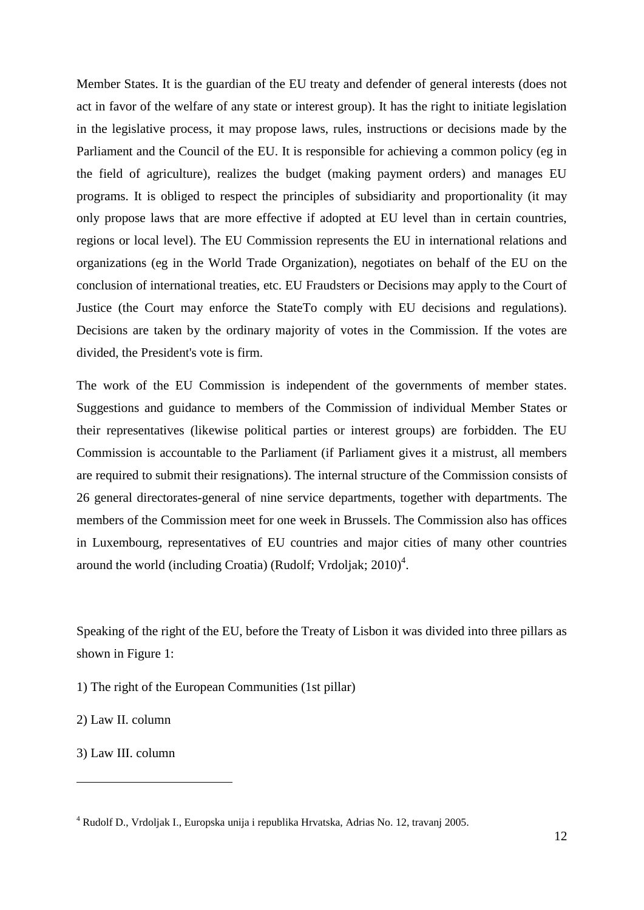Member States. It is the guardian of the EU treaty and defender of general interests (does not act in favor of the welfare of any state or interest group). It has the right to initiate legislation in the legislative process, it may propose laws, rules, instructions or decisions made by the Parliament and the Council of the EU. It is responsible for achieving a common policy (eg in the field of agriculture), realizes the budget (making payment orders) and manages EU programs. It is obliged to respect the principles of subsidiarity and proportionality (it may only propose laws that are more effective if adopted at EU level than in certain countries, regions or local level). The EU Commission represents the EU in international relations and organizations (eg in the World Trade Organization), negotiates on behalf of the EU on the conclusion of international treaties, etc. EU Fraudsters or Decisions may apply to the Court of Justice (the Court may enforce the StateTo comply with EU decisions and regulations). Decisions are taken by the ordinary majority of votes in the Commission. If the votes are divided, the President's vote is firm.

The work of the EU Commission is independent of the governments of member states. Suggestions and guidance to members of the Commission of individual Member States or their representatives (likewise political parties or interest groups) are forbidden. The EU Commission is accountable to the Parliament (if Parliament gives it a mistrust, all members are required to submit their resignations). The internal structure of the Commission consists of 26 general directorates-general of nine service departments, together with departments. The members of the Commission meet for one week in Brussels. The Commission also has offices in Luxembourg, representatives of EU countries and major cities of many other countries around the world (including Croatia) (Rudolf; Vrdoljak; 2010)[4].

Speaking of the right of the EU, before the Treaty of Lisbon it was divided into three pillars as shown in Figure 1:

1) The right of the European Communities (1st pillar)

2) Law II. column

3) Law III. column

---

[4] Rudolf D., Vrdoljak I., Europska unija i republika Hrvatska, Adrias No. 12, travanj 2005.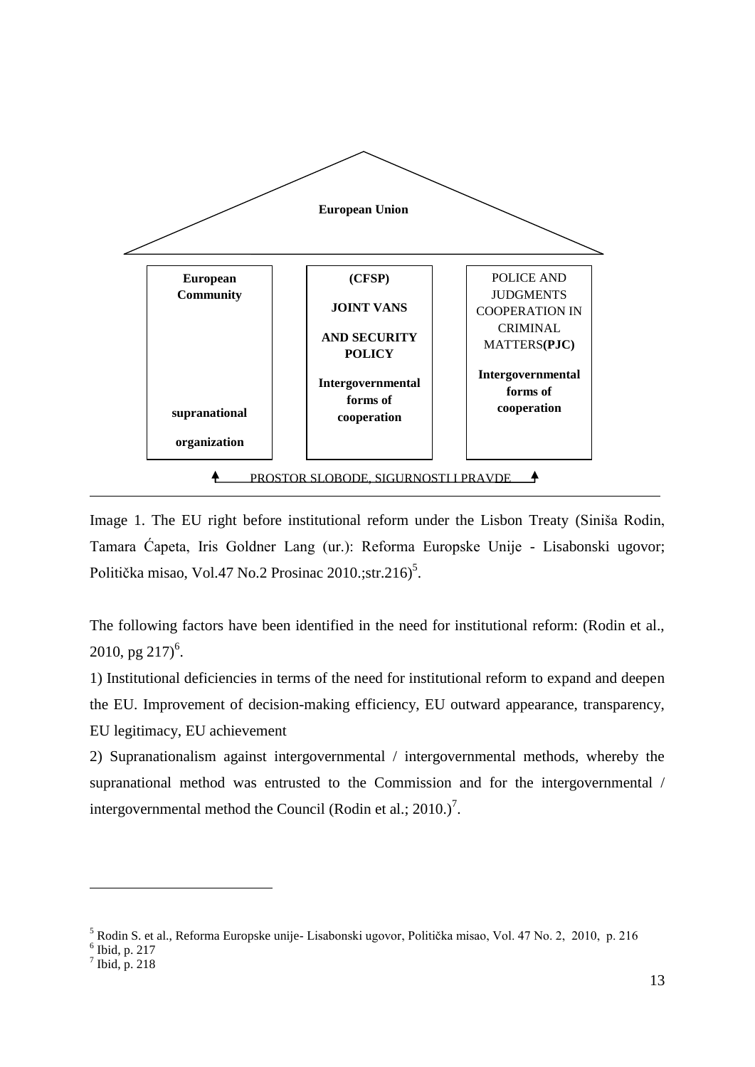European Union

| European Community | (CFSP) JOINT VANS AND SECURITY POLICY | POLICE AND JUDGMENTS COOPERATION IN CRIMINAL MATTERS**(PJC)** |
| --- | --- | --- |
| **supranational organization** | **Intergovernmental forms of cooperation** | **Intergovernmental forms of cooperation** |

PROSTOR SLOBODE, SIGURNOSTI I PRAVDE

Image 1. The EU right before institutional reform under the Lisbon Treaty (Siniša Rodin, Tamara Ćapeta, Iris Goldner Lang (ur.): Reforma Europske Unije - Lisabonski ugovor; Politička misao, Vol.47 No.2 Prosinac 2010.;str.216)[5].

The following factors have been identified in the need for institutional reform: (Rodin et al., 2010, pg 217)[6].

1) Institutional deficiencies in terms of the need for institutional reform to expand and deepen the EU. Improvement of decision-making efficiency, EU outward appearance, transparency, EU legitimacy, EU achievement

2) Supranationalism against intergovernmental / intergovernmental methods, whereby the supranational method was entrusted to the Commission and for the intergovernmental / intergovernmental method the Council (Rodin et al.; 2010.)[7].

---

[5] Rodin S. et al., Reforma Europske unije- Lisabonski ugovor, Politička misao, Vol. 47 No. 2, 2010, p. 216

[6] Ibid, p. 217

[7] Ibid, p. 218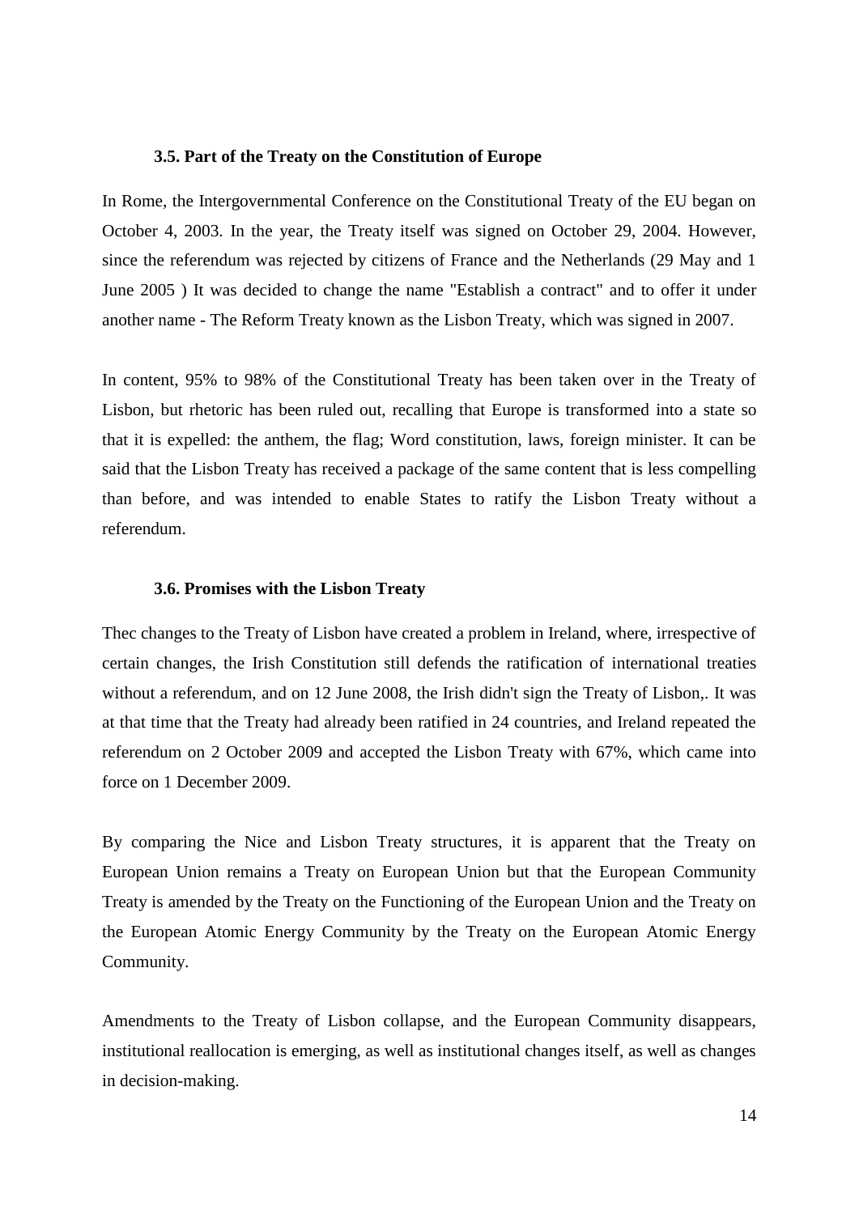### 3.5. Part of the Treaty on the Constitution of Europe

In Rome, the Intergovernmental Conference on the Constitutional Treaty of the EU began on October 4, 2003. In the year, the Treaty itself was signed on October 29, 2004. However, since the referendum was rejected by citizens of France and the Netherlands (29 May and 1 June 2005 ) It was decided to change the name "Establish a contract" and to offer it under another name - The Reform Treaty known as the Lisbon Treaty, which was signed in 2007.

In content, 95% to 98% of the Constitutional Treaty has been taken over in the Treaty of Lisbon, but rhetoric has been ruled out, recalling that Europe is transformed into a state so that it is expelled: the anthem, the flag; Word constitution, laws, foreign minister. It can be said that the Lisbon Treaty has received a package of the same content that is less compelling than before, and was intended to enable States to ratify the Lisbon Treaty without a referendum.

### 3.6. Promises with the Lisbon Treaty

Thec changes to the Treaty of Lisbon have created a problem in Ireland, where, irrespective of certain changes, the Irish Constitution still defends the ratification of international treaties without a referendum, and on 12 June 2008, the Irish didn't sign the Treaty of Lisbon,. It was at that time that the Treaty had already been ratified in 24 countries, and Ireland repeated the referendum on 2 October 2009 and accepted the Lisbon Treaty with 67%, which came into force on 1 December 2009.

By comparing the Nice and Lisbon Treaty structures, it is apparent that the Treaty on European Union remains a Treaty on European Union but that the European Community Treaty is amended by the Treaty on the Functioning of the European Union and the Treaty on the European Atomic Energy Community by the Treaty on the European Atomic Energy Community.

Amendments to the Treaty of Lisbon collapse, and the European Community disappears, institutional reallocation is emerging, as well as institutional changes itself, as well as changes in decision-making.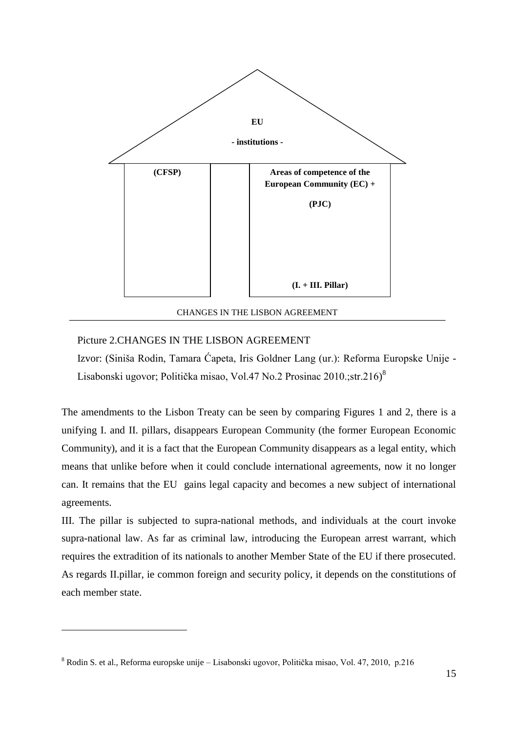EU

- institutions -

| (CFSP) | | Areas of competence of the European Community (EC) + (PJC) (I. + III. Pillar) |
| --- | --- | --- |

CHANGES IN THE LISBON AGREEMENT

Picture 2.CHANGES IN THE LISBON AGREEMENT

Izvor: (Siniša Rodin, Tamara Ćapeta, Iris Goldner Lang (ur.): Reforma Europske Unije - Lisabonski ugovor; Politička misao, Vol.47 No.2 Prosinac 2010.;str.216)[8]

The amendments to the Lisbon Treaty can be seen by comparing Figures 1 and 2, there is a unifying I. and II. pillars, disappears European Community (the former European Economic Community), and it is a fact that the European Community disappears as a legal entity, which means that unlike before when it could conclude international agreements, now it no longer can. It remains that the EU gains legal capacity and becomes a new subject of international agreements.

III. The pillar is subjected to supra-national methods, and individuals at the court invoke supra-national law. As far as criminal law, introducing the European arrest warrant, which requires the extradition of its nationals to another Member State of the EU if there prosecuted. As regards II.pillar, ie common foreign and security policy, it depends on the constitutions of each member state.

[8] Rodin S. et al., Reforma europske unije – Lisabonski ugovor, Politička misao, Vol. 47, 2010, p.216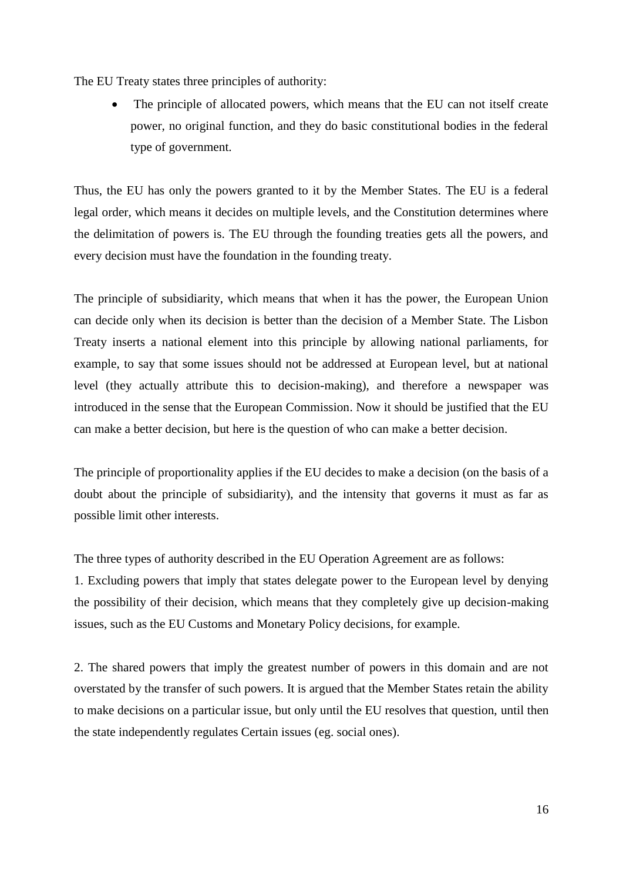The EU Treaty states three principles of authority:

- The principle of allocated powers, which means that the EU can not itself create power, no original function, and they do basic constitutional bodies in the federal type of government.

Thus, the EU has only the powers granted to it by the Member States. The EU is a federal legal order, which means it decides on multiple levels, and the Constitution determines where the delimitation of powers is. The EU through the founding treaties gets all the powers, and every decision must have the foundation in the founding treaty.

The principle of subsidiarity, which means that when it has the power, the European Union can decide only when its decision is better than the decision of a Member State. The Lisbon Treaty inserts a national element into this principle by allowing national parliaments, for example, to say that some issues should not be addressed at European level, but at national level (they actually attribute this to decision-making), and therefore a newspaper was introduced in the sense that the European Commission. Now it should be justified that the EU can make a better decision, but here is the question of who can make a better decision.

The principle of proportionality applies if the EU decides to make a decision (on the basis of a doubt about the principle of subsidiarity), and the intensity that governs it must as far as possible limit other interests.

The three types of authority described in the EU Operation Agreement are as follows:

1. Excluding powers that imply that states delegate power to the European level by denying the possibility of their decision, which means that they completely give up decision-making issues, such as the EU Customs and Monetary Policy decisions, for example.

2. The shared powers that imply the greatest number of powers in this domain and are not overstated by the transfer of such powers. It is argued that the Member States retain the ability to make decisions on a particular issue, but only until the EU resolves that question, until then the state independently regulates Certain issues (eg. social ones).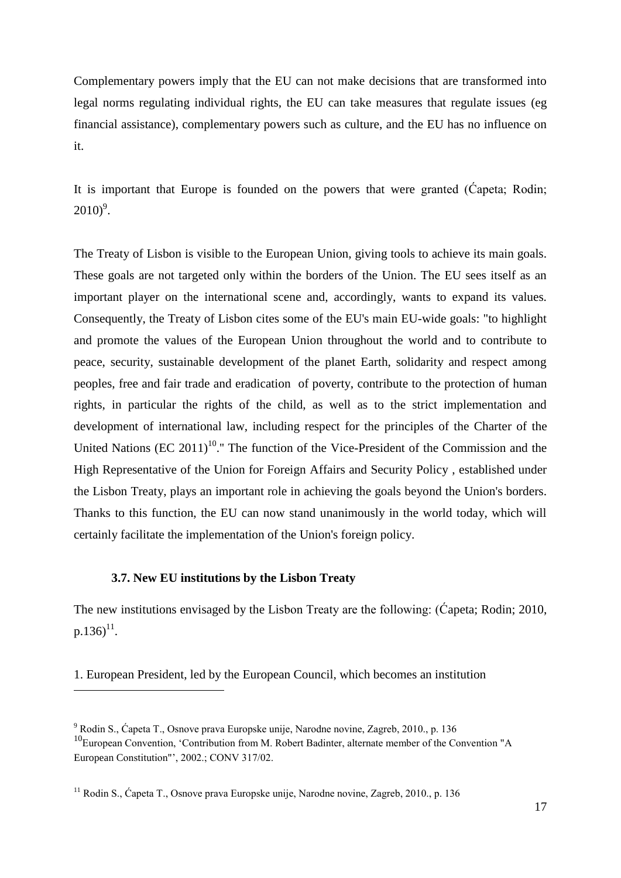Complementary powers imply that the EU can not make decisions that are transformed into legal norms regulating individual rights, the EU can take measures that regulate issues (eg financial assistance), complementary powers such as culture, and the EU has no influence on it.

It is important that Europe is founded on the powers that were granted (Ćapeta; Rodin; 2010)[9].

The Treaty of Lisbon is visible to the European Union, giving tools to achieve its main goals. These goals are not targeted only within the borders of the Union. The EU sees itself as an important player on the international scene and, accordingly, wants to expand its values. Consequently, the Treaty of Lisbon cites some of the EU's main EU-wide goals: "to highlight and promote the values of the European Union throughout the world and to contribute to peace, security, sustainable development of the planet Earth, solidarity and respect among peoples, free and fair trade and eradication of poverty, contribute to the protection of human rights, in particular the rights of the child, as well as to the strict implementation and development of international law, including respect for the principles of the Charter of the United Nations (EC 2011)[10]." The function of the Vice-President of the Commission and the High Representative of the Union for Foreign Affairs and Security Policy , established under the Lisbon Treaty, plays an important role in achieving the goals beyond the Union's borders. Thanks to this function, the EU can now stand unanimously in the world today, which will certainly facilitate the implementation of the Union's foreign policy.

### 3.7. New EU institutions by the Lisbon Treaty

The new institutions envisaged by the Lisbon Treaty are the following: (Ćapeta; Rodin; 2010, p.136)[11].

1. European President, led by the European Council, which becomes an institution

---

[9] Rodin S., Ćapeta T., Osnove prava Europske unije, Narodne novine, Zagreb, 2010., p. 136

[10] European Convention, 'Contribution from M. Robert Badinter, alternate member of the Convention "A European Constitution"', 2002.; CONV 317/02.

[11] Rodin S., Ćapeta T., Osnove prava Europske unije, Narodne novine, Zagreb, 2010., p. 136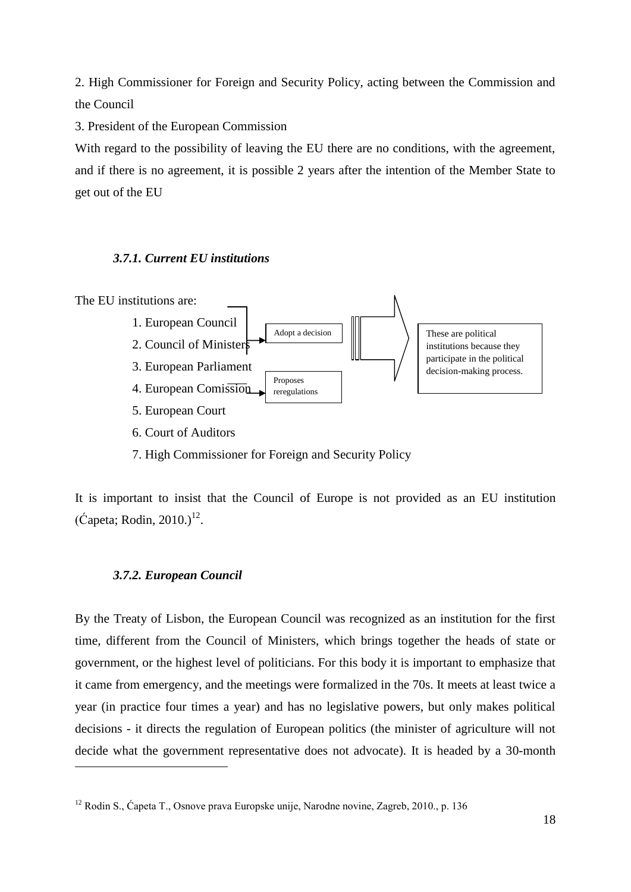2. High Commissioner for Foreign and Security Policy, acting between the Commission and the Council

3. President of the European Commission

With regard to the possibility of leaving the EU there are no conditions, with the agreement, and if there is no agreement, it is possible 2 years after the intention of the Member State to get out of the EU

### *3.7.1. Current EU institutions*

The EU institutions are:

1. European Council
2. Council of Ministers
3. European Parliament
4. European Comission
5. European Court
6. Court of Auditors
7. High Commissioner for Foreign and Security Policy

Adopt a decision

Proposes reregulations

These are political institutions because they participate in the political decision-making process.

It is important to insist that the Council of Europe is not provided as an EU institution (Ćapeta; Rodin, 2010.)[12].

### *3.7.2. European Council*

By the Treaty of Lisbon, the European Council was recognized as an institution for the first time, different from the Council of Ministers, which brings together the heads of state or government, or the highest level of politicians. For this body it is important to emphasize that it came from emergency, and the meetings were formalized in the 70s. It meets at least twice a year (in practice four times a year) and has no legislative powers, but only makes political decisions - it directs the regulation of European politics (the minister of agriculture will not decide what the government representative does not advocate). It is headed by a 30-month

[12] Rodin S., Ćapeta T., Osnove prava Europske unije, Narodne novine, Zagreb, 2010., p. 136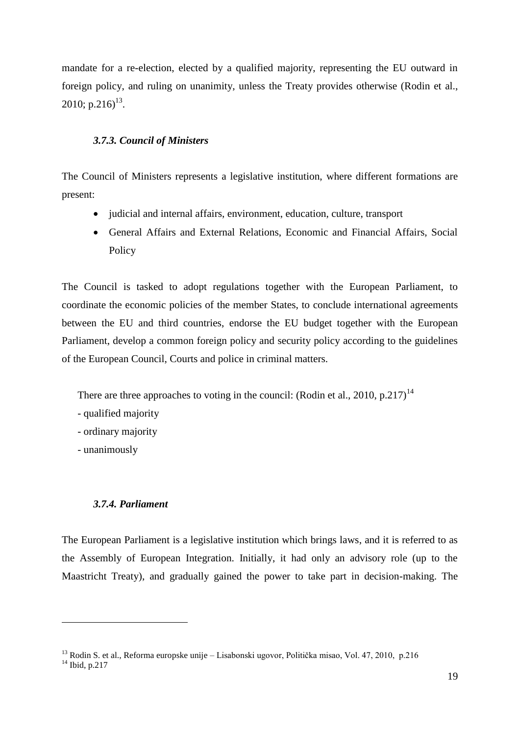mandate for a re-election, elected by a qualified majority, representing the EU outward in foreign policy, and ruling on unanimity, unless the Treaty provides otherwise (Rodin et al., 2010; p.216)[13].

### *3.7.3. Council of Ministers*

The Council of Ministers represents a legislative institution, where different formations are present:

- judicial and internal affairs, environment, education, culture, transport
- General Affairs and External Relations, Economic and Financial Affairs, Social Policy

The Council is tasked to adopt regulations together with the European Parliament, to coordinate the economic policies of the member States, to conclude international agreements between the EU and third countries, endorse the EU budget together with the European Parliament, develop a common foreign policy and security policy according to the guidelines of the European Council, Courts and police in criminal matters.

There are three approaches to voting in the council: (Rodin et al., 2010, p.217)[14]

- qualified majority
- ordinary majority
- unanimously

### *3.7.4. Parliament*

The European Parliament is a legislative institution which brings laws, and it is referred to as the Assembly of European Integration. Initially, it had only an advisory role (up to the Maastricht Treaty), and gradually gained the power to take part in decision-making. The

---

[13] Rodin S. et al., Reforma europske unije – Lisabonski ugovor, Politička misao, Vol. 47, 2010, p.216

[14] Ibid, p.217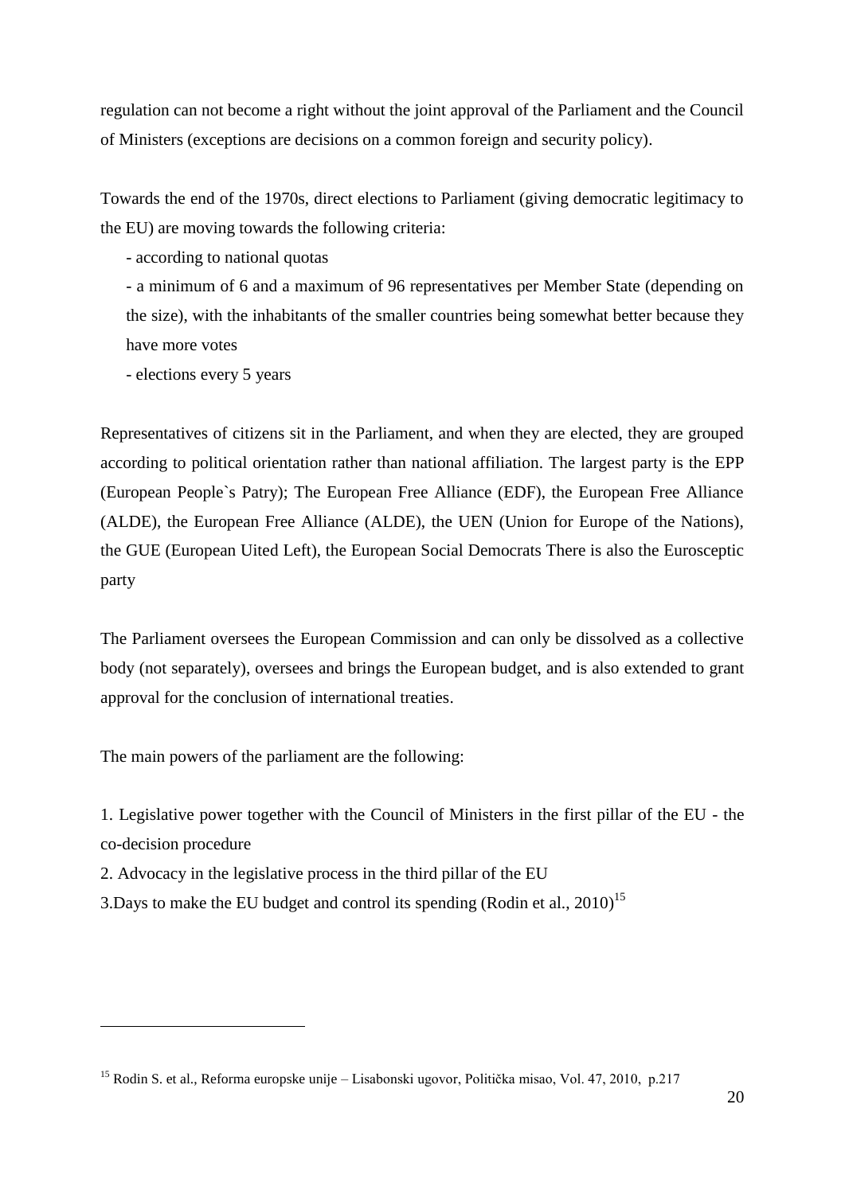regulation can not become a right without the joint approval of the Parliament and the Council of Ministers (exceptions are decisions on a common foreign and security policy).

Towards the end of the 1970s, direct elections to Parliament (giving democratic legitimacy to the EU) are moving towards the following criteria:

- according to national quotas
- a minimum of 6 and a maximum of 96 representatives per Member State (depending on the size), with the inhabitants of the smaller countries being somewhat better because they have more votes
- elections every 5 years

Representatives of citizens sit in the Parliament, and when they are elected, they are grouped according to political orientation rather than national affiliation. The largest party is the EPP (European People`s Patry); The European Free Alliance (EDF), the European Free Alliance (ALDE), the European Free Alliance (ALDE), the UEN (Union for Europe of the Nations), the GUE (European Uited Left), the European Social Democrats There is also the Eurosceptic party

The Parliament oversees the European Commission and can only be dissolved as a collective body (not separately), oversees and brings the European budget, and is also extended to grant approval for the conclusion of international treaties.

The main powers of the parliament are the following:

1. Legislative power together with the Council of Ministers in the first pillar of the EU - the co-decision procedure
2. Advocacy in the legislative process in the third pillar of the EU
3.Days to make the EU budget and control its spending (Rodin et al., 2010)[15]

---

[15] Rodin S. et al., Reforma europske unije – Lisabonski ugovor, Politička misao, Vol. 47, 2010, p.217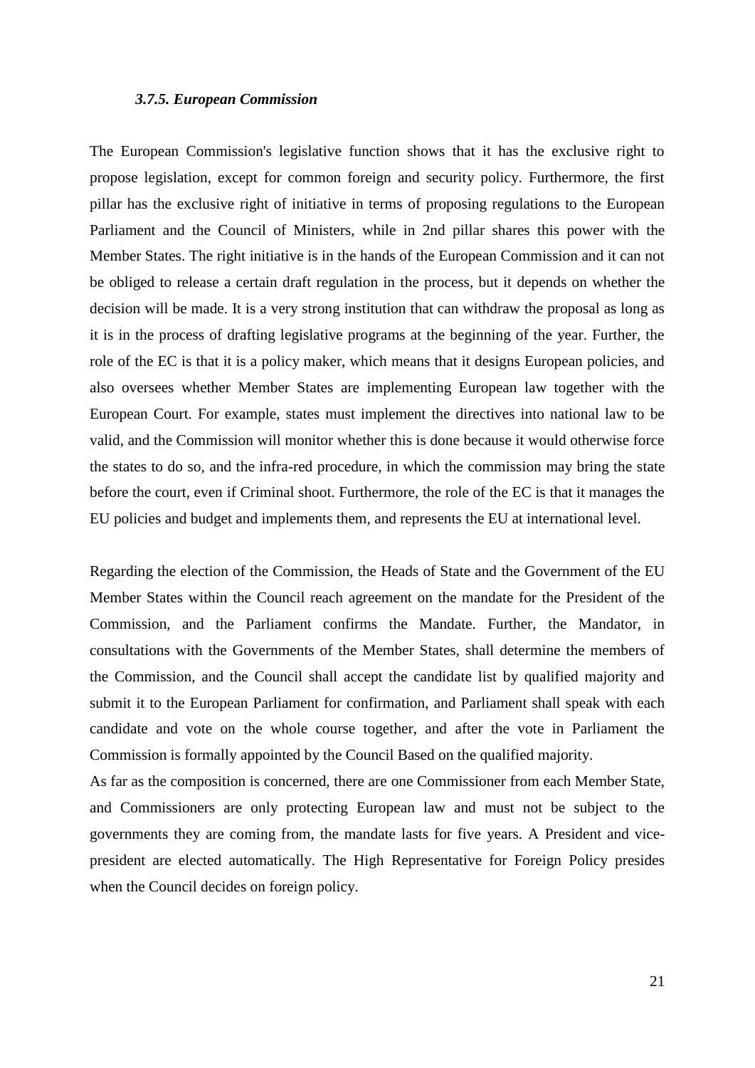### *3.7.5. European Commission*

The European Commission's legislative function shows that it has the exclusive right to propose legislation, except for common foreign and security policy. Furthermore, the first pillar has the exclusive right of initiative in terms of proposing regulations to the European Parliament and the Council of Ministers, while in 2nd pillar shares this power with the Member States. The right initiative is in the hands of the European Commission and it can not be obliged to release a certain draft regulation in the process, but it depends on whether the decision will be made. It is a very strong institution that can withdraw the proposal as long as it is in the process of drafting legislative programs at the beginning of the year. Further, the role of the EC is that it is a policy maker, which means that it designs European policies, and also oversees whether Member States are implementing European law together with the European Court. For example, states must implement the directives into national law to be valid, and the Commission will monitor whether this is done because it would otherwise force the states to do so, and the infra-red procedure, in which the commission may bring the state before the court, even if Criminal shoot. Furthermore, the role of the EC is that it manages the EU policies and budget and implements them, and represents the EU at international level.

Regarding the election of the Commission, the Heads of State and the Government of the EU Member States within the Council reach agreement on the mandate for the President of the Commission, and the Parliament confirms the Mandate. Further, the Mandator, in consultations with the Governments of the Member States, shall determine the members of the Commission, and the Council shall accept the candidate list by qualified majority and submit it to the European Parliament for confirmation, and Parliament shall speak with each candidate and vote on the whole course together, and after the vote in Parliament the Commission is formally appointed by the Council Based on the qualified majority.

As far as the composition is concerned, there are one Commissioner from each Member State, and Commissioners are only protecting European law and must not be subject to the governments they are coming from, the mandate lasts for five years. A President and vice-president are elected automatically. The High Representative for Foreign Policy presides when the Council decides on foreign policy.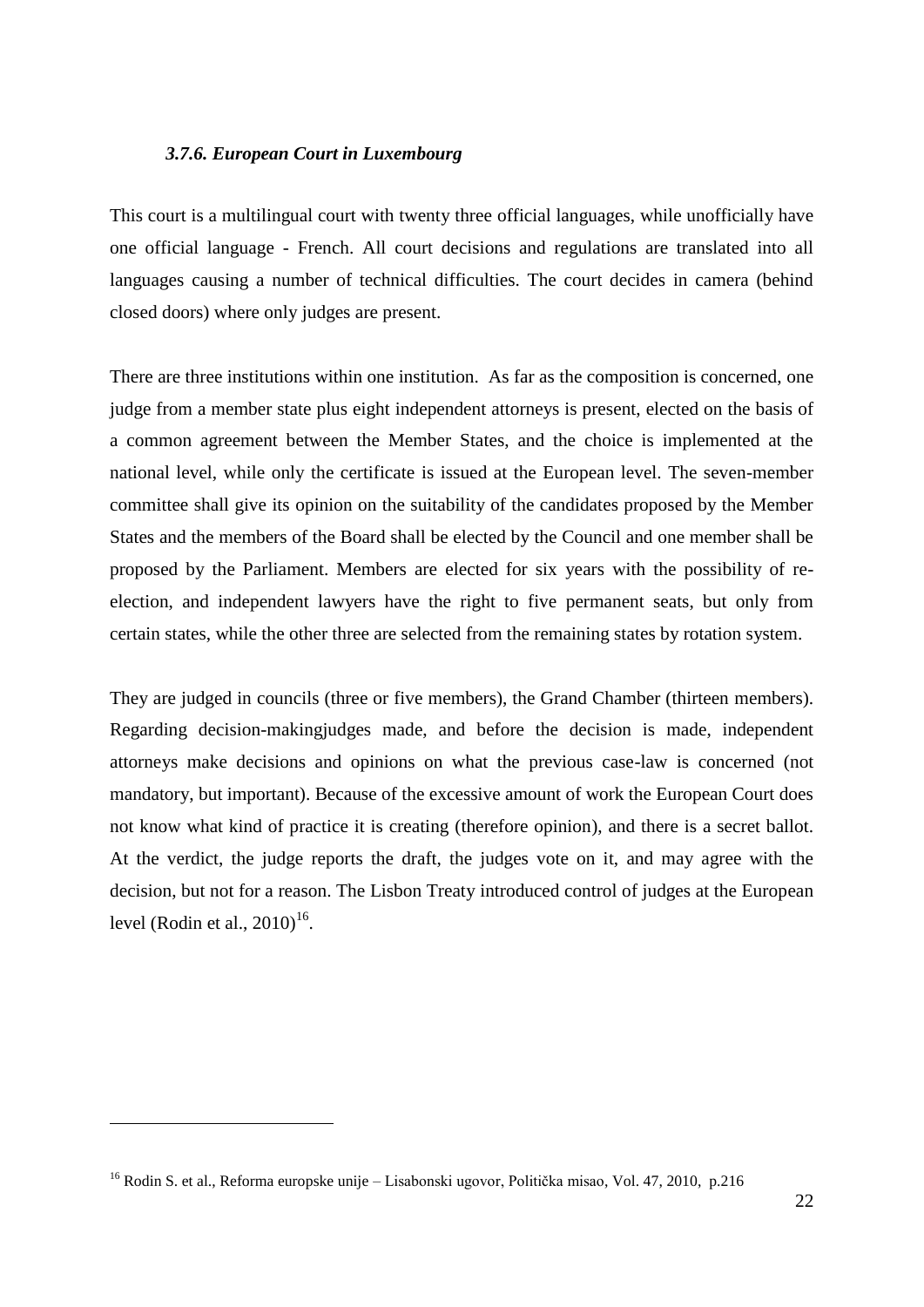### *3.7.6. European Court in Luxembourg*

This court is a multilingual court with twenty three official languages, while unofficially have one official language - French. All court decisions and regulations are translated into all languages causing a number of technical difficulties. The court decides in camera (behind closed doors) where only judges are present.

There are three institutions within one institution. As far as the composition is concerned, one judge from a member state plus eight independent attorneys is present, elected on the basis of a common agreement between the Member States, and the choice is implemented at the national level, while only the certificate is issued at the European level. The seven-member committee shall give its opinion on the suitability of the candidates proposed by the Member States and the members of the Board shall be elected by the Council and one member shall be proposed by the Parliament. Members are elected for six years with the possibility of re-election, and independent lawyers have the right to five permanent seats, but only from certain states, while the other three are selected from the remaining states by rotation system.

They are judged in councils (three or five members), the Grand Chamber (thirteen members). Regarding decision-makingjudges made, and before the decision is made, independent attorneys make decisions and opinions on what the previous case-law is concerned (not mandatory, but important). Because of the excessive amount of work the European Court does not know what kind of practice it is creating (therefore opinion), and there is a secret ballot. At the verdict, the judge reports the draft, the judges vote on it, and may agree with the decision, but not for a reason. The Lisbon Treaty introduced control of judges at the European level (Rodin et al., 2010)[16].

---

[16] Rodin S. et al., Reforma europske unije – Lisabonski ugovor, Politička misao, Vol. 47, 2010, p.216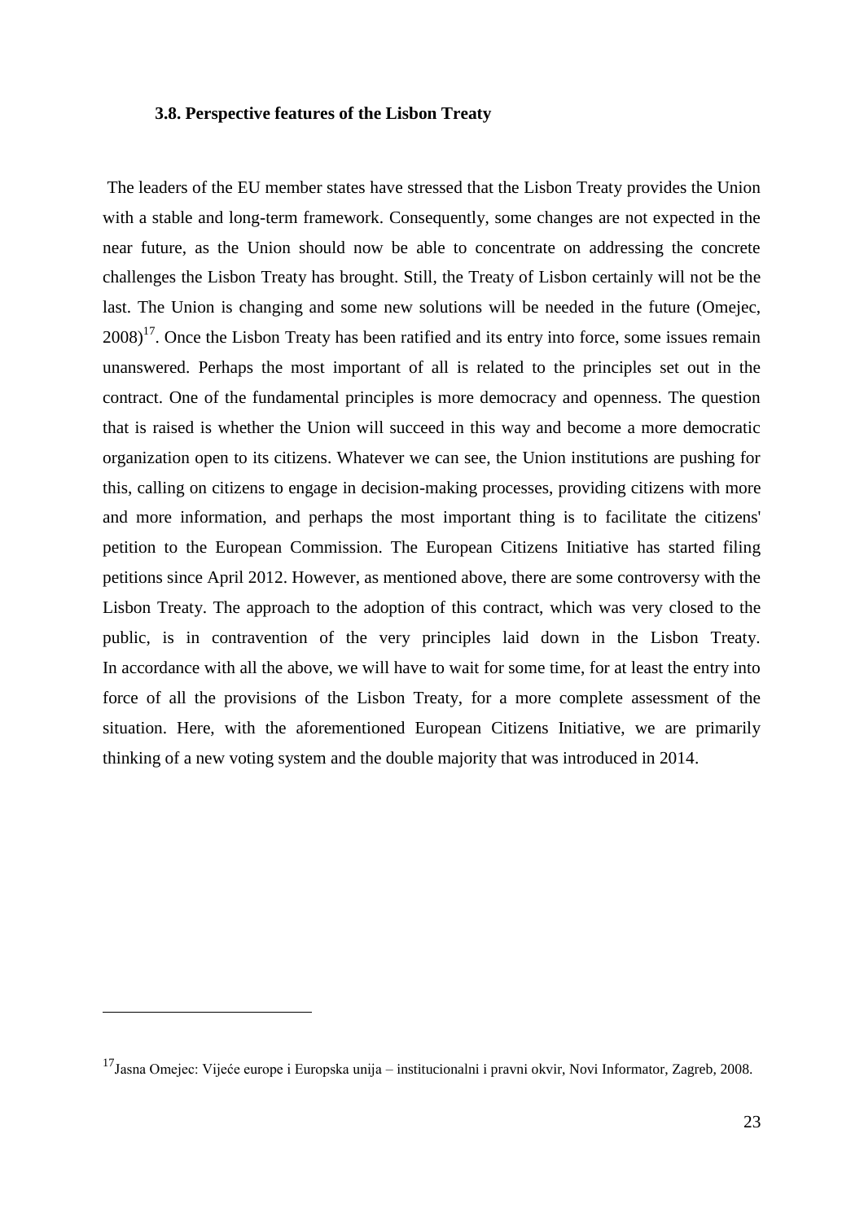### 3.8. Perspective features of the Lisbon Treaty

The leaders of the EU member states have stressed that the Lisbon Treaty provides the Union with a stable and long-term framework. Consequently, some changes are not expected in the near future, as the Union should now be able to concentrate on addressing the concrete challenges the Lisbon Treaty has brought. Still, the Treaty of Lisbon certainly will not be the last. The Union is changing and some new solutions will be needed in the future (Omejec, 2008)[17]. Once the Lisbon Treaty has been ratified and its entry into force, some issues remain unanswered. Perhaps the most important of all is related to the principles set out in the contract. One of the fundamental principles is more democracy and openness. The question that is raised is whether the Union will succeed in this way and become a more democratic organization open to its citizens. Whatever we can see, the Union institutions are pushing for this, calling on citizens to engage in decision-making processes, providing citizens with more and more information, and perhaps the most important thing is to facilitate the citizens' petition to the European Commission. The European Citizens Initiative has started filing petitions since April 2012. However, as mentioned above, there are some controversy with the Lisbon Treaty. The approach to the adoption of this contract, which was very closed to the public, is in contravention of the very principles laid down in the Lisbon Treaty. In accordance with all the above, we will have to wait for some time, for at least the entry into force of all the provisions of the Lisbon Treaty, for a more complete assessment of the situation. Here, with the aforementioned European Citizens Initiative, we are primarily thinking of a new voting system and the double majority that was introduced in 2014.

---

[17] Jasna Omejec: Vijeće europe i Europska unija – institucionalni i pravni okvir, Novi Informator, Zagreb, 2008.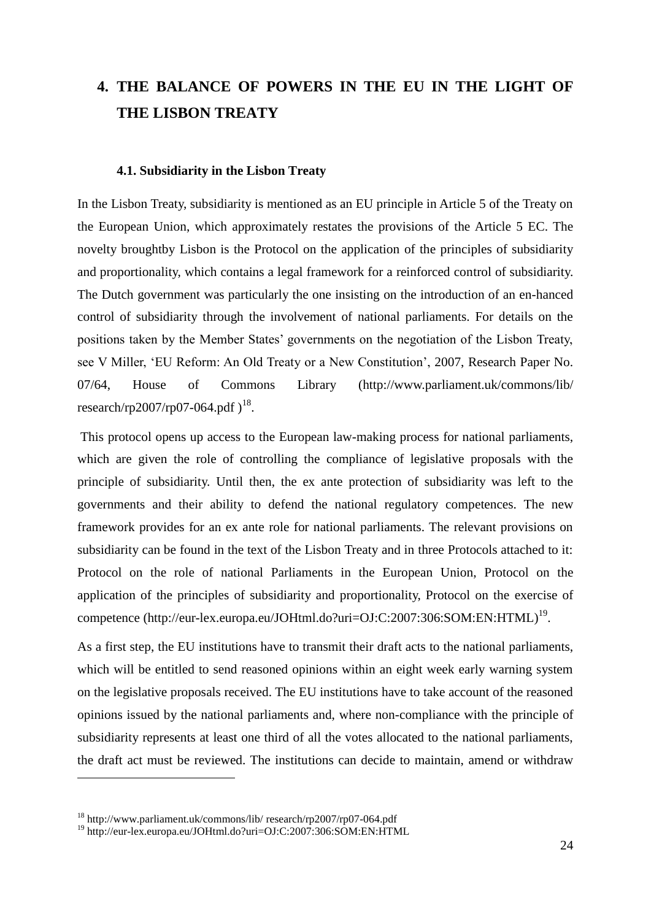# 4. THE BALANCE OF POWERS IN THE EU IN THE LIGHT OF THE LISBON TREATY

## 4.1. Subsidiarity in the Lisbon Treaty

In the Lisbon Treaty, subsidiarity is mentioned as an EU principle in Article 5 of the Treaty on the European Union, which approximately restates the provisions of the Article 5 EC. The novelty broughtby Lisbon is the Protocol on the application of the principles of subsidiarity and proportionality, which contains a legal framework for a reinforced control of subsidiarity. The Dutch government was particularly the one insisting on the introduction of an en-hanced control of subsidiarity through the involvement of national parliaments. For details on the positions taken by the Member States' governments on the negotiation of the Lisbon Treaty, see V Miller, 'EU Reform: An Old Treaty or a New Constitution', 2007, Research Paper No. 07/64, House of Commons Library (http://www.parliament.uk/commons/lib/ research/rp2007/rp07-064.pdf )[18].

This protocol opens up access to the European law-making process for national parliaments, which are given the role of controlling the compliance of legislative proposals with the principle of subsidiarity. Until then, the ex ante protection of subsidiarity was left to the governments and their ability to defend the national regulatory competences. The new framework provides for an ex ante role for national parliaments. The relevant provisions on subsidiarity can be found in the text of the Lisbon Treaty and in three Protocols attached to it: Protocol on the role of national Parliaments in the European Union, Protocol on the application of the principles of subsidiarity and proportionality, Protocol on the exercise of competence (http://eur-lex.europa.eu/JOHtml.do?uri=OJ:C:2007:306:SOM:EN:HTML)[19].

As a first step, the EU institutions have to transmit their draft acts to the national parliaments, which will be entitled to send reasoned opinions within an eight week early warning system on the legislative proposals received. The EU institutions have to take account of the reasoned opinions issued by the national parliaments and, where non-compliance with the principle of subsidiarity represents at least one third of all the votes allocated to the national parliaments, the draft act must be reviewed. The institutions can decide to maintain, amend or withdraw

---

[18] http://www.parliament.uk/commons/lib/ research/rp2007/rp07-064.pdf

[19] http://eur-lex.europa.eu/JOHtml.do?uri=OJ:C:2007:306:SOM:EN:HTML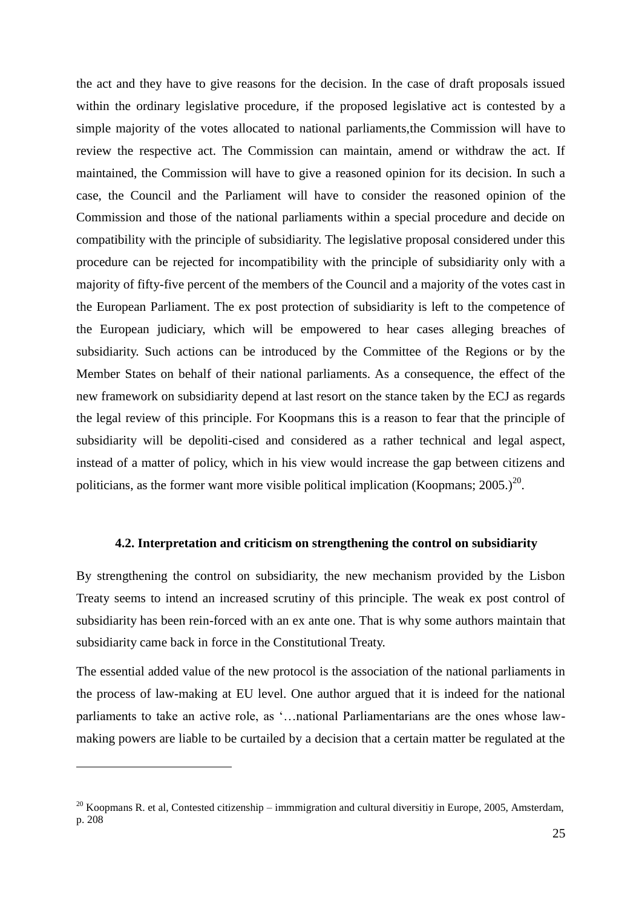the act and they have to give reasons for the decision. In the case of draft proposals issued within the ordinary legislative procedure, if the proposed legislative act is contested by a simple majority of the votes allocated to national parliaments,the Commission will have to review the respective act. The Commission can maintain, amend or withdraw the act. If maintained, the Commission will have to give a reasoned opinion for its decision. In such a case, the Council and the Parliament will have to consider the reasoned opinion of the Commission and those of the national parliaments within a special procedure and decide on compatibility with the principle of subsidiarity. The legislative proposal considered under this procedure can be rejected for incompatibility with the principle of subsidiarity only with a majority of fifty-five percent of the members of the Council and a majority of the votes cast in the European Parliament. The ex post protection of subsidiarity is left to the competence of the European judiciary, which will be empowered to hear cases alleging breaches of subsidiarity. Such actions can be introduced by the Committee of the Regions or by the Member States on behalf of their national parliaments. As a consequence, the effect of the new framework on subsidiarity depend at last resort on the stance taken by the ECJ as regards the legal review of this principle. For Koopmans this is a reason to fear that the principle of subsidiarity will be depoliti-cised and considered as a rather technical and legal aspect, instead of a matter of policy, which in his view would increase the gap between citizens and politicians, as the former want more visible political implication (Koopmans; 2005.)[20].

#### 4.2. Interpretation and criticism on strengthening the control on subsidiarity

By strengthening the control on subsidiarity, the new mechanism provided by the Lisbon Treaty seems to intend an increased scrutiny of this principle. The weak ex post control of subsidiarity has been rein-forced with an ex ante one. That is why some authors maintain that subsidiarity came back in force in the Constitutional Treaty.

The essential added value of the new protocol is the association of the national parliaments in the process of law-making at EU level. One author argued that it is indeed for the national parliaments to take an active role, as '…national Parliamentarians are the ones whose law-making powers are liable to be curtailed by a decision that a certain matter be regulated at the

---

[20] Koopmans R. et al, Contested citizenship – immmigration and cultural diversitiy in Europe, 2005, Amsterdam, p. 208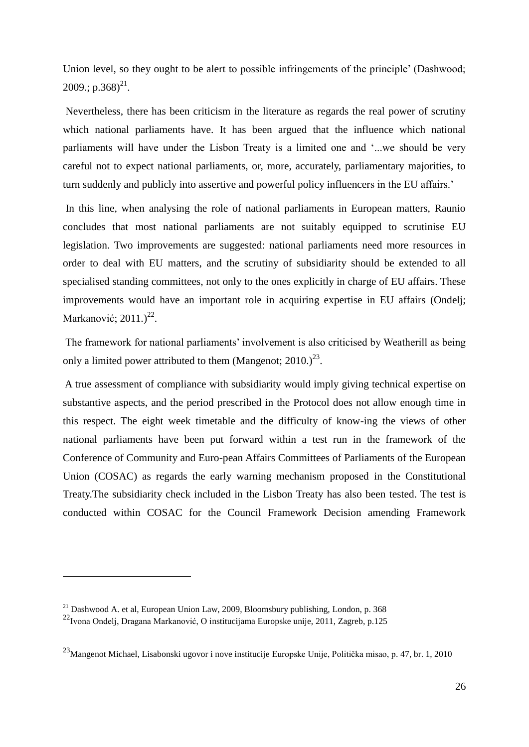Union level, so they ought to be alert to possible infringements of the principle' (Dashwood; 2009.; p.368)[21].

Nevertheless, there has been criticism in the literature as regards the real power of scrutiny which national parliaments have. It has been argued that the influence which national parliaments will have under the Lisbon Treaty is a limited one and '...we should be very careful not to expect national parliaments, or, more, accurately, parliamentary majorities, to turn suddenly and publicly into assertive and powerful policy influencers in the EU affairs.'

In this line, when analysing the role of national parliaments in European matters, Raunio concludes that most national parliaments are not suitably equipped to scrutinise EU legislation. Two improvements are suggested: national parliaments need more resources in order to deal with EU matters, and the scrutiny of subsidiarity should be extended to all specialised standing committees, not only to the ones explicitly in charge of EU affairs. These improvements would have an important role in acquiring expertise in EU affairs (Ondelj; Markanović; 2011.)[22].

The framework for national parliaments' involvement is also criticised by Weatherill as being only a limited power attributed to them (Mangenot; 2010.)[23].

A true assessment of compliance with subsidiarity would imply giving technical expertise on substantive aspects, and the period prescribed in the Protocol does not allow enough time in this respect. The eight week timetable and the difficulty of know-ing the views of other national parliaments have been put forward within a test run in the framework of the Conference of Community and Euro-pean Affairs Committees of Parliaments of the European Union (COSAC) as regards the early warning mechanism proposed in the Constitutional Treaty.The subsidiarity check included in the Lisbon Treaty has also been tested. The test is conducted within COSAC for the Council Framework Decision amending Framework

---

[21] Dashwood A. et al, European Union Law, 2009, Bloomsbury publishing, London, p. 368

[22] Ivona Ondelj, Dragana Markanović, O institucijama Europske unije, 2011, Zagreb, p.125

[23] Mangenot Michael, Lisabonski ugovor i nove institucije Europske Unije, Politička misao, p. 47, br. 1, 2010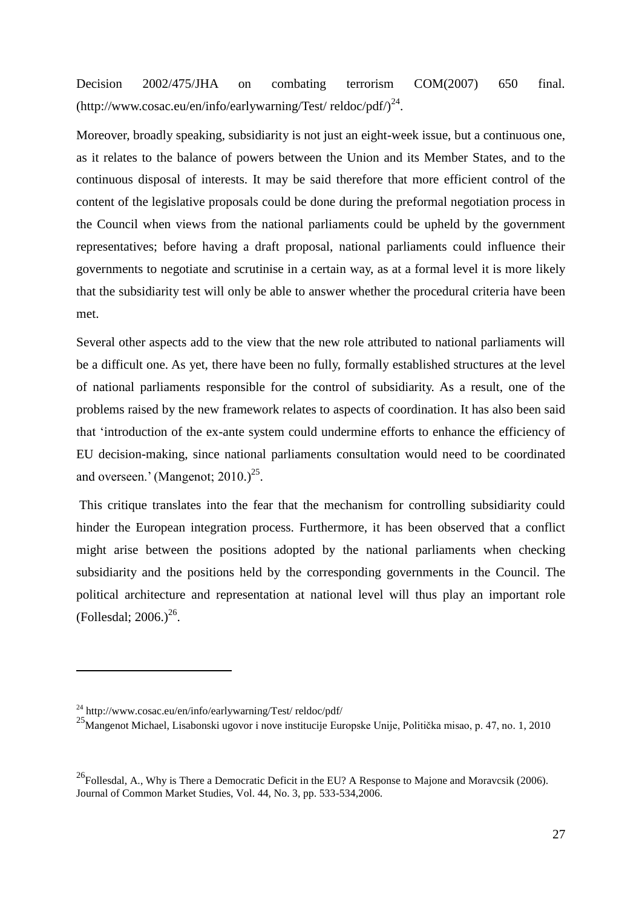Decision 2002/475/JHA on combating terrorism COM(2007) 650 final. (http://www.cosac.eu/en/info/earlywarning/Test/ reldoc/pdf/)[24].

Moreover, broadly speaking, subsidiarity is not just an eight-week issue, but a continuous one, as it relates to the balance of powers between the Union and its Member States, and to the continuous disposal of interests. It may be said therefore that more efficient control of the content of the legislative proposals could be done during the preformal negotiation process in the Council when views from the national parliaments could be upheld by the government representatives; before having a draft proposal, national parliaments could influence their governments to negotiate and scrutinise in a certain way, as at a formal level it is more likely that the subsidiarity test will only be able to answer whether the procedural criteria have been met.

Several other aspects add to the view that the new role attributed to national parliaments will be a difficult one. As yet, there have been no fully, formally established structures at the level of national parliaments responsible for the control of subsidiarity. As a result, one of the problems raised by the new framework relates to aspects of coordination. It has also been said that 'introduction of the ex-ante system could undermine efforts to enhance the efficiency of EU decision-making, since national parliaments consultation would need to be coordinated and overseen.' (Mangenot; 2010.)[25].

This critique translates into the fear that the mechanism for controlling subsidiarity could hinder the European integration process. Furthermore, it has been observed that a conflict might arise between the positions adopted by the national parliaments when checking subsidiarity and the positions held by the corresponding governments in the Council. The political architecture and representation at national level will thus play an important role (Follesdal; 2006.)[26].

---

[24] http://www.cosac.eu/en/info/earlywarning/Test/ reldoc/pdf/

[25] Mangenot Michael, Lisabonski ugovor i nove institucije Europske Unije, Politička misao, p. 47, no. 1, 2010

[26] Follesdal, A., Why is There a Democratic Deficit in the EU? A Response to Majone and Moravcsik (2006). Journal of Common Market Studies, Vol. 44, No. 3, pp. 533-534,2006.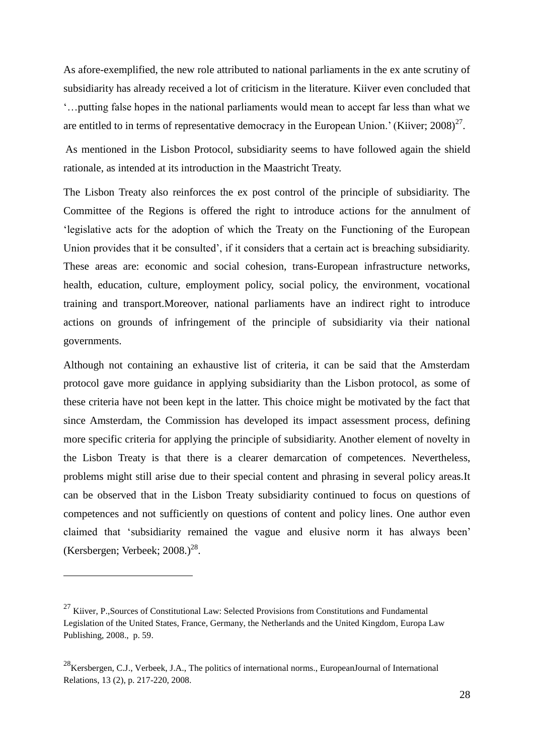As afore-exemplified, the new role attributed to national parliaments in the ex ante scrutiny of subsidiarity has already received a lot of criticism in the literature. Kiiver even concluded that '…putting false hopes in the national parliaments would mean to accept far less than what we are entitled to in terms of representative democracy in the European Union.' (Kiiver; 2008)[27].

As mentioned in the Lisbon Protocol, subsidiarity seems to have followed again the shield rationale, as intended at its introduction in the Maastricht Treaty.

The Lisbon Treaty also reinforces the ex post control of the principle of subsidiarity. The Committee of the Regions is offered the right to introduce actions for the annulment of 'legislative acts for the adoption of which the Treaty on the Functioning of the European Union provides that it be consulted', if it considers that a certain act is breaching subsidiarity. These areas are: economic and social cohesion, trans-European infrastructure networks, health, education, culture, employment policy, social policy, the environment, vocational training and transport.Moreover, national parliaments have an indirect right to introduce actions on grounds of infringement of the principle of subsidiarity via their national governments.

Although not containing an exhaustive list of criteria, it can be said that the Amsterdam protocol gave more guidance in applying subsidiarity than the Lisbon protocol, as some of these criteria have not been kept in the latter. This choice might be motivated by the fact that since Amsterdam, the Commission has developed its impact assessment process, defining more specific criteria for applying the principle of subsidiarity. Another element of novelty in the Lisbon Treaty is that there is a clearer demarcation of competences. Nevertheless, problems might still arise due to their special content and phrasing in several policy areas.It can be observed that in the Lisbon Treaty subsidiarity continued to focus on questions of competences and not sufficiently on questions of content and policy lines. One author even claimed that 'subsidiarity remained the vague and elusive norm it has always been' (Kersbergen; Verbeek; 2008.)[28].

---

[27] Kiiver, P.,Sources of Constitutional Law: Selected Provisions from Constitutions and Fundamental Legislation of the United States, France, Germany, the Netherlands and the United Kingdom, Europa Law Publishing, 2008., p. 59.

[28] Kersbergen, C.J., Verbeek, J.A., The politics of international norms., EuropeanJournal of International Relations, 13 (2), p. 217-220, 2008.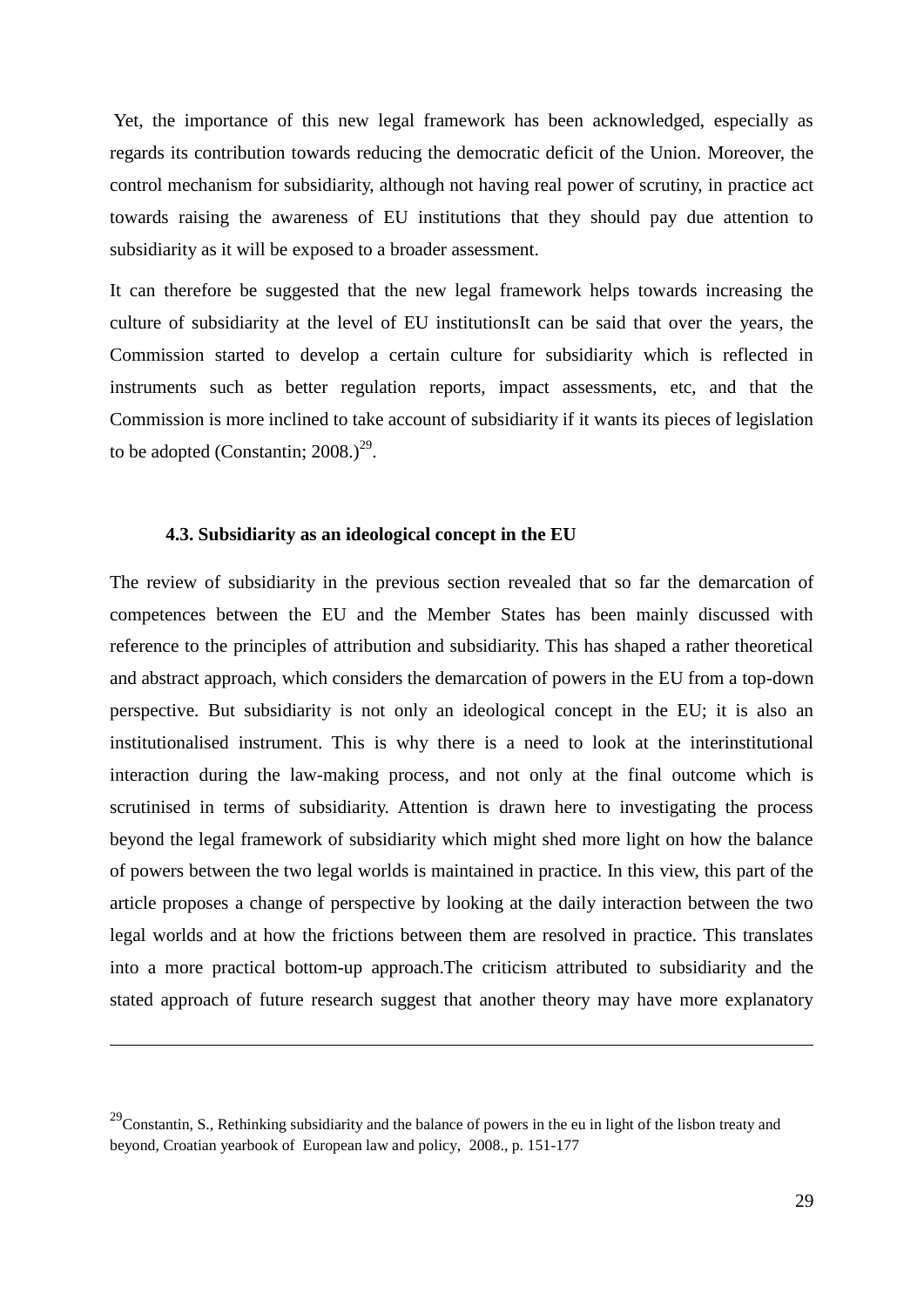Yet, the importance of this new legal framework has been acknowledged, especially as regards its contribution towards reducing the democratic deficit of the Union. Moreover, the control mechanism for subsidiarity, although not having real power of scrutiny, in practice act towards raising the awareness of EU institutions that they should pay due attention to subsidiarity as it will be exposed to a broader assessment.

It can therefore be suggested that the new legal framework helps towards increasing the culture of subsidiarity at the level of EU institutionsIt can be said that over the years, the Commission started to develop a certain culture for subsidiarity which is reflected in instruments such as better regulation reports, impact assessments, etc, and that the Commission is more inclined to take account of subsidiarity if it wants its pieces of legislation to be adopted (Constantin; 2008.)[29].

### 4.3. Subsidiarity as an ideological concept in the EU

The review of subsidiarity in the previous section revealed that so far the demarcation of competences between the EU and the Member States has been mainly discussed with reference to the principles of attribution and subsidiarity. This has shaped a rather theoretical and abstract approach, which considers the demarcation of powers in the EU from a top-down perspective. But subsidiarity is not only an ideological concept in the EU; it is also an institutionalised instrument. This is why there is a need to look at the interinstitutional interaction during the law-making process, and not only at the final outcome which is scrutinised in terms of subsidiarity. Attention is drawn here to investigating the process beyond the legal framework of subsidiarity which might shed more light on how the balance of powers between the two legal worlds is maintained in practice. In this view, this part of the article proposes a change of perspective by looking at the daily interaction between the two legal worlds and at how the frictions between them are resolved in practice. This translates into a more practical bottom-up approach.The criticism attributed to subsidiarity and the stated approach of future research suggest that another theory may have more explanatory

---

[29]Constantin, S., Rethinking subsidiarity and the balance of powers in the eu in light of the lisbon treaty and beyond, Croatian yearbook of European law and policy, 2008., p. 151-177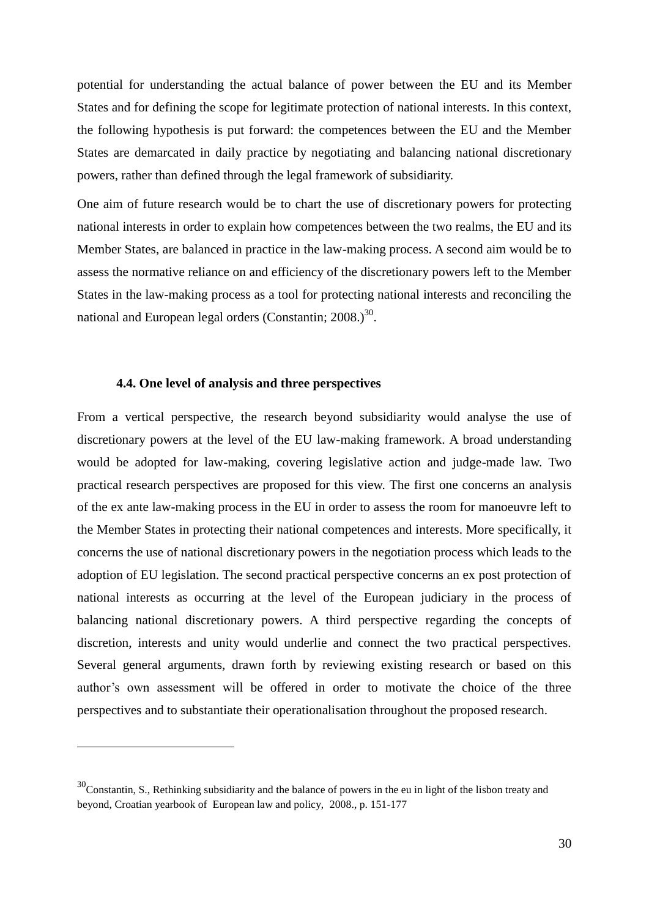potential for understanding the actual balance of power between the EU and its Member States and for defining the scope for legitimate protection of national interests. In this context, the following hypothesis is put forward: the competences between the EU and the Member States are demarcated in daily practice by negotiating and balancing national discretionary powers, rather than defined through the legal framework of subsidiarity.

One aim of future research would be to chart the use of discretionary powers for protecting national interests in order to explain how competences between the two realms, the EU and its Member States, are balanced in practice in the law-making process. A second aim would be to assess the normative reliance on and efficiency of the discretionary powers left to the Member States in the law-making process as a tool for protecting national interests and reconciling the national and European legal orders (Constantin; 2008.)[30].

### 4.4. One level of analysis and three perspectives

From a vertical perspective, the research beyond subsidiarity would analyse the use of discretionary powers at the level of the EU law-making framework. A broad understanding would be adopted for law-making, covering legislative action and judge-made law. Two practical research perspectives are proposed for this view. The first one concerns an analysis of the ex ante law-making process in the EU in order to assess the room for manoeuvre left to the Member States in protecting their national competences and interests. More specifically, it concerns the use of national discretionary powers in the negotiation process which leads to the adoption of EU legislation. The second practical perspective concerns an ex post protection of national interests as occurring at the level of the European judiciary in the process of balancing national discretionary powers. A third perspective regarding the concepts of discretion, interests and unity would underlie and connect the two practical perspectives. Several general arguments, drawn forth by reviewing existing research or based on this author's own assessment will be offered in order to motivate the choice of the three perspectives and to substantiate their operationalisation throughout the proposed research.

[30] Constantin, S., Rethinking subsidiarity and the balance of powers in the eu in light of the lisbon treaty and beyond, Croatian yearbook of European law and policy, 2008., p. 151-177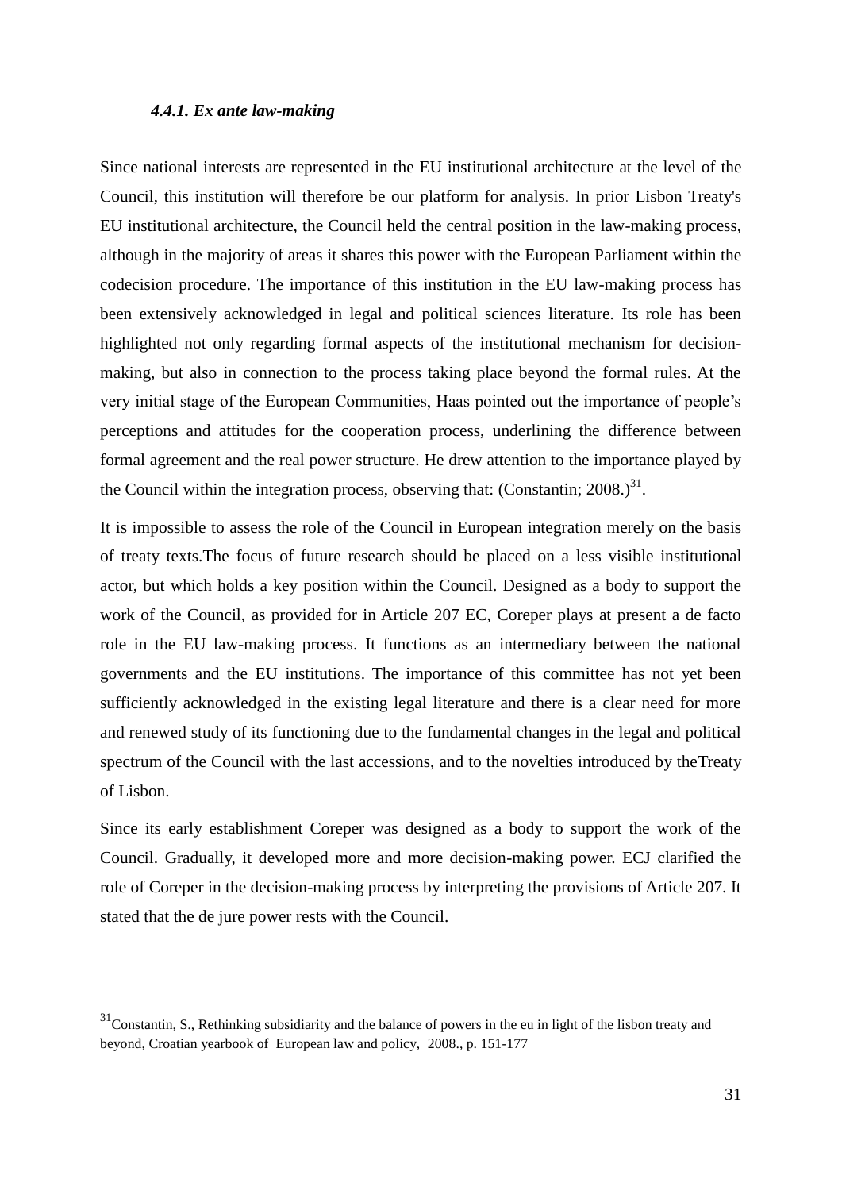#### *4.4.1. Ex ante law-making*

Since national interests are represented in the EU institutional architecture at the level of the Council, this institution will therefore be our platform for analysis. In prior Lisbon Treaty's EU institutional architecture, the Council held the central position in the law-making process, although in the majority of areas it shares this power with the European Parliament within the codecision procedure. The importance of this institution in the EU law-making process has been extensively acknowledged in legal and political sciences literature. Its role has been highlighted not only regarding formal aspects of the institutional mechanism for decision-making, but also in connection to the process taking place beyond the formal rules. At the very initial stage of the European Communities, Haas pointed out the importance of people's perceptions and attitudes for the cooperation process, underlining the difference between formal agreement and the real power structure. He drew attention to the importance played by the Council within the integration process, observing that: (Constantin; 2008.)[31].

It is impossible to assess the role of the Council in European integration merely on the basis of treaty texts.The focus of future research should be placed on a less visible institutional actor, but which holds a key position within the Council. Designed as a body to support the work of the Council, as provided for in Article 207 EC, Coreper plays at present a de facto role in the EU law-making process. It functions as an intermediary between the national governments and the EU institutions. The importance of this committee has not yet been sufficiently acknowledged in the existing legal literature and there is a clear need for more and renewed study of its functioning due to the fundamental changes in the legal and political spectrum of the Council with the last accessions, and to the novelties introduced by theTreaty of Lisbon.

Since its early establishment Coreper was designed as a body to support the work of the Council. Gradually, it developed more and more decision-making power. ECJ clarified the role of Coreper in the decision-making process by interpreting the provisions of Article 207. It stated that the de jure power rests with the Council.

---

[31] Constantin, S., Rethinking subsidiarity and the balance of powers in the eu in light of the lisbon treaty and beyond, Croatian yearbook of European law and policy, 2008., p. 151-177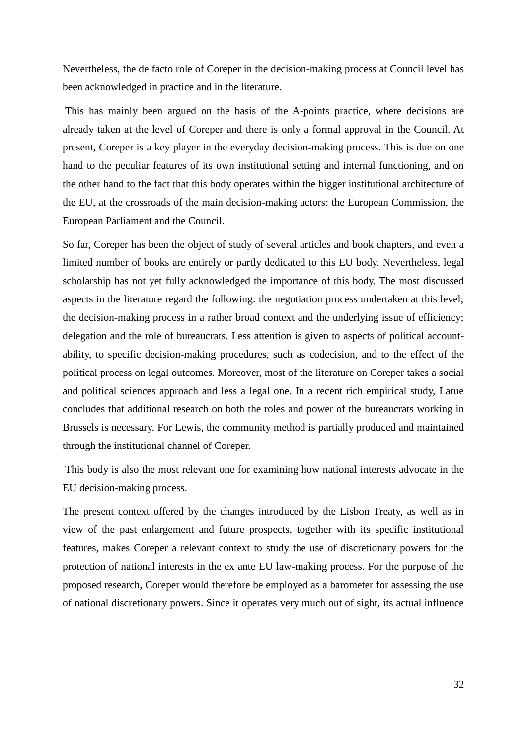Nevertheless, the de facto role of Coreper in the decision-making process at Council level has been acknowledged in practice and in the literature.

This has mainly been argued on the basis of the A-points practice, where decisions are already taken at the level of Coreper and there is only a formal approval in the Council. At present, Coreper is a key player in the everyday decision-making process. This is due on one hand to the peculiar features of its own institutional setting and internal functioning, and on the other hand to the fact that this body operates within the bigger institutional architecture of the EU, at the crossroads of the main decision-making actors: the European Commission, the European Parliament and the Council.

So far, Coreper has been the object of study of several articles and book chapters, and even a limited number of books are entirely or partly dedicated to this EU body. Nevertheless, legal scholarship has not yet fully acknowledged the importance of this body. The most discussed aspects in the literature regard the following: the negotiation process undertaken at this level; the decision-making process in a rather broad context and the underlying issue of efficiency; delegation and the role of bureaucrats. Less attention is given to aspects of political accountability, to specific decision-making procedures, such as codecision, and to the effect of the political process on legal outcomes. Moreover, most of the literature on Coreper takes a social and political sciences approach and less a legal one. In a recent rich empirical study, Larue concludes that additional research on both the roles and power of the bureaucrats working in Brussels is necessary. For Lewis, the community method is partially produced and maintained through the institutional channel of Coreper.

This body is also the most relevant one for examining how national interests advocate in the EU decision-making process.

The present context offered by the changes introduced by the Lisbon Treaty, as well as in view of the past enlargement and future prospects, together with its specific institutional features, makes Coreper a relevant context to study the use of discretionary powers for the protection of national interests in the ex ante EU law-making process. For the purpose of the proposed research, Coreper would therefore be employed as a barometer for assessing the use of national discretionary powers. Since it operates very much out of sight, its actual influence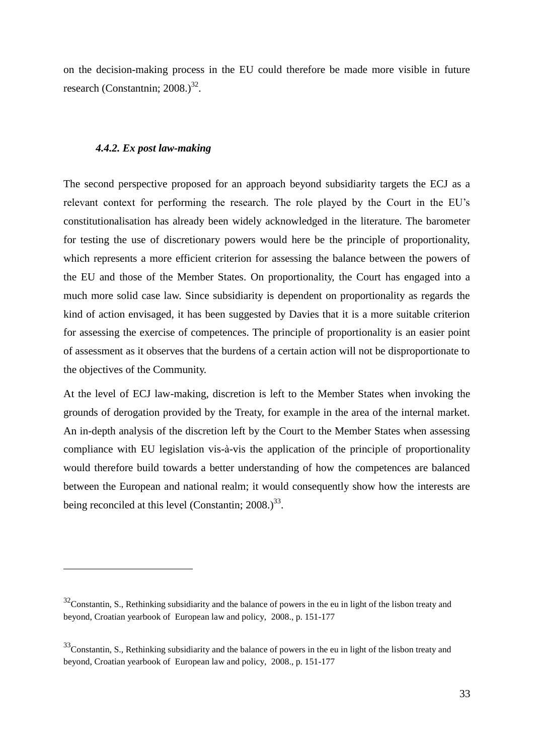on the decision-making process in the EU could therefore be made more visible in future research (Constantnin; 2008.)[32].

#### *4.4.2. Ex post law-making*

The second perspective proposed for an approach beyond subsidiarity targets the ECJ as a relevant context for performing the research. The role played by the Court in the EU's constitutionalisation has already been widely acknowledged in the literature. The barometer for testing the use of discretionary powers would here be the principle of proportionality, which represents a more efficient criterion for assessing the balance between the powers of the EU and those of the Member States. On proportionality, the Court has engaged into a much more solid case law. Since subsidiarity is dependent on proportionality as regards the kind of action envisaged, it has been suggested by Davies that it is a more suitable criterion for assessing the exercise of competences. The principle of proportionality is an easier point of assessment as it observes that the burdens of a certain action will not be disproportionate to the objectives of the Community.

At the level of ECJ law-making, discretion is left to the Member States when invoking the grounds of derogation provided by the Treaty, for example in the area of the internal market. An in-depth analysis of the discretion left by the Court to the Member States when assessing compliance with EU legislation vis-à-vis the application of the principle of proportionality would therefore build towards a better understanding of how the competences are balanced between the European and national realm; it would consequently show how the interests are being reconciled at this level (Constantin; 2008.)[33].

---

[32] Constantin, S., Rethinking subsidiarity and the balance of powers in the eu in light of the lisbon treaty and beyond, Croatian yearbook of European law and policy, 2008., p. 151-177

[33] Constantin, S., Rethinking subsidiarity and the balance of powers in the eu in light of the lisbon treaty and beyond, Croatian yearbook of European law and policy, 2008., p. 151-177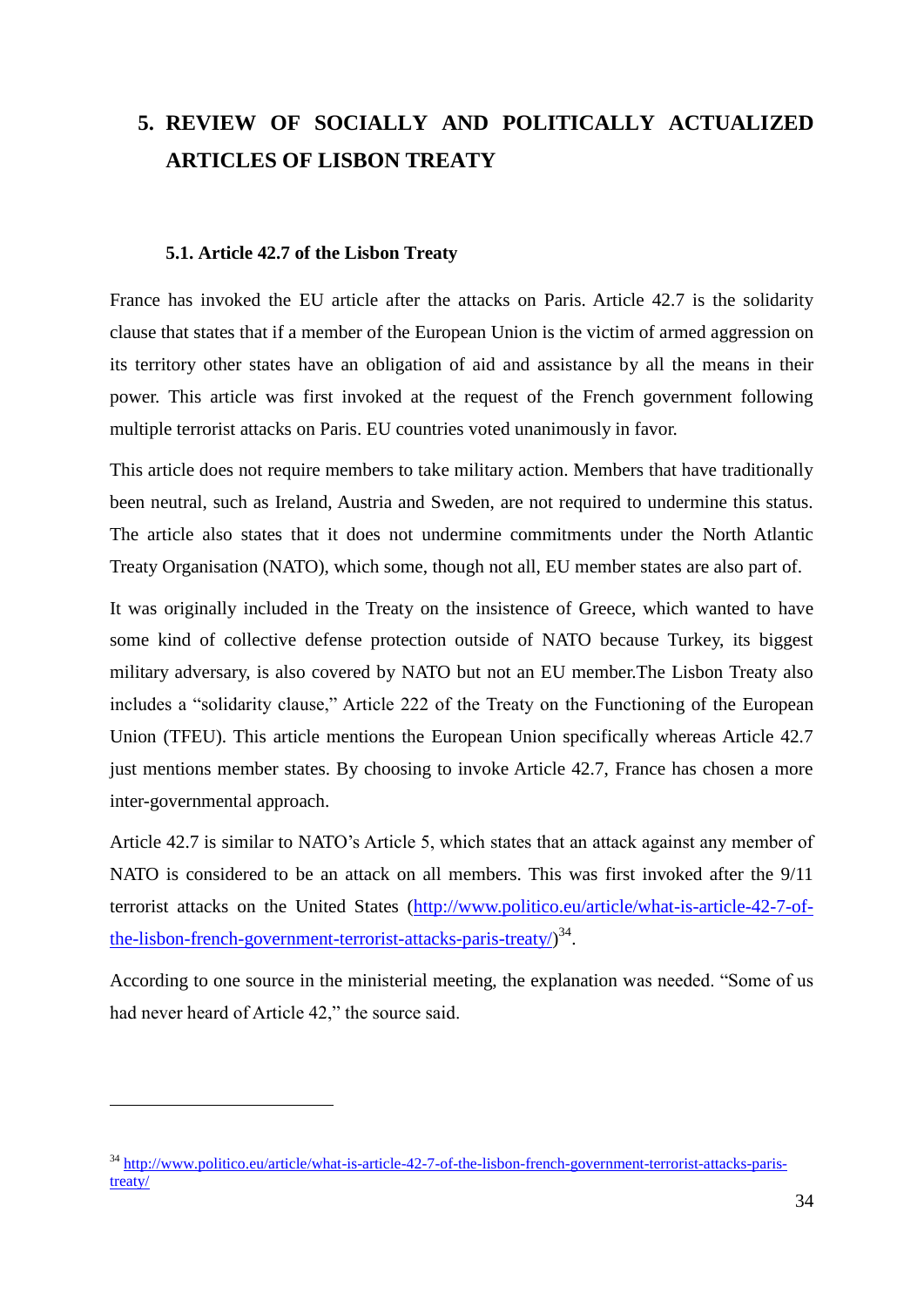# 5. REVIEW OF SOCIALLY AND POLITICALLY ACTUALIZED ARTICLES OF LISBON TREATY

### 5.1. Article 42.7 of the Lisbon Treaty

France has invoked the EU article after the attacks on Paris. Article 42.7 is the solidarity clause that states that if a member of the European Union is the victim of armed aggression on its territory other states have an obligation of aid and assistance by all the means in their power. This article was first invoked at the request of the French government following multiple terrorist attacks on Paris. EU countries voted unanimously in favor.

This article does not require members to take military action. Members that have traditionally been neutral, such as Ireland, Austria and Sweden, are not required to undermine this status. The article also states that it does not undermine commitments under the North Atlantic Treaty Organisation (NATO), which some, though not all, EU member states are also part of.

It was originally included in the Treaty on the insistence of Greece, which wanted to have some kind of collective defense protection outside of NATO because Turkey, its biggest military adversary, is also covered by NATO but not an EU member.The Lisbon Treaty also includes a "solidarity clause," Article 222 of the Treaty on the Functioning of the European Union (TFEU). This article mentions the European Union specifically whereas Article 42.7 just mentions member states. By choosing to invoke Article 42.7, France has chosen a more inter-governmental approach.

Article 42.7 is similar to NATO's Article 5, which states that an attack against any member of NATO is considered to be an attack on all members. This was first invoked after the 9/11 terrorist attacks on the United States (http://www.politico.eu/article/what-is-article-42-7-of-the-lisbon-french-government-terrorist-attacks-paris-treaty/)[34].

According to one source in the ministerial meeting, the explanation was needed. "Some of us had never heard of Article 42," the source said.

---

[34] http://www.politico.eu/article/what-is-article-42-7-of-the-lisbon-french-government-terrorist-attacks-paris-treaty/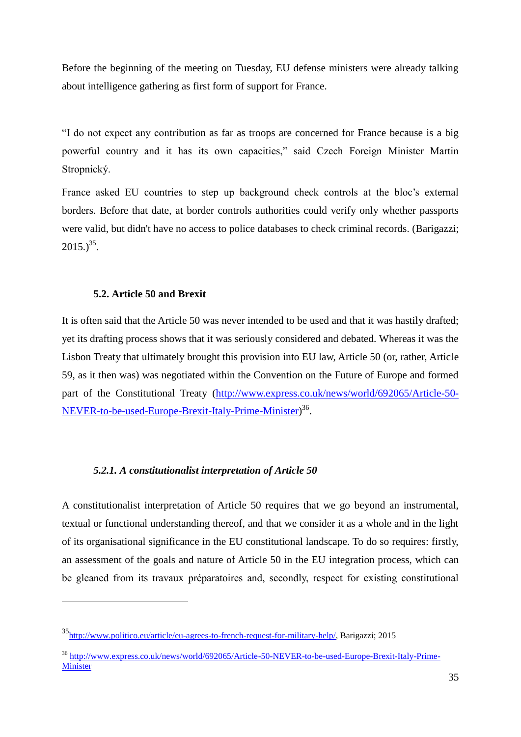Before the beginning of the meeting on Tuesday, EU defense ministers were already talking about intelligence gathering as first form of support for France.

"I do not expect any contribution as far as troops are concerned for France because is a big powerful country and it has its own capacities," said Czech Foreign Minister Martin Stropnický.

France asked EU countries to step up background check controls at the bloc's external borders. Before that date, at border controls authorities could verify only whether passports were valid, but didn't have no access to police databases to check criminal records. (Barigazzi; 2015.)[35].

### 5.2. Article 50 and Brexit

It is often said that the Article 50 was never intended to be used and that it was hastily drafted; yet its drafting process shows that it was seriously considered and debated. Whereas it was the Lisbon Treaty that ultimately brought this provision into EU law, Article 50 (or, rather, Article 59, as it then was) was negotiated within the Convention on the Future of Europe and formed part of the Constitutional Treaty (http://www.express.co.uk/news/world/692065/Article-50-NEVER-to-be-used-Europe-Brexit-Italy-Prime-Minister)[36].

#### *5.2.1. A constitutionalist interpretation of Article 50*

A constitutionalist interpretation of Article 50 requires that we go beyond an instrumental, textual or functional understanding thereof, and that we consider it as a whole and in the light of its organisational significance in the EU constitutional landscape. To do so requires: firstly, an assessment of the goals and nature of Article 50 in the EU integration process, which can be gleaned from its travaux préparatoires and, secondly, respect for existing constitutional

---

[35] http://www.politico.eu/article/eu-agrees-to-french-request-for-military-help/, Barigazzi; 2015

[36] http://www.express.co.uk/news/world/692065/Article-50-NEVER-to-be-used-Europe-Brexit-Italy-Prime-Minister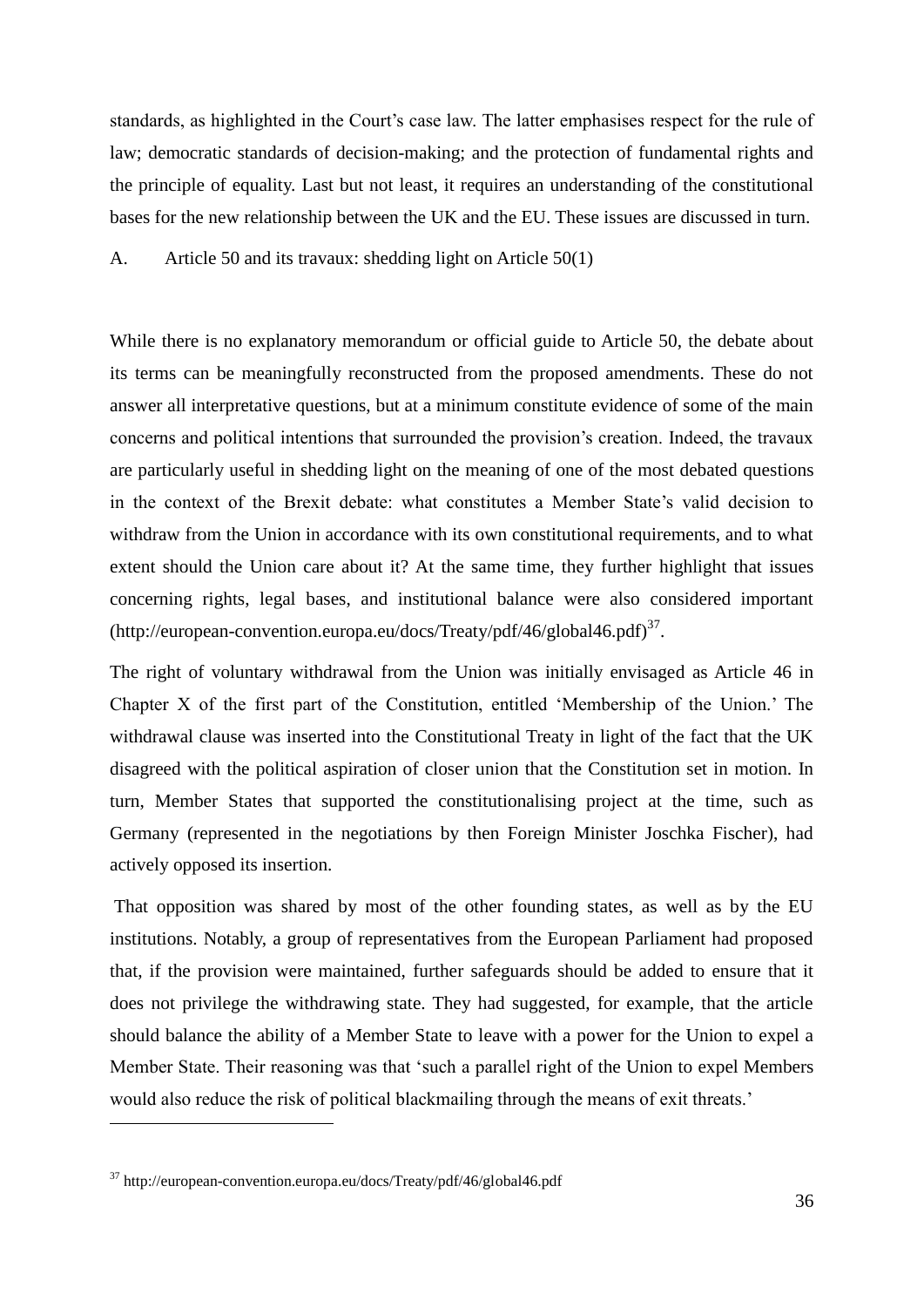standards, as highlighted in the Court's case law. The latter emphasises respect for the rule of law; democratic standards of decision-making; and the protection of fundamental rights and the principle of equality. Last but not least, it requires an understanding of the constitutional bases for the new relationship between the UK and the EU. These issues are discussed in turn.

### A. Article 50 and its travaux: shedding light on Article 50(1)

While there is no explanatory memorandum or official guide to Article 50, the debate about its terms can be meaningfully reconstructed from the proposed amendments. These do not answer all interpretative questions, but at a minimum constitute evidence of some of the main concerns and political intentions that surrounded the provision's creation. Indeed, the travaux are particularly useful in shedding light on the meaning of one of the most debated questions in the context of the Brexit debate: what constitutes a Member State's valid decision to withdraw from the Union in accordance with its own constitutional requirements, and to what extent should the Union care about it? At the same time, they further highlight that issues concerning rights, legal bases, and institutional balance were also considered important (http://european-convention.europa.eu/docs/Treaty/pdf/46/global46.pdf)[37].

The right of voluntary withdrawal from the Union was initially envisaged as Article 46 in Chapter X of the first part of the Constitution, entitled 'Membership of the Union.' The withdrawal clause was inserted into the Constitutional Treaty in light of the fact that the UK disagreed with the political aspiration of closer union that the Constitution set in motion. In turn, Member States that supported the constitutionalising project at the time, such as Germany (represented in the negotiations by then Foreign Minister Joschka Fischer), had actively opposed its insertion.

That opposition was shared by most of the other founding states, as well as by the EU institutions. Notably, a group of representatives from the European Parliament had proposed that, if the provision were maintained, further safeguards should be added to ensure that it does not privilege the withdrawing state. They had suggested, for example, that the article should balance the ability of a Member State to leave with a power for the Union to expel a Member State. Their reasoning was that 'such a parallel right of the Union to expel Members would also reduce the risk of political blackmailing through the means of exit threats.'

[37] http://european-convention.europa.eu/docs/Treaty/pdf/46/global46.pdf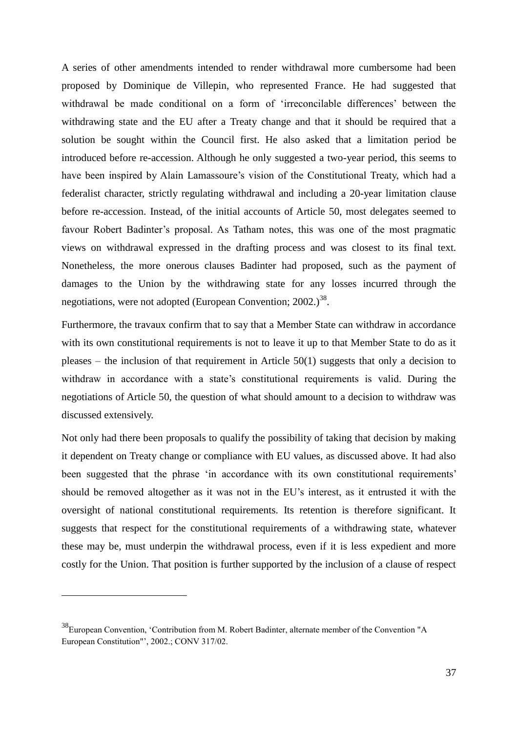A series of other amendments intended to render withdrawal more cumbersome had been proposed by Dominique de Villepin, who represented France. He had suggested that withdrawal be made conditional on a form of 'irreconcilable differences' between the withdrawing state and the EU after a Treaty change and that it should be required that a solution be sought within the Council first. He also asked that a limitation period be introduced before re-accession. Although he only suggested a two-year period, this seems to have been inspired by Alain Lamassoure's vision of the Constitutional Treaty, which had a federalist character, strictly regulating withdrawal and including a 20-year limitation clause before re-accession. Instead, of the initial accounts of Article 50, most delegates seemed to favour Robert Badinter's proposal. As Tatham notes, this was one of the most pragmatic views on withdrawal expressed in the drafting process and was closest to its final text. Nonetheless, the more onerous clauses Badinter had proposed, such as the payment of damages to the Union by the withdrawing state for any losses incurred through the negotiations, were not adopted (European Convention; 2002.)[38].

Furthermore, the travaux confirm that to say that a Member State can withdraw in accordance with its own constitutional requirements is not to leave it up to that Member State to do as it pleases – the inclusion of that requirement in Article 50(1) suggests that only a decision to withdraw in accordance with a state's constitutional requirements is valid. During the negotiations of Article 50, the question of what should amount to a decision to withdraw was discussed extensively.

Not only had there been proposals to qualify the possibility of taking that decision by making it dependent on Treaty change or compliance with EU values, as discussed above. It had also been suggested that the phrase 'in accordance with its own constitutional requirements' should be removed altogether as it was not in the EU's interest, as it entrusted it with the oversight of national constitutional requirements. Its retention is therefore significant. It suggests that respect for the constitutional requirements of a withdrawing state, whatever these may be, must underpin the withdrawal process, even if it is less expedient and more costly for the Union. That position is further supported by the inclusion of a clause of respect

---

[38] European Convention, 'Contribution from M. Robert Badinter, alternate member of the Convention "A European Constitution"', 2002.; CONV 317/02.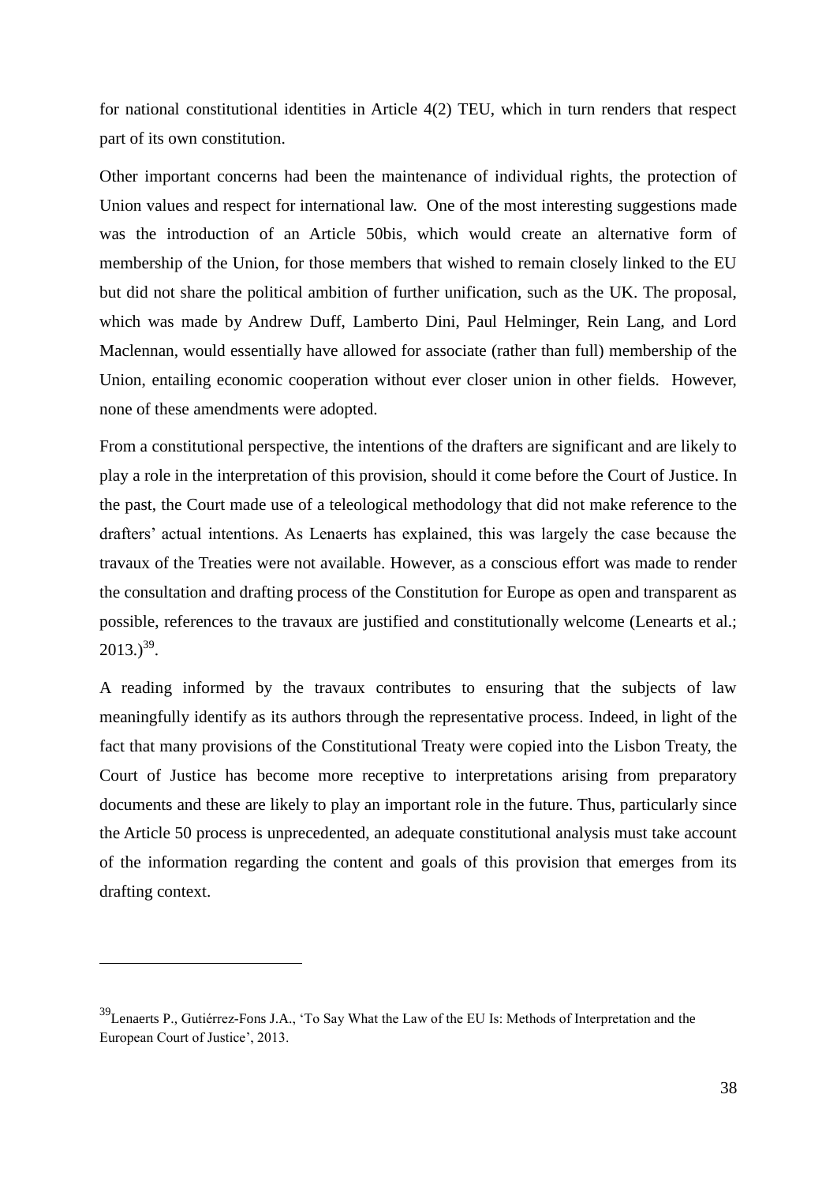for national constitutional identities in Article 4(2) TEU, which in turn renders that respect part of its own constitution.

Other important concerns had been the maintenance of individual rights, the protection of Union values and respect for international law. One of the most interesting suggestions made was the introduction of an Article 50bis, which would create an alternative form of membership of the Union, for those members that wished to remain closely linked to the EU but did not share the political ambition of further unification, such as the UK. The proposal, which was made by Andrew Duff, Lamberto Dini, Paul Helminger, Rein Lang, and Lord Maclennan, would essentially have allowed for associate (rather than full) membership of the Union, entailing economic cooperation without ever closer union in other fields. However, none of these amendments were adopted.

From a constitutional perspective, the intentions of the drafters are significant and are likely to play a role in the interpretation of this provision, should it come before the Court of Justice. In the past, the Court made use of a teleological methodology that did not make reference to the drafters' actual intentions. As Lenaerts has explained, this was largely the case because the travaux of the Treaties were not available. However, as a conscious effort was made to render the consultation and drafting process of the Constitution for Europe as open and transparent as possible, references to the travaux are justified and constitutionally welcome (Lenearts et al.; 2013.)[39].

A reading informed by the travaux contributes to ensuring that the subjects of law meaningfully identify as its authors through the representative process. Indeed, in light of the fact that many provisions of the Constitutional Treaty were copied into the Lisbon Treaty, the Court of Justice has become more receptive to interpretations arising from preparatory documents and these are likely to play an important role in the future. Thus, particularly since the Article 50 process is unprecedented, an adequate constitutional analysis must take account of the information regarding the content and goals of this provision that emerges from its drafting context.

---

[39] Lenaerts P., Gutiérrez-Fons J.A., 'To Say What the Law of the EU Is: Methods of Interpretation and the European Court of Justice', 2013.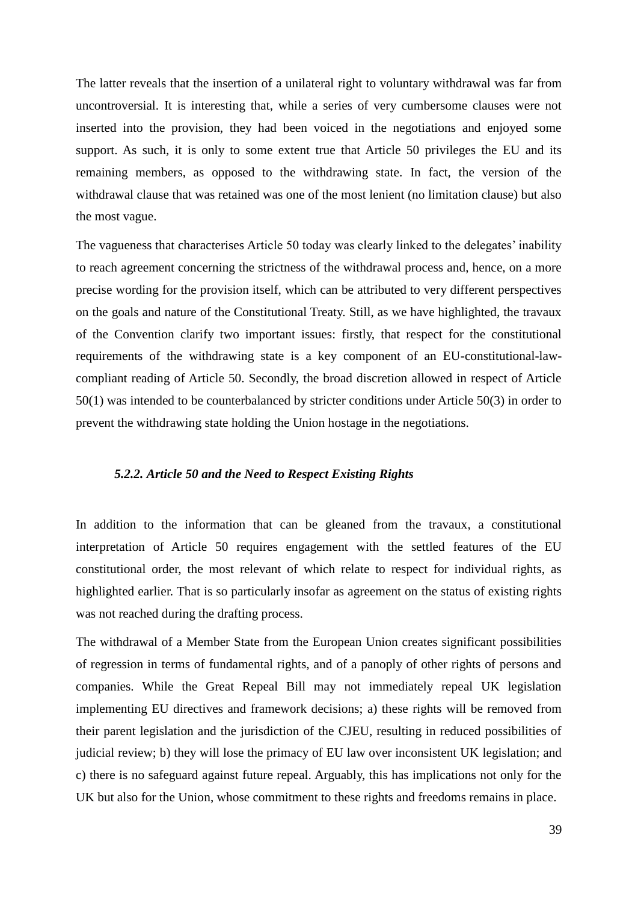The latter reveals that the insertion of a unilateral right to voluntary withdrawal was far from uncontroversial. It is interesting that, while a series of very cumbersome clauses were not inserted into the provision, they had been voiced in the negotiations and enjoyed some support. As such, it is only to some extent true that Article 50 privileges the EU and its remaining members, as opposed to the withdrawing state. In fact, the version of the withdrawal clause that was retained was one of the most lenient (no limitation clause) but also the most vague.

The vagueness that characterises Article 50 today was clearly linked to the delegates' inability to reach agreement concerning the strictness of the withdrawal process and, hence, on a more precise wording for the provision itself, which can be attributed to very different perspectives on the goals and nature of the Constitutional Treaty. Still, as we have highlighted, the travaux of the Convention clarify two important issues: firstly, that respect for the constitutional requirements of the withdrawing state is a key component of an EU-constitutional-law-compliant reading of Article 50. Secondly, the broad discretion allowed in respect of Article 50(1) was intended to be counterbalanced by stricter conditions under Article 50(3) in order to prevent the withdrawing state holding the Union hostage in the negotiations.

### *5.2.2. Article 50 and the Need to Respect Existing Rights*

In addition to the information that can be gleaned from the travaux, a constitutional interpretation of Article 50 requires engagement with the settled features of the EU constitutional order, the most relevant of which relate to respect for individual rights, as highlighted earlier. That is so particularly insofar as agreement on the status of existing rights was not reached during the drafting process.

The withdrawal of a Member State from the European Union creates significant possibilities of regression in terms of fundamental rights, and of a panoply of other rights of persons and companies. While the Great Repeal Bill may not immediately repeal UK legislation implementing EU directives and framework decisions; a) these rights will be removed from their parent legislation and the jurisdiction of the CJEU, resulting in reduced possibilities of judicial review; b) they will lose the primacy of EU law over inconsistent UK legislation; and c) there is no safeguard against future repeal. Arguably, this has implications not only for the UK but also for the Union, whose commitment to these rights and freedoms remains in place.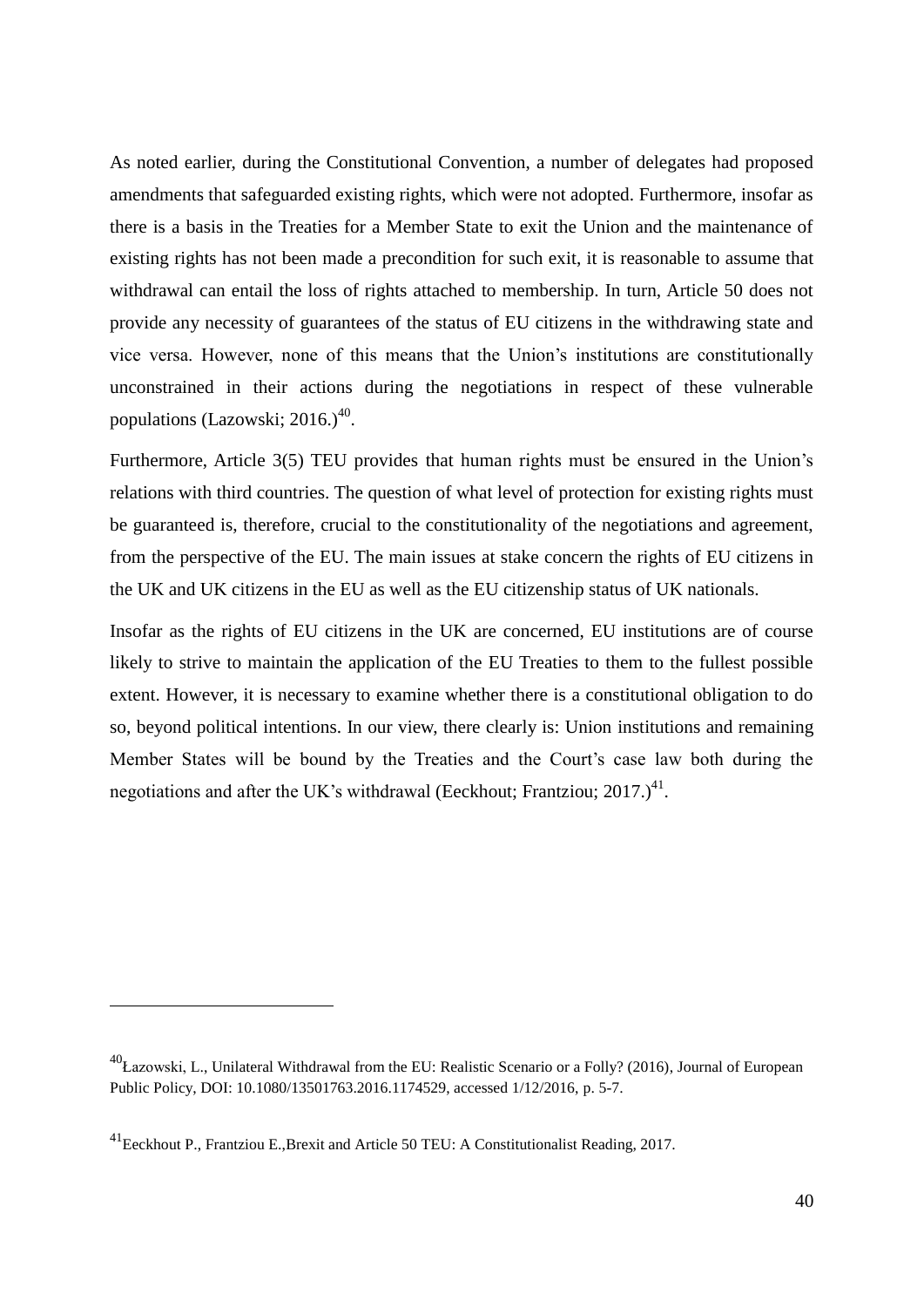As noted earlier, during the Constitutional Convention, a number of delegates had proposed amendments that safeguarded existing rights, which were not adopted. Furthermore, insofar as there is a basis in the Treaties for a Member State to exit the Union and the maintenance of existing rights has not been made a precondition for such exit, it is reasonable to assume that withdrawal can entail the loss of rights attached to membership. In turn, Article 50 does not provide any necessity of guarantees of the status of EU citizens in the withdrawing state and vice versa. However, none of this means that the Union's institutions are constitutionally unconstrained in their actions during the negotiations in respect of these vulnerable populations (Lazowski; 2016.)[40].

Furthermore, Article 3(5) TEU provides that human rights must be ensured in the Union's relations with third countries. The question of what level of protection for existing rights must be guaranteed is, therefore, crucial to the constitutionality of the negotiations and agreement, from the perspective of the EU. The main issues at stake concern the rights of EU citizens in the UK and UK citizens in the EU as well as the EU citizenship status of UK nationals.

Insofar as the rights of EU citizens in the UK are concerned, EU institutions are of course likely to strive to maintain the application of the EU Treaties to them to the fullest possible extent. However, it is necessary to examine whether there is a constitutional obligation to do so, beyond political intentions. In our view, there clearly is: Union institutions and remaining Member States will be bound by the Treaties and the Court's case law both during the negotiations and after the UK's withdrawal (Eeckhout; Frantziou; 2017.)[41].

---

[40] Łazowski, L., Unilateral Withdrawal from the EU: Realistic Scenario or a Folly? (2016), Journal of European Public Policy, DOI: 10.1080/13501763.2016.1174529, accessed 1/12/2016, p. 5-7.

[41] Eeckhout P., Frantziou E.,Brexit and Article 50 TEU: A Constitutionalist Reading, 2017.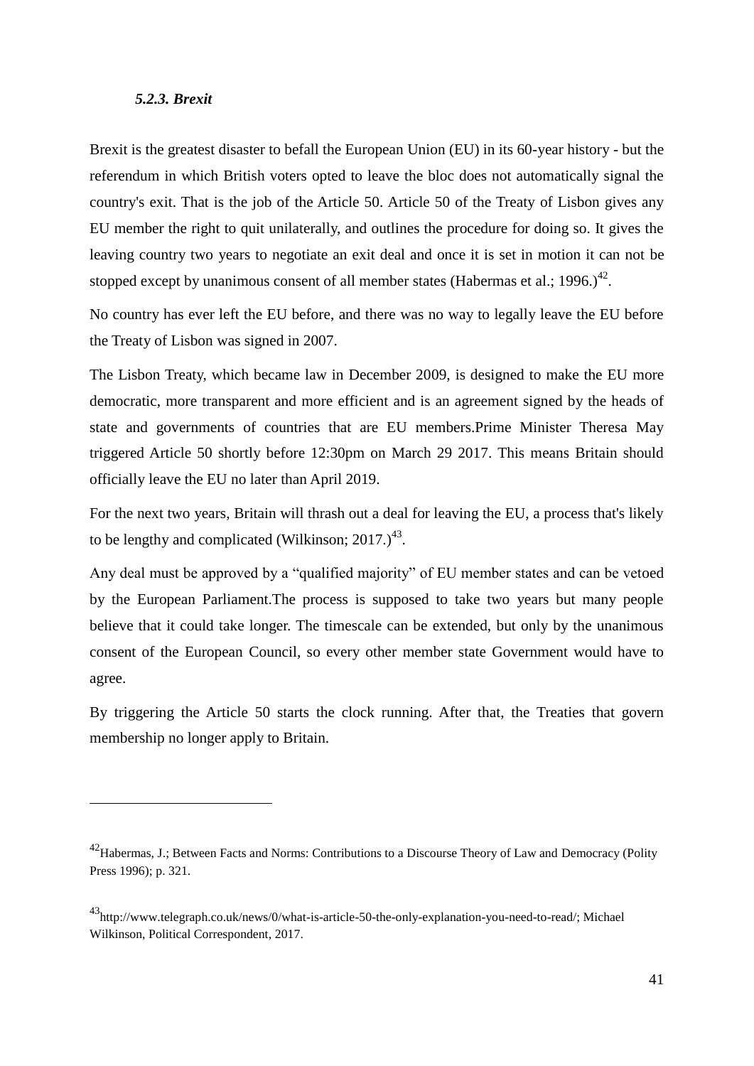#### *5.2.3. Brexit*

Brexit is the greatest disaster to befall the European Union (EU) in its 60-year history - but the referendum in which British voters opted to leave the bloc does not automatically signal the country's exit. That is the job of the Article 50. Article 50 of the Treaty of Lisbon gives any EU member the right to quit unilaterally, and outlines the procedure for doing so. It gives the leaving country two years to negotiate an exit deal and once it is set in motion it can not be stopped except by unanimous consent of all member states (Habermas et al.; 1996.)[42].

No country has ever left the EU before, and there was no way to legally leave the EU before the Treaty of Lisbon was signed in 2007.

The Lisbon Treaty, which became law in December 2009, is designed to make the EU more democratic, more transparent and more efficient and is an agreement signed by the heads of state and governments of countries that are EU members.Prime Minister Theresa May triggered Article 50 shortly before 12:30pm on March 29 2017. This means Britain should officially leave the EU no later than April 2019.

For the next two years, Britain will thrash out a deal for leaving the EU, a process that's likely to be lengthy and complicated (Wilkinson; 2017.)[43].

Any deal must be approved by a "qualified majority" of EU member states and can be vetoed by the European Parliament.The process is supposed to take two years but many people believe that it could take longer. The timescale can be extended, but only by the unanimous consent of the European Council, so every other member state Government would have to agree.

By triggering the Article 50 starts the clock running. After that, the Treaties that govern membership no longer apply to Britain.

---

[42] Habermas, J.; Between Facts and Norms: Contributions to a Discourse Theory of Law and Democracy (Polity Press 1996); p. 321.

[43] http://www.telegraph.co.uk/news/0/what-is-article-50-the-only-explanation-you-need-to-read/; Michael Wilkinson, Political Correspondent, 2017.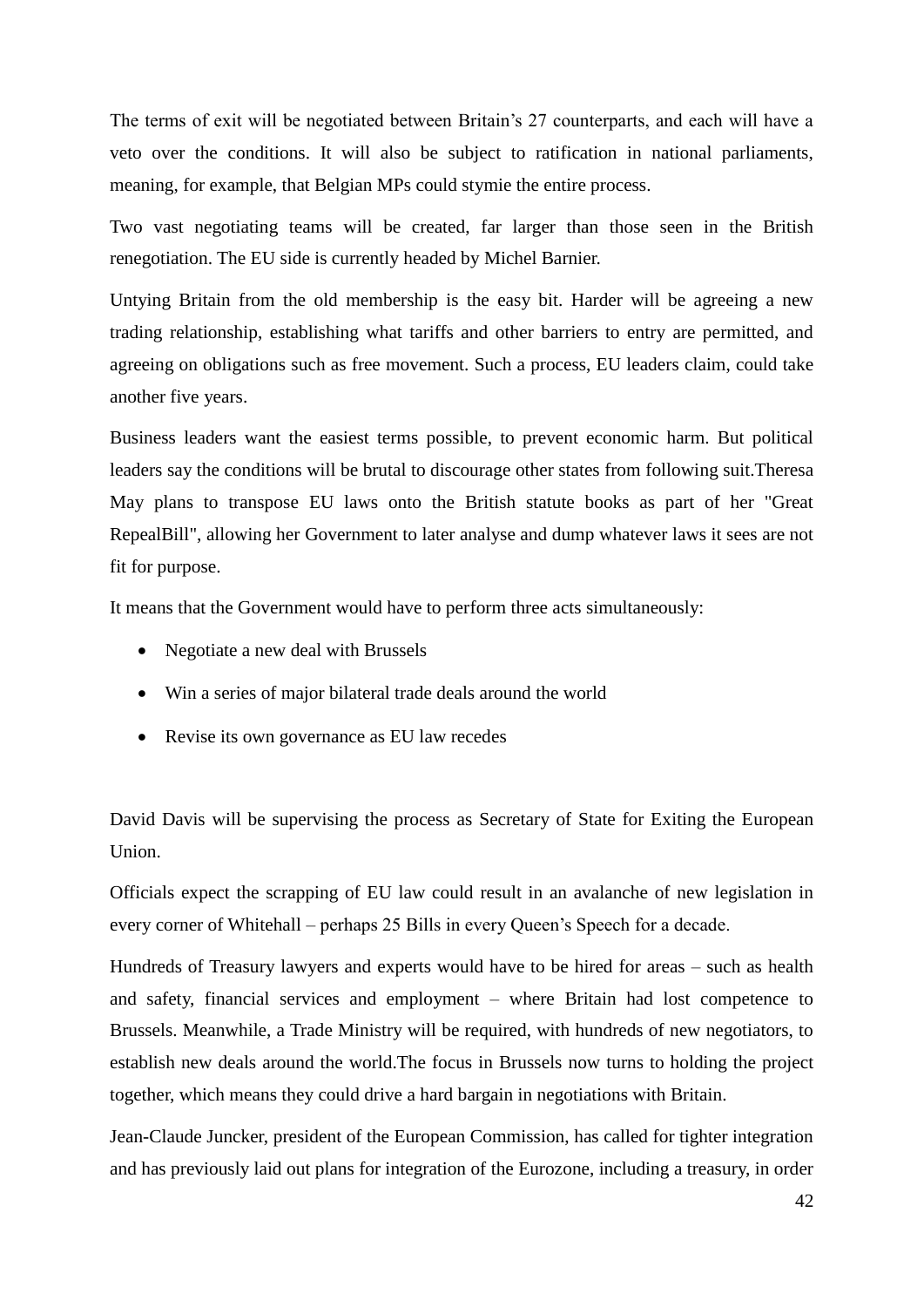The terms of exit will be negotiated between Britain's 27 counterparts, and each will have a veto over the conditions. It will also be subject to ratification in national parliaments, meaning, for example, that Belgian MPs could stymie the entire process.

Two vast negotiating teams will be created, far larger than those seen in the British renegotiation. The EU side is currently headed by Michel Barnier.

Untying Britain from the old membership is the easy bit. Harder will be agreeing a new trading relationship, establishing what tariffs and other barriers to entry are permitted, and agreeing on obligations such as free movement. Such a process, EU leaders claim, could take another five years.

Business leaders want the easiest terms possible, to prevent economic harm. But political leaders say the conditions will be brutal to discourage other states from following suit.Theresa May plans to transpose EU laws onto the British statute books as part of her "Great RepealBill", allowing her Government to later analyse and dump whatever laws it sees are not fit for purpose.

It means that the Government would have to perform three acts simultaneously:

- Negotiate a new deal with Brussels
- Win a series of major bilateral trade deals around the world
- Revise its own governance as EU law recedes

David Davis will be supervising the process as Secretary of State for Exiting the European Union.

Officials expect the scrapping of EU law could result in an avalanche of new legislation in every corner of Whitehall – perhaps 25 Bills in every Queen's Speech for a decade.

Hundreds of Treasury lawyers and experts would have to be hired for areas – such as health and safety, financial services and employment – where Britain had lost competence to Brussels. Meanwhile, a Trade Ministry will be required, with hundreds of new negotiators, to establish new deals around the world.The focus in Brussels now turns to holding the project together, which means they could drive a hard bargain in negotiations with Britain.

Jean-Claude Juncker, president of the European Commission, has called for tighter integration and has previously laid out plans for integration of the Eurozone, including a treasury, in order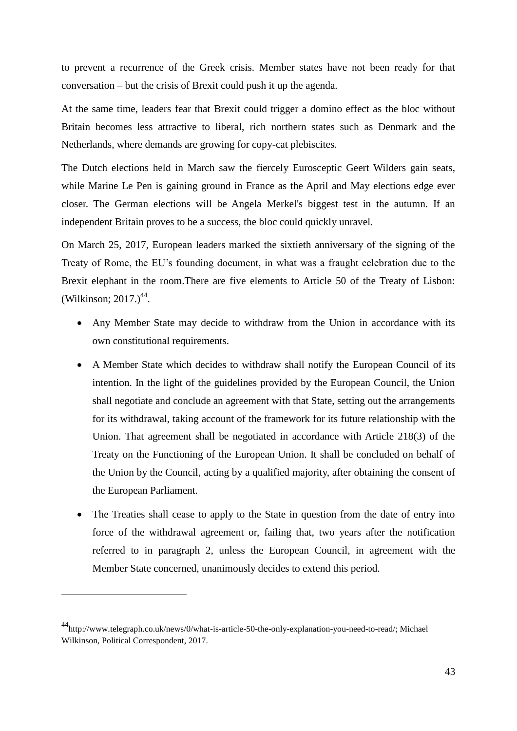to prevent a recurrence of the Greek crisis. Member states have not been ready for that conversation – but the crisis of Brexit could push it up the agenda.

At the same time, leaders fear that Brexit could trigger a domino effect as the bloc without Britain becomes less attractive to liberal, rich northern states such as Denmark and the Netherlands, where demands are growing for copy-cat plebiscites.

The Dutch elections held in March saw the fiercely Eurosceptic Geert Wilders gain seats, while Marine Le Pen is gaining ground in France as the April and May elections edge ever closer. The German elections will be Angela Merkel's biggest test in the autumn. If an independent Britain proves to be a success, the bloc could quickly unravel.

On March 25, 2017, European leaders marked the sixtieth anniversary of the signing of the Treaty of Rome, the EU's founding document, in what was a fraught celebration due to the Brexit elephant in the room.There are five elements to Article 50 of the Treaty of Lisbon: (Wilkinson; 2017.)[44].

- Any Member State may decide to withdraw from the Union in accordance with its own constitutional requirements.
- A Member State which decides to withdraw shall notify the European Council of its intention. In the light of the guidelines provided by the European Council, the Union shall negotiate and conclude an agreement with that State, setting out the arrangements for its withdrawal, taking account of the framework for its future relationship with the Union. That agreement shall be negotiated in accordance with Article 218(3) of the Treaty on the Functioning of the European Union. It shall be concluded on behalf of the Union by the Council, acting by a qualified majority, after obtaining the consent of the European Parliament.
- The Treaties shall cease to apply to the State in question from the date of entry into force of the withdrawal agreement or, failing that, two years after the notification referred to in paragraph 2, unless the European Council, in agreement with the Member State concerned, unanimously decides to extend this period.

---

[44] http://www.telegraph.co.uk/news/0/what-is-article-50-the-only-explanation-you-need-to-read/; Michael Wilkinson, Political Correspondent, 2017.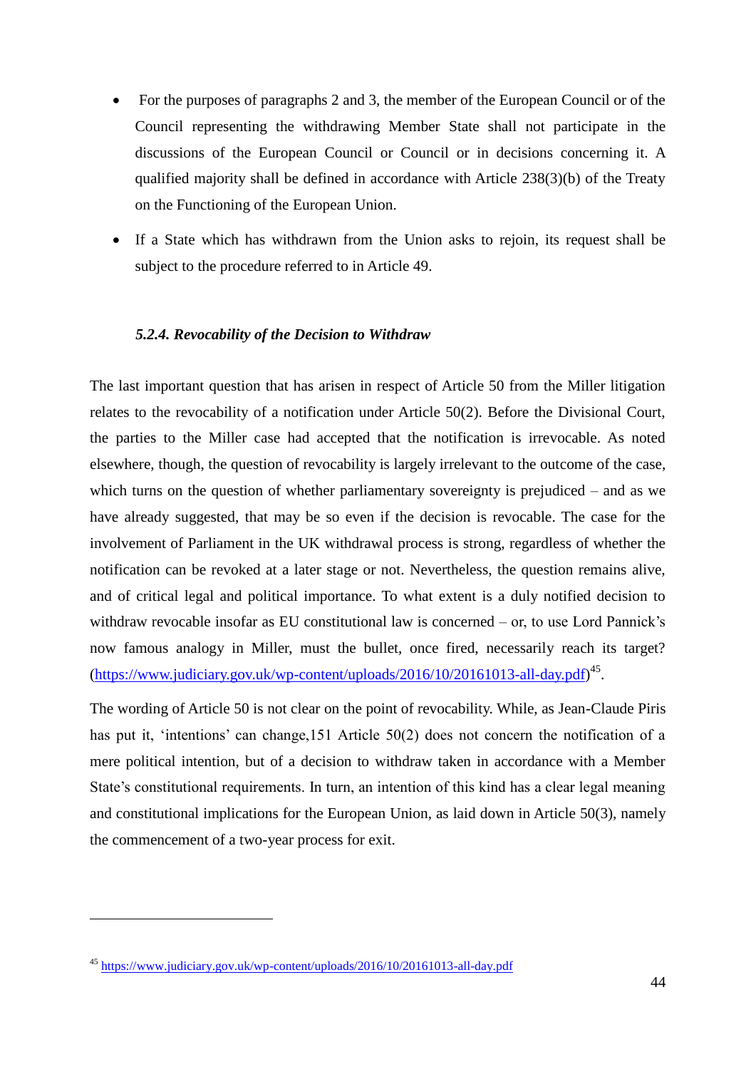- For the purposes of paragraphs 2 and 3, the member of the European Council or of the Council representing the withdrawing Member State shall not participate in the discussions of the European Council or Council or in decisions concerning it. A qualified majority shall be defined in accordance with Article 238(3)(b) of the Treaty on the Functioning of the European Union.
- If a State which has withdrawn from the Union asks to rejoin, its request shall be subject to the procedure referred to in Article 49.

#### *5.2.4. Revocability of the Decision to Withdraw*

The last important question that has arisen in respect of Article 50 from the Miller litigation relates to the revocability of a notification under Article 50(2). Before the Divisional Court, the parties to the Miller case had accepted that the notification is irrevocable. As noted elsewhere, though, the question of revocability is largely irrelevant to the outcome of the case, which turns on the question of whether parliamentary sovereignty is prejudiced – and as we have already suggested, that may be so even if the decision is revocable. The case for the involvement of Parliament in the UK withdrawal process is strong, regardless of whether the notification can be revoked at a later stage or not. Nevertheless, the question remains alive, and of critical legal and political importance. To what extent is a duly notified decision to withdraw revocable insofar as EU constitutional law is concerned – or, to use Lord Pannick's now famous analogy in Miller, must the bullet, once fired, necessarily reach its target? (https://www.judiciary.gov.uk/wp-content/uploads/2016/10/20161013-all-day.pdf)[45].

The wording of Article 50 is not clear on the point of revocability. While, as Jean-Claude Piris has put it, 'intentions' can change,151 Article 50(2) does not concern the notification of a mere political intention, but of a decision to withdraw taken in accordance with a Member State's constitutional requirements. In turn, an intention of this kind has a clear legal meaning and constitutional implications for the European Union, as laid down in Article 50(3), namely the commencement of a two-year process for exit.

---

[45] https://www.judiciary.gov.uk/wp-content/uploads/2016/10/20161013-all-day.pdf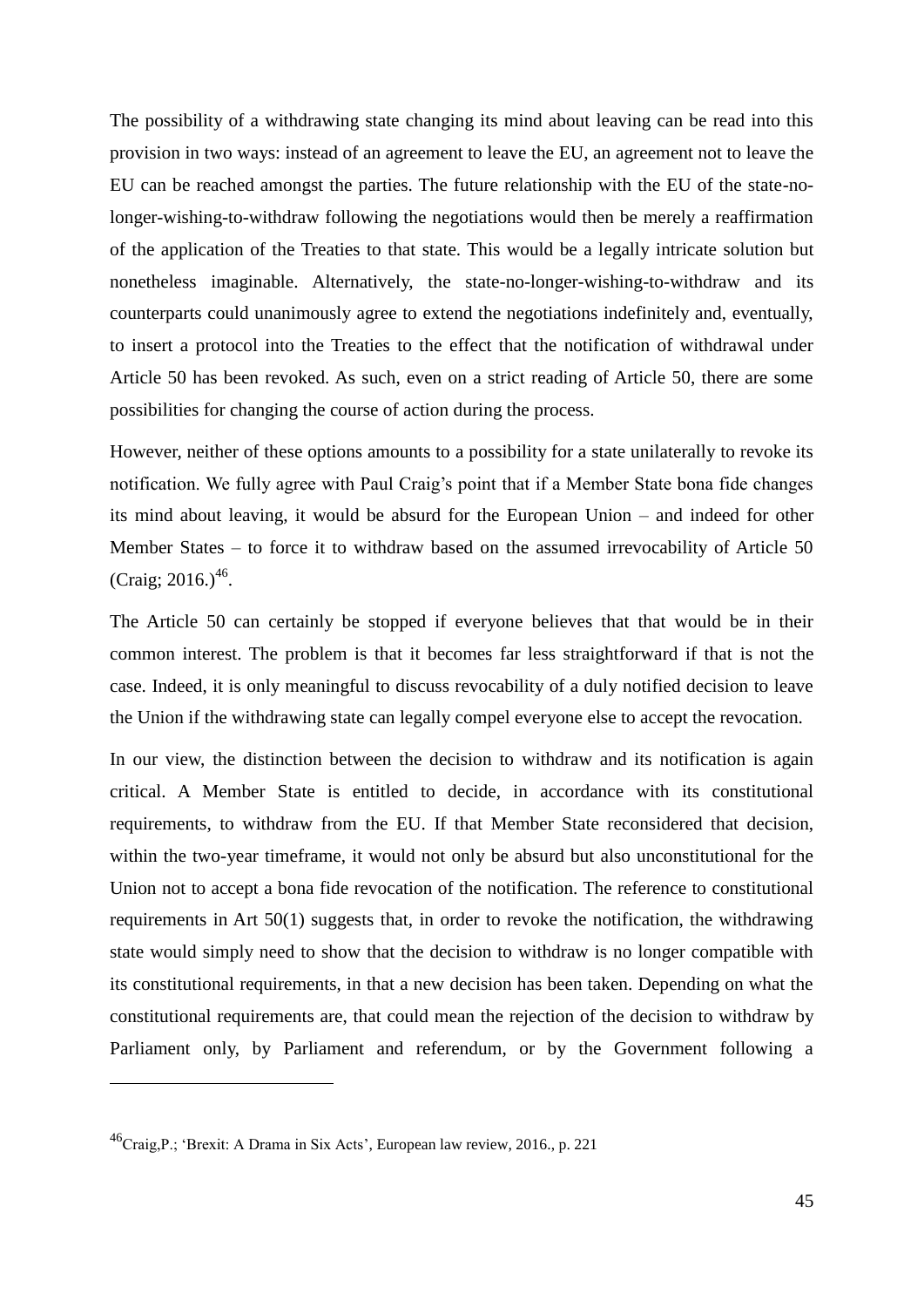The possibility of a withdrawing state changing its mind about leaving can be read into this provision in two ways: instead of an agreement to leave the EU, an agreement not to leave the EU can be reached amongst the parties. The future relationship with the EU of the state-no-longer-wishing-to-withdraw following the negotiations would then be merely a reaffirmation of the application of the Treaties to that state. This would be a legally intricate solution but nonetheless imaginable. Alternatively, the state-no-longer-wishing-to-withdraw and its counterparts could unanimously agree to extend the negotiations indefinitely and, eventually, to insert a protocol into the Treaties to the effect that the notification of withdrawal under Article 50 has been revoked. As such, even on a strict reading of Article 50, there are some possibilities for changing the course of action during the process.

However, neither of these options amounts to a possibility for a state unilaterally to revoke its notification. We fully agree with Paul Craig's point that if a Member State bona fide changes its mind about leaving, it would be absurd for the European Union – and indeed for other Member States – to force it to withdraw based on the assumed irrevocability of Article 50 (Craig; 2016.)[46].

The Article 50 can certainly be stopped if everyone believes that that would be in their common interest. The problem is that it becomes far less straightforward if that is not the case. Indeed, it is only meaningful to discuss revocability of a duly notified decision to leave the Union if the withdrawing state can legally compel everyone else to accept the revocation.

In our view, the distinction between the decision to withdraw and its notification is again critical. A Member State is entitled to decide, in accordance with its constitutional requirements, to withdraw from the EU. If that Member State reconsidered that decision, within the two-year timeframe, it would not only be absurd but also unconstitutional for the Union not to accept a bona fide revocation of the notification. The reference to constitutional requirements in Art 50(1) suggests that, in order to revoke the notification, the withdrawing state would simply need to show that the decision to withdraw is no longer compatible with its constitutional requirements, in that a new decision has been taken. Depending on what the constitutional requirements are, that could mean the rejection of the decision to withdraw by Parliament only, by Parliament and referendum, or by the Government following a

---

[46] Craig,P.; 'Brexit: A Drama in Six Acts', European law review, 2016., p. 221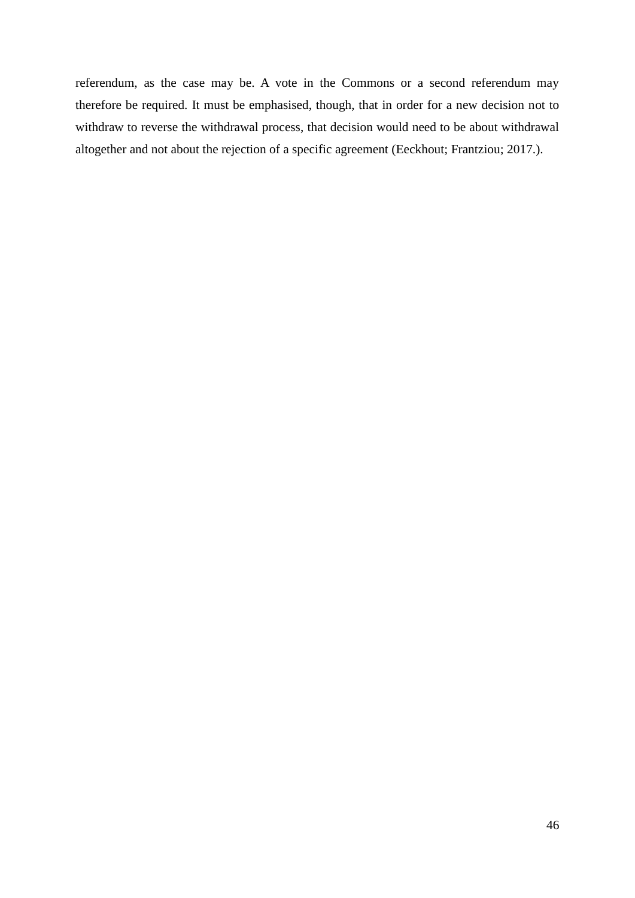referendum, as the case may be. A vote in the Commons or a second referendum may therefore be required. It must be emphasised, though, that in order for a new decision not to withdraw to reverse the withdrawal process, that decision would need to be about withdrawal altogether and not about the rejection of a specific agreement (Eeckhout; Frantziou; 2017.).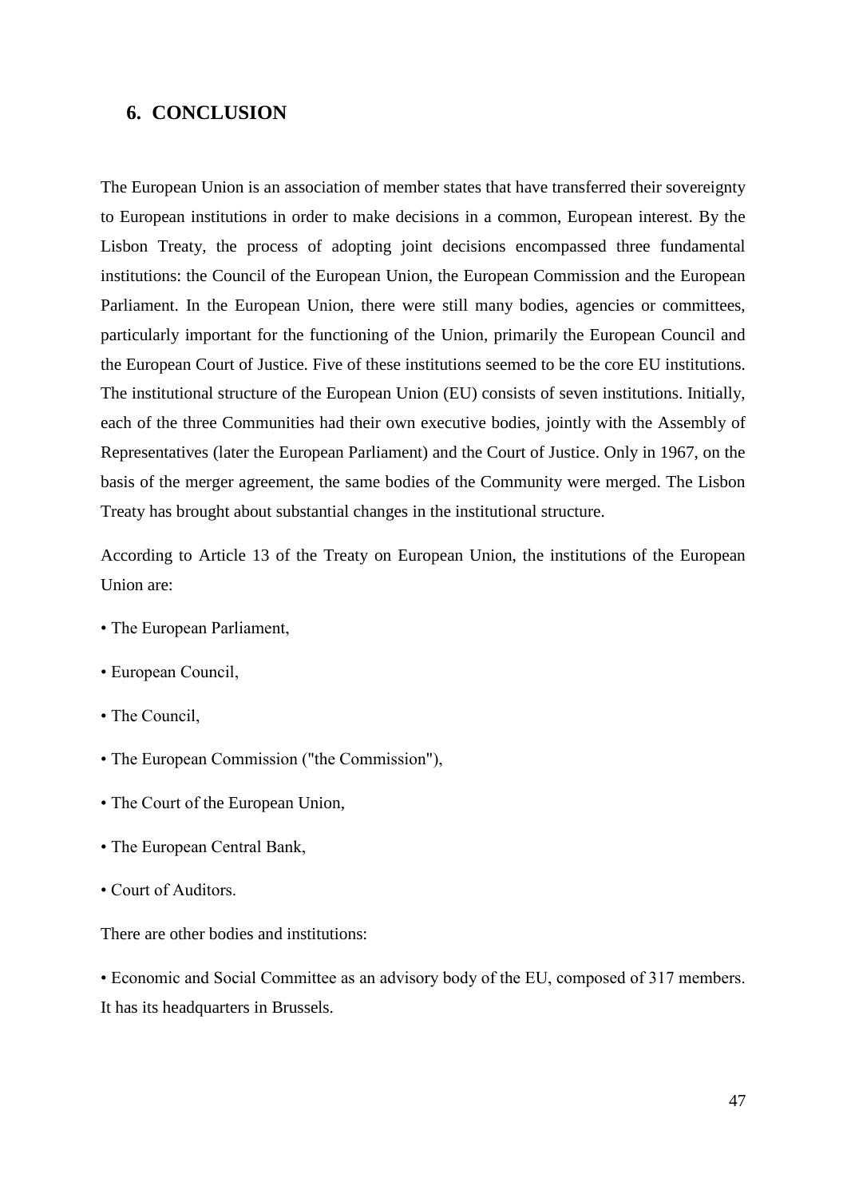## 6. CONCLUSION

The European Union is an association of member states that have transferred their sovereignty to European institutions in order to make decisions in a common, European interest. By the Lisbon Treaty, the process of adopting joint decisions encompassed three fundamental institutions: the Council of the European Union, the European Commission and the European Parliament. In the European Union, there were still many bodies, agencies or committees, particularly important for the functioning of the Union, primarily the European Council and the European Court of Justice. Five of these institutions seemed to be the core EU institutions. The institutional structure of the European Union (EU) consists of seven institutions. Initially, each of the three Communities had their own executive bodies, jointly with the Assembly of Representatives (later the European Parliament) and the Court of Justice. Only in 1967, on the basis of the merger agreement, the same bodies of the Community were merged. The Lisbon Treaty has brought about substantial changes in the institutional structure.

According to Article 13 of the Treaty on European Union, the institutions of the European Union are:

- The European Parliament,
- European Council,
- The Council,
- The European Commission ("the Commission"),
- The Court of the European Union,
- The European Central Bank,
- Court of Auditors.

There are other bodies and institutions:

- Economic and Social Committee as an advisory body of the EU, composed of 317 members. It has its headquarters in Brussels.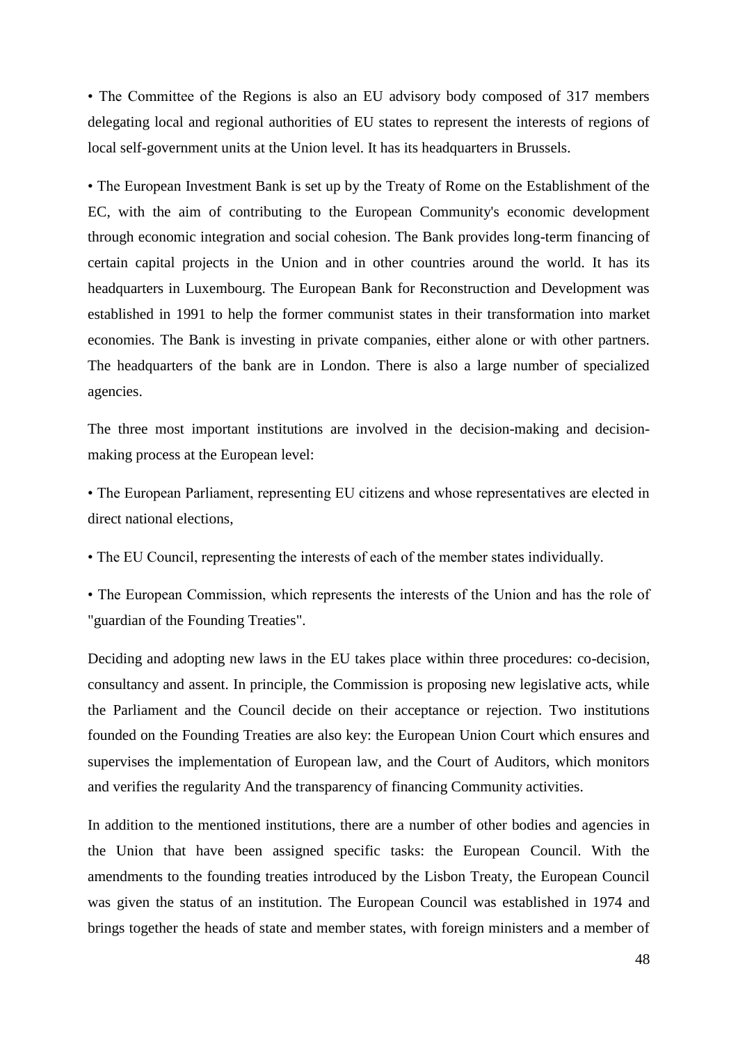• The Committee of the Regions is also an EU advisory body composed of 317 members delegating local and regional authorities of EU states to represent the interests of regions of local self-government units at the Union level. It has its headquarters in Brussels.

• The European Investment Bank is set up by the Treaty of Rome on the Establishment of the EC, with the aim of contributing to the European Community's economic development through economic integration and social cohesion. The Bank provides long-term financing of certain capital projects in the Union and in other countries around the world. It has its headquarters in Luxembourg. The European Bank for Reconstruction and Development was established in 1991 to help the former communist states in their transformation into market economies. The Bank is investing in private companies, either alone or with other partners. The headquarters of the bank are in London. There is also a large number of specialized agencies.

The three most important institutions are involved in the decision-making and decision-making process at the European level:

• The European Parliament, representing EU citizens and whose representatives are elected in direct national elections,

• The EU Council, representing the interests of each of the member states individually.

• The European Commission, which represents the interests of the Union and has the role of "guardian of the Founding Treaties".

Deciding and adopting new laws in the EU takes place within three procedures: co-decision, consultancy and assent. In principle, the Commission is proposing new legislative acts, while the Parliament and the Council decide on their acceptance or rejection. Two institutions founded on the Founding Treaties are also key: the European Union Court which ensures and supervises the implementation of European law, and the Court of Auditors, which monitors and verifies the regularity And the transparency of financing Community activities.

In addition to the mentioned institutions, there are a number of other bodies and agencies in the Union that have been assigned specific tasks: the European Council. With the amendments to the founding treaties introduced by the Lisbon Treaty, the European Council was given the status of an institution. The European Council was established in 1974 and brings together the heads of state and member states, with foreign ministers and a member of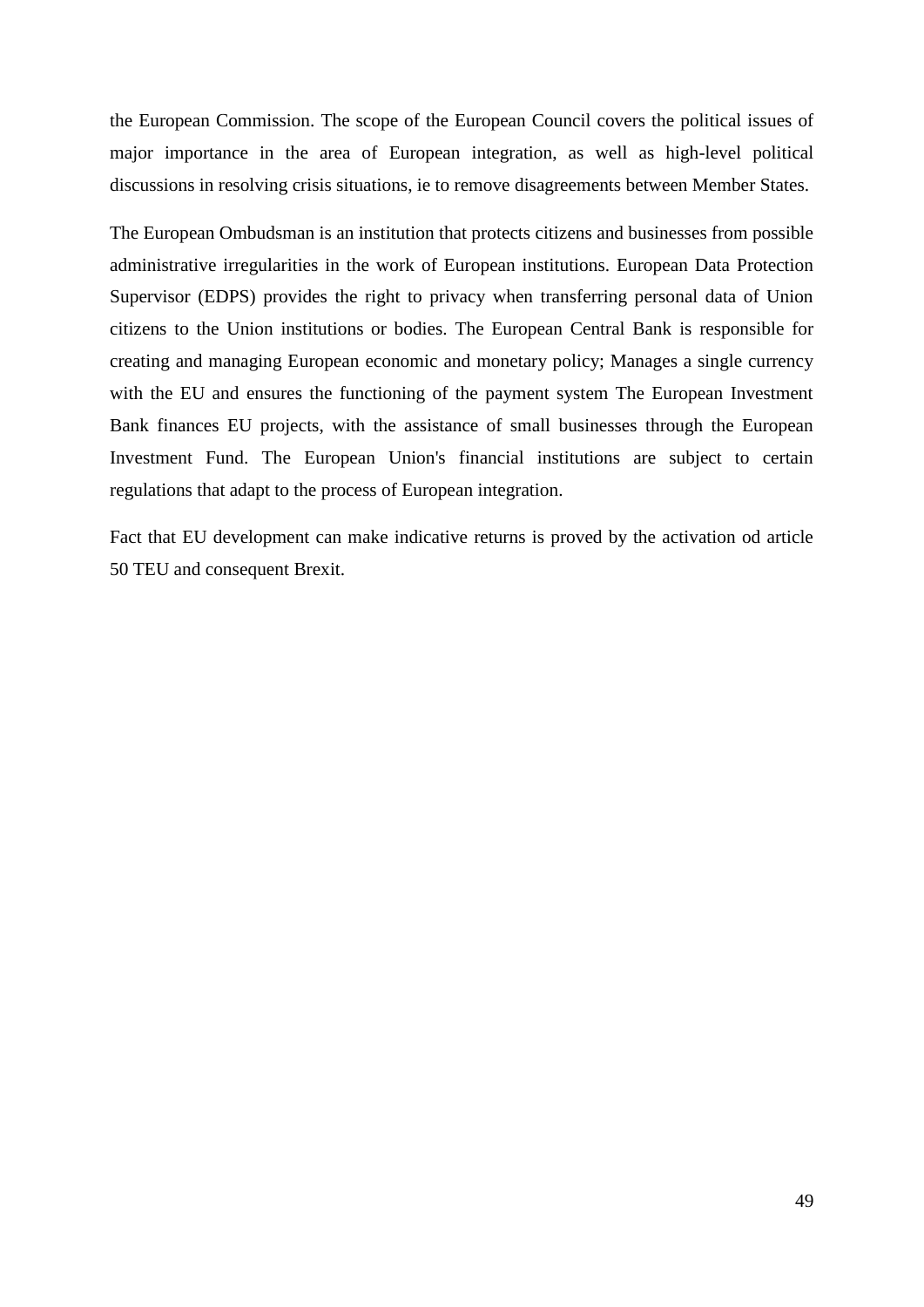the European Commission. The scope of the European Council covers the political issues of major importance in the area of European integration, as well as high-level political discussions in resolving crisis situations, ie to remove disagreements between Member States.

The European Ombudsman is an institution that protects citizens and businesses from possible administrative irregularities in the work of European institutions. European Data Protection Supervisor (EDPS) provides the right to privacy when transferring personal data of Union citizens to the Union institutions or bodies. The European Central Bank is responsible for creating and managing European economic and monetary policy; Manages a single currency with the EU and ensures the functioning of the payment system The European Investment Bank finances EU projects, with the assistance of small businesses through the European Investment Fund. The European Union's financial institutions are subject to certain regulations that adapt to the process of European integration.

Fact that EU development can make indicative returns is proved by the activation od article 50 TEU and consequent Brexit.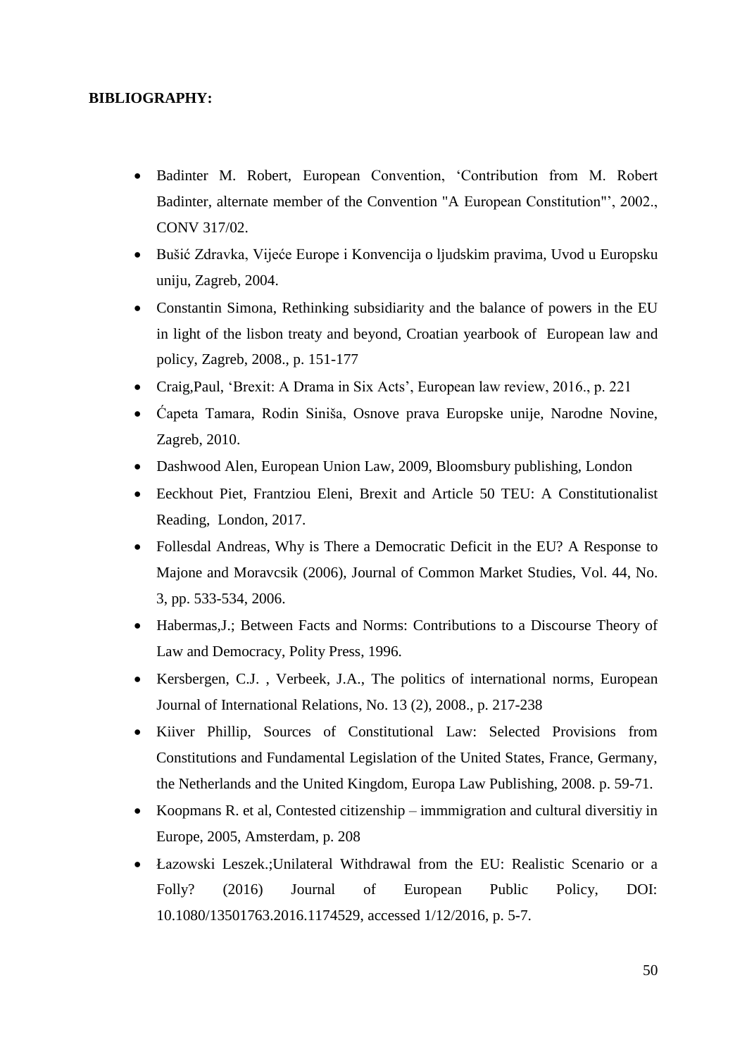**BIBLIOGRAPHY:**

- Badinter M. Robert, European Convention, 'Contribution from M. Robert Badinter, alternate member of the Convention "A European Constitution"', 2002., CONV 317/02.
- Bušić Zdravka, Vijeće Europe i Konvencija o ljudskim pravima, Uvod u Europsku uniju, Zagreb, 2004.
- Constantin Simona, Rethinking subsidiarity and the balance of powers in the EU in light of the lisbon treaty and beyond, Croatian yearbook of European law and policy, Zagreb, 2008., p. 151-177
- Craig,Paul, 'Brexit: A Drama in Six Acts', European law review, 2016., p. 221
- Ćapeta Tamara, Rodin Siniša, Osnove prava Europske unije, Narodne Novine, Zagreb, 2010.
- Dashwood Alen, European Union Law, 2009, Bloomsbury publishing, London
- Eeckhout Piet, Frantziou Eleni, Brexit and Article 50 TEU: A Constitutionalist Reading, London, 2017.
- Follesdal Andreas, Why is There a Democratic Deficit in the EU? A Response to Majone and Moravcsik (2006), Journal of Common Market Studies, Vol. 44, No. 3, pp. 533-534, 2006.
- Habermas,J.; Between Facts and Norms: Contributions to a Discourse Theory of Law and Democracy, Polity Press, 1996.
- Kersbergen, C.J. , Verbeek, J.A., The politics of international norms, European Journal of International Relations, No. 13 (2), 2008., p. 217-238
- Kiiver Phillip, Sources of Constitutional Law: Selected Provisions from Constitutions and Fundamental Legislation of the United States, France, Germany, the Netherlands and the United Kingdom, Europa Law Publishing, 2008. p. 59-71.
- Koopmans R. et al, Contested citizenship – immmigration and cultural diversitiy in Europe, 2005, Amsterdam, p. 208
- Łazowski Leszek.;Unilateral Withdrawal from the EU: Realistic Scenario or a Folly? (2016) Journal of European Public Policy, DOI: 10.1080/13501763.2016.1174529, accessed 1/12/2016, p. 5-7.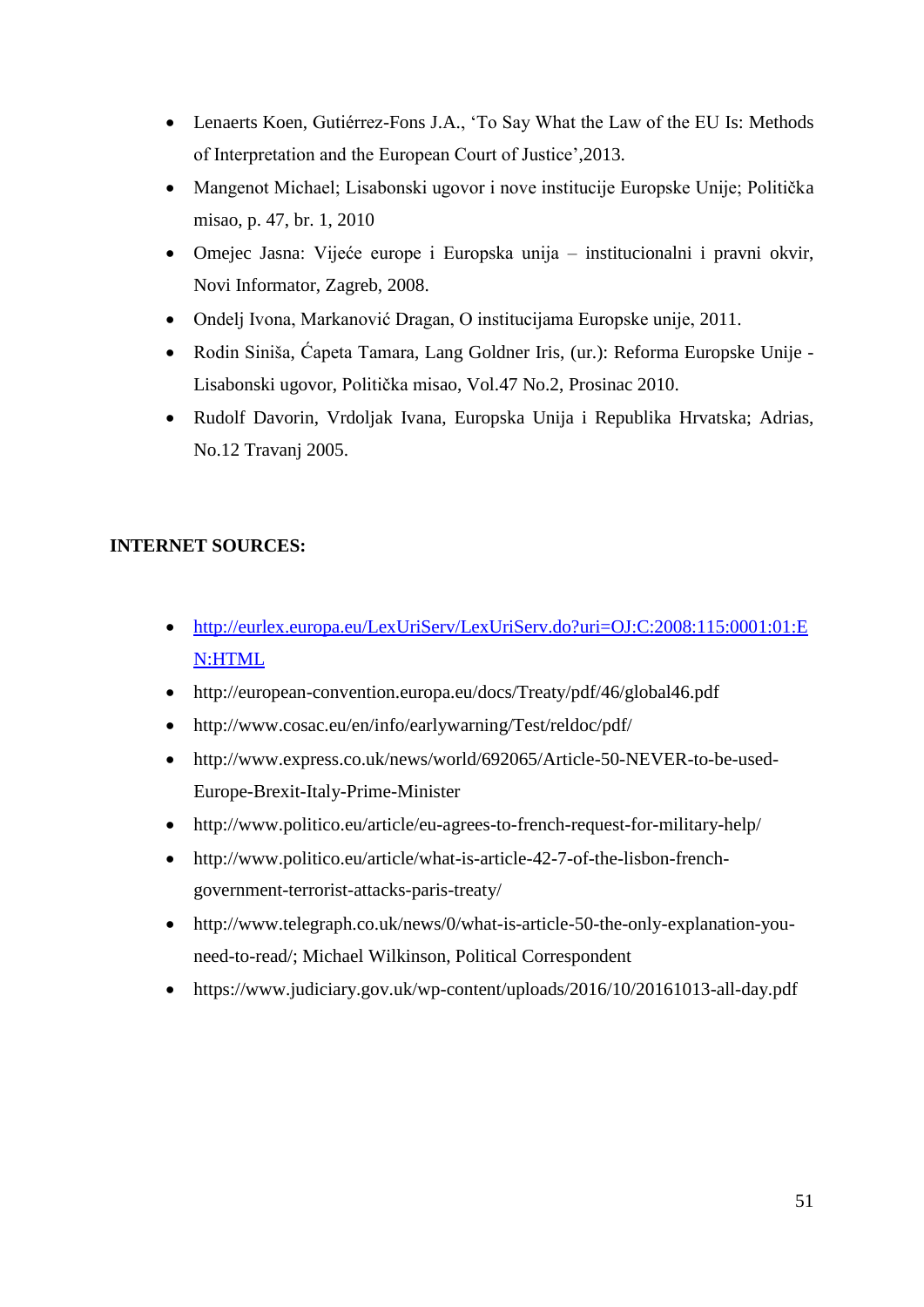- Lenaerts Koen, Gutiérrez-Fons J.A., 'To Say What the Law of the EU Is: Methods of Interpretation and the European Court of Justice',2013.
- Mangenot Michael; Lisabonski ugovor i nove institucije Europske Unije; Politička misao, p. 47, br. 1, 2010
- Omejec Jasna: Vijeće europe i Europska unija – institucionalni i pravni okvir, Novi Informator, Zagreb, 2008.
- Ondelj Ivona, Markanović Dragan, O institucijama Europske unije, 2011.
- Rodin Siniša, Ćapeta Tamara, Lang Goldner Iris, (ur.): Reforma Europske Unije - Lisabonski ugovor, Politička misao, Vol.47 No.2, Prosinac 2010.
- Rudolf Davorin, Vrdoljak Ivana, Europska Unija i Republika Hrvatska; Adrias, No.12 Travanj 2005.

**INTERNET SOURCES:**

- http://eurlex.europa.eu/LexUriServ/LexUriServ.do?uri=OJ:C:2008:115:0001:01:EN:HTML
- http://european-convention.europa.eu/docs/Treaty/pdf/46/global46.pdf
- http://www.cosac.eu/en/info/earlywarning/Test/reldoc/pdf/
- http://www.express.co.uk/news/world/692065/Article-50-NEVER-to-be-used-Europe-Brexit-Italy-Prime-Minister
- http://www.politico.eu/article/eu-agrees-to-french-request-for-military-help/
- http://www.politico.eu/article/what-is-article-42-7-of-the-lisbon-french-government-terrorist-attacks-paris-treaty/
- http://www.telegraph.co.uk/news/0/what-is-article-50-the-only-explanation-you-need-to-read/; Michael Wilkinson, Political Correspondent
- https://www.judiciary.gov.uk/wp-content/uploads/2016/10/20161013-all-day.pdf